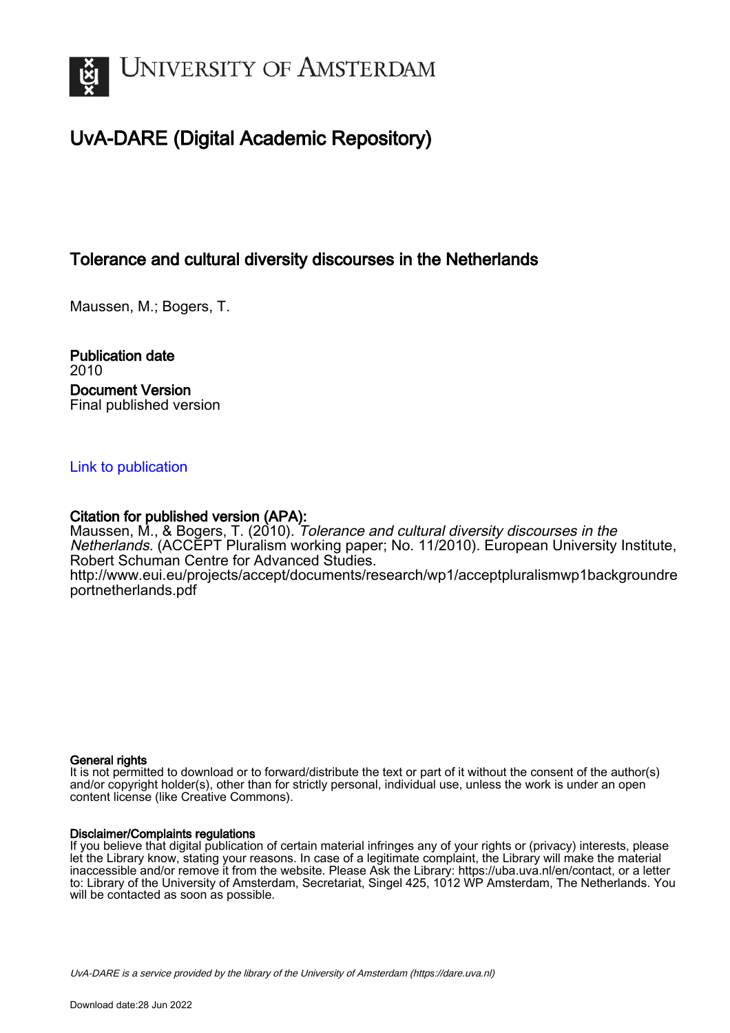# UvA-DARE (Digital Academic Repository)

## Tolerance and cultural diversity discourses in the Netherlands

Maussen, M.; Bogers, T.

**Publication date**
2010

**Document Version**
Final published version

Link to publication

**Citation for published version (APA):**
Maussen, M., & Bogers, T. (2010). *Tolerance and cultural diversity discourses in the Netherlands*. (ACCEPT Pluralism working paper; No. 11/2010). European University Institute, Robert Schuman Centre for Advanced Studies.
http://www.eui.eu/projects/accept/documents/research/wp1/acceptpluralismwp1backgroundreportnetherlands.pdf

**General rights**
It is not permitted to download or to forward/distribute the text or part of it without the consent of the author(s) and/or copyright holder(s), other than for strictly personal, individual use, unless the work is under an open content license (like Creative Commons).

**Disclaimer/Complaints regulations**
If you believe that digital publication of certain material infringes any of your rights or (privacy) interests, please let the Library know, stating your reasons. In case of a legitimate complaint, the Library will make the material inaccessible and/or remove it from the website. Please Ask the Library: https://uba.uva.nl/en/contact, or a letter to: Library of the University of Amsterdam, Secretariat, Singel 425, 1012 WP Amsterdam, The Netherlands. You will be contacted as soon as possible.

*UvA-DARE is a service provided by the library of the University of Amsterdam (https://dare.uva.nl)*

Download date:28 Jun 2022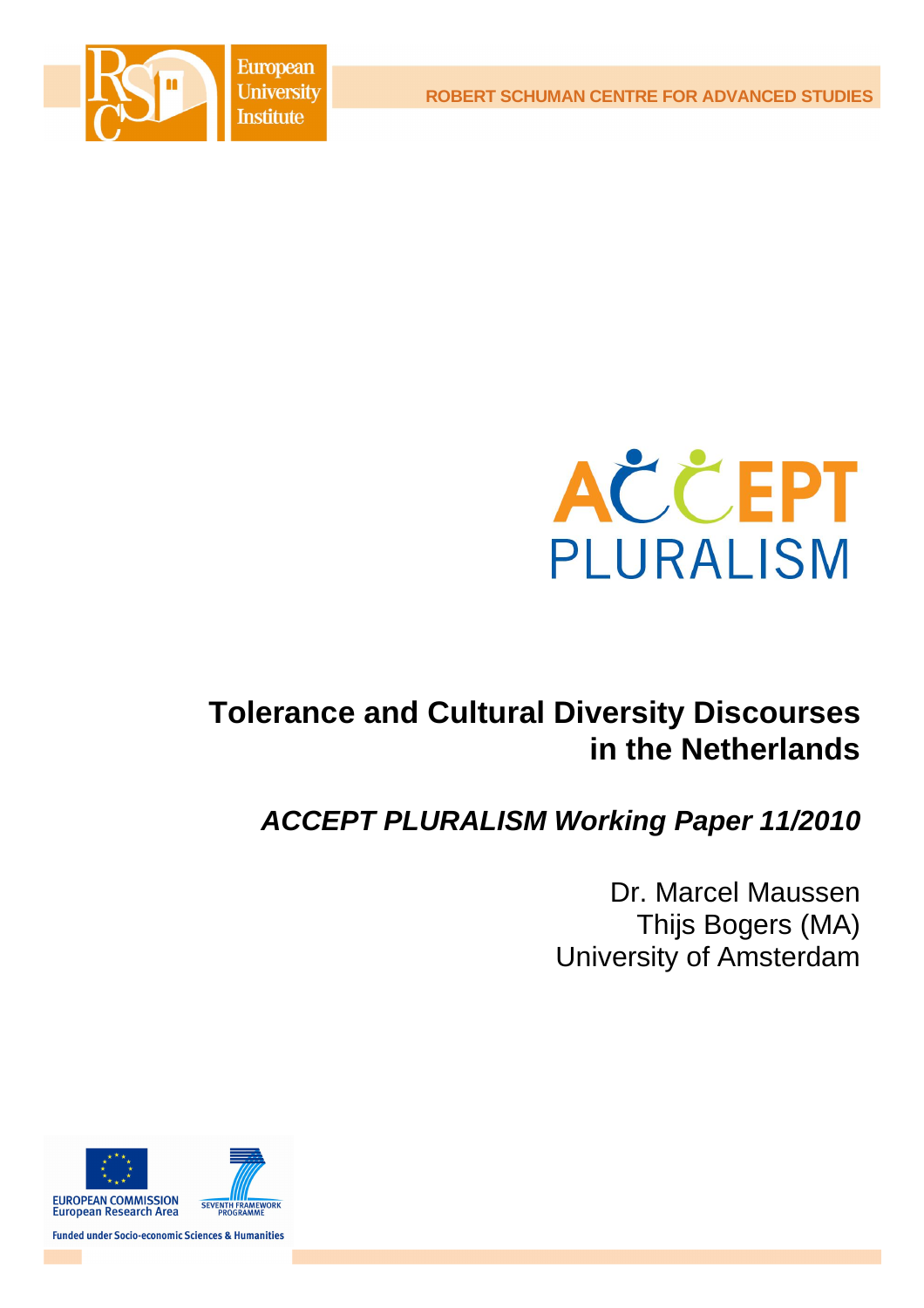ROBERT SCHUMAN CENTRE FOR ADVANCED STUDIES

European University Institute

ACCEPT PLURALISM

# Tolerance and Cultural Diversity Discourses in the Netherlands

## *ACCEPT PLURALISM Working Paper 11/2010*

Dr. Marcel Maussen
Thijs Bogers (MA)
University of Amsterdam

EUROPEAN COMMISSION
European Research Area

SEVENTH FRAMEWORK PROGRAMME

Funded under Socio-economic Sciences & Humanities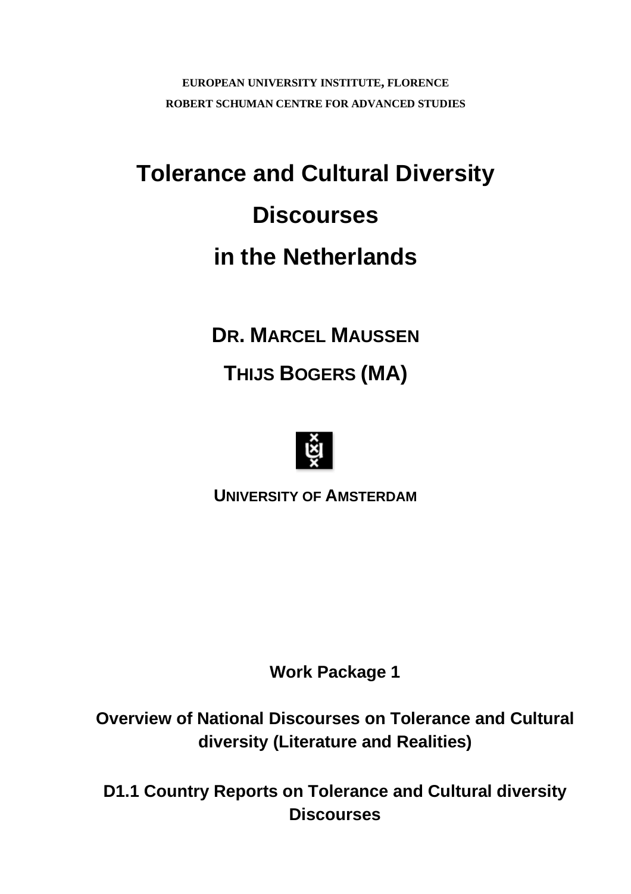**EUROPEAN UNIVERSITY INSTITUTE, FLORENCE**

**ROBERT SCHUMAN CENTRE FOR ADVANCED STUDIES**

# Tolerance and Cultural Diversity Discourses in the Netherlands

**DR. MARCEL MAUSSEN**

**THIJS BOGERS (MA)**

**UNIVERSITY OF AMSTERDAM**

**Work Package 1**

**Overview of National Discourses on Tolerance and Cultural diversity (Literature and Realities)**

**D1.1 Country Reports on Tolerance and Cultural diversity Discourses**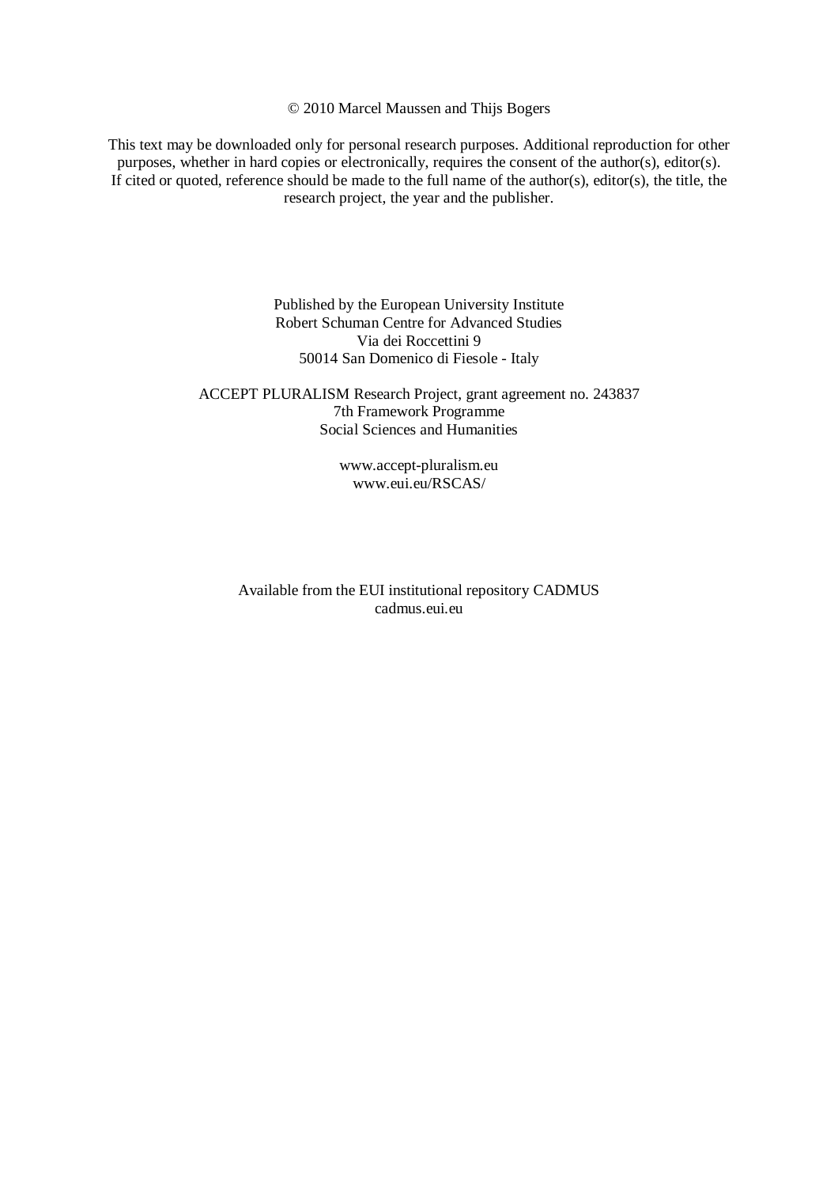© 2010 Marcel Maussen and Thijs Bogers

This text may be downloaded only for personal research purposes. Additional reproduction for other purposes, whether in hard copies or electronically, requires the consent of the author(s), editor(s). If cited or quoted, reference should be made to the full name of the author(s), editor(s), the title, the research project, the year and the publisher.

Published by the European University Institute
Robert Schuman Centre for Advanced Studies
Via dei Roccettini 9
50014 San Domenico di Fiesole - Italy

ACCEPT PLURALISM Research Project, grant agreement no. 243837
7th Framework Programme
Social Sciences and Humanities

www.accept-pluralism.eu
www.eui.eu/RSCAS/

Available from the EUI institutional repository CADMUS
cadmus.eui.eu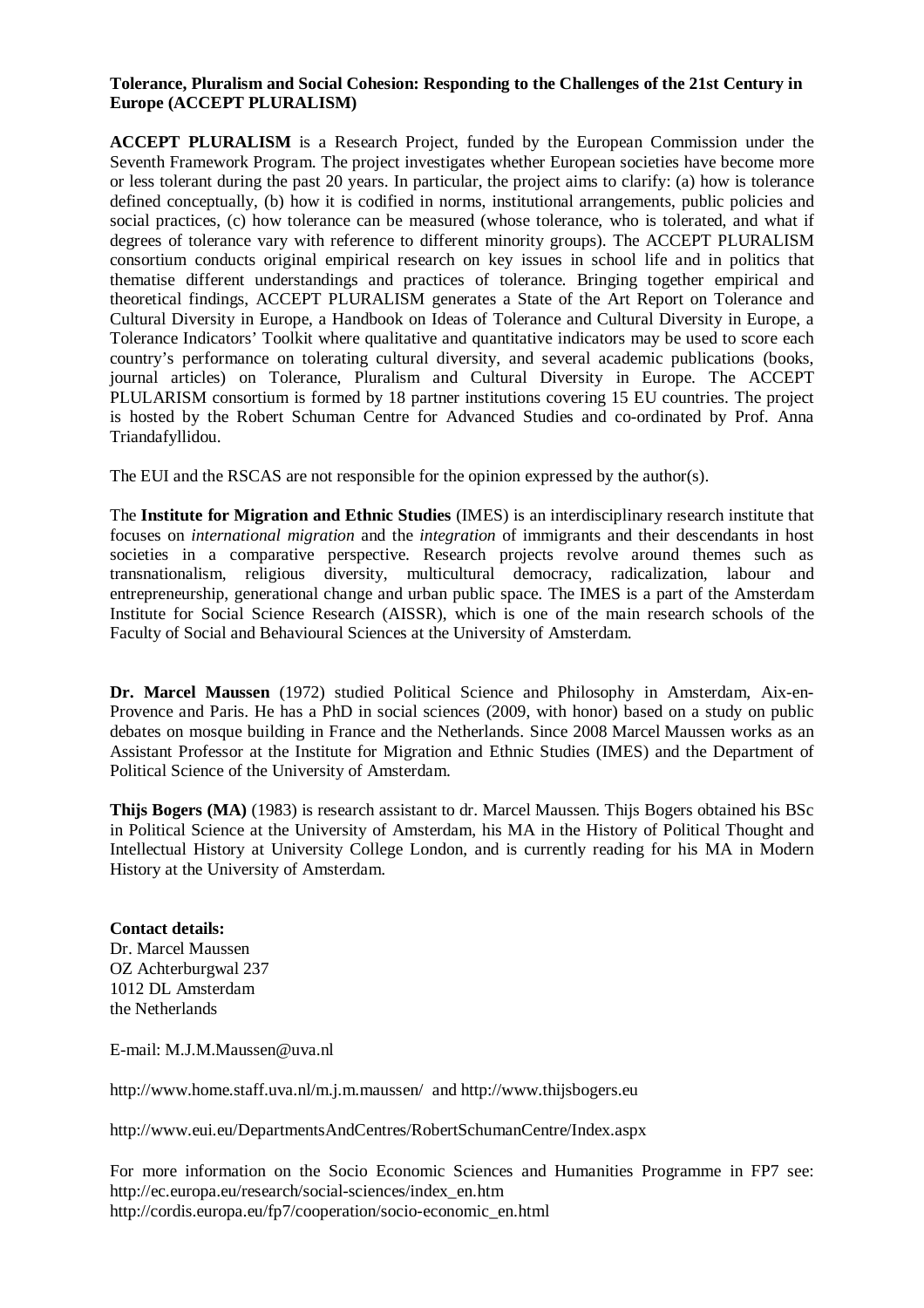**Tolerance, Pluralism and Social Cohesion: Responding to the Challenges of the 21st Century in Europe (ACCEPT PLURALISM)**

**ACCEPT PLURALISM** is a Research Project, funded by the European Commission under the Seventh Framework Program. The project investigates whether European societies have become more or less tolerant during the past 20 years. In particular, the project aims to clarify: (a) how is tolerance defined conceptually, (b) how it is codified in norms, institutional arrangements, public policies and social practices, (c) how tolerance can be measured (whose tolerance, who is tolerated, and what if degrees of tolerance vary with reference to different minority groups). The ACCEPT PLURALISM consortium conducts original empirical research on key issues in school life and in politics that thematise different understandings and practices of tolerance. Bringing together empirical and theoretical findings, ACCEPT PLURALISM generates a State of the Art Report on Tolerance and Cultural Diversity in Europe, a Handbook on Ideas of Tolerance and Cultural Diversity in Europe, a Tolerance Indicators' Toolkit where qualitative and quantitative indicators may be used to score each country's performance on tolerating cultural diversity, and several academic publications (books, journal articles) on Tolerance, Pluralism and Cultural Diversity in Europe. The ACCEPT PLULARISM consortium is formed by 18 partner institutions covering 15 EU countries. The project is hosted by the Robert Schuman Centre for Advanced Studies and co-ordinated by Prof. Anna Triandafyllidou.

The EUI and the RSCAS are not responsible for the opinion expressed by the author(s).

The **Institute for Migration and Ethnic Studies** (IMES) is an interdisciplinary research institute that focuses on *international migration* and the *integration* of immigrants and their descendants in host societies in a comparative perspective. Research projects revolve around themes such as transnationalism, religious diversity, multicultural democracy, radicalization, labour and entrepreneurship, generational change and urban public space. The IMES is a part of the Amsterdam Institute for Social Science Research (AISSR), which is one of the main research schools of the Faculty of Social and Behavioural Sciences at the University of Amsterdam.

**Dr. Marcel Maussen** (1972) studied Political Science and Philosophy in Amsterdam, Aix-en-Provence and Paris. He has a PhD in social sciences (2009, with honor) based on a study on public debates on mosque building in France and the Netherlands. Since 2008 Marcel Maussen works as an Assistant Professor at the Institute for Migration and Ethnic Studies (IMES) and the Department of Political Science of the University of Amsterdam.

**Thijs Bogers (MA)** (1983) is research assistant to dr. Marcel Maussen. Thijs Bogers obtained his BSc in Political Science at the University of Amsterdam, his MA in the History of Political Thought and Intellectual History at University College London, and is currently reading for his MA in Modern History at the University of Amsterdam.

**Contact details:**
Dr. Marcel Maussen
OZ Achterburgwal 237
1012 DL Amsterdam
the Netherlands

E-mail: M.J.M.Maussen@uva.nl

http://www.home.staff.uva.nl/m.j.m.maussen/ and http://www.thijsbogers.eu

http://www.eui.eu/DepartmentsAndCentres/RobertSchumanCentre/Index.aspx

For more information on the Socio Economic Sciences and Humanities Programme in FP7 see:
http://ec.europa.eu/research/social-sciences/index_en.htm
http://cordis.europa.eu/fp7/cooperation/socio-economic_en.html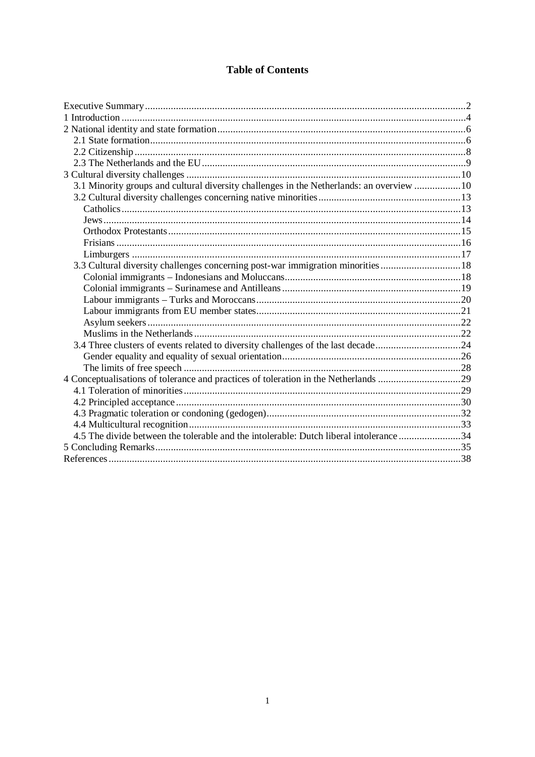# Table of Contents

- Executive Summary ... 2
- 1 Introduction ... 4
- 2 National identity and state formation ... 6
  - 2.1 State formation ... 6
  - 2.2 Citizenship ... 8
  - 2.3 The Netherlands and the EU ... 9
- 3 Cultural diversity challenges ... 10
  - 3.1 Minority groups and cultural diversity challenges in the Netherlands: an overview ... 10
  - 3.2 Cultural diversity challenges concerning native minorities ... 13
    - Catholics ... 13
    - Jews ... 14
    - Orthodox Protestants ... 15
    - Frisians ... 16
    - Limburgers ... 17
  - 3.3 Cultural diversity challenges concerning post-war immigration minorities ... 18
    - Colonial immigrants – Indonesians and Moluccans ... 18
    - Colonial immigrants – Surinamese and Antilleans ... 19
    - Labour immigrants – Turks and Moroccans ... 20
    - Labour immigrants from EU member states ... 21
    - Asylum seekers ... 22
    - Muslims in the Netherlands ... 22
  - 3.4 Three clusters of events related to diversity challenges of the last decade ... 24
    - Gender equality and equality of sexual orientation ... 26
    - The limits of free speech ... 28
- 4 Conceptualisations of tolerance and practices of toleration in the Netherlands ... 29
  - 4.1 Toleration of minorities ... 29
  - 4.2 Principled acceptance ... 30
  - 4.3 Pragmatic toleration or condoning (gedogen) ... 32
  - 4.4 Multicultural recognition ... 33
  - 4.5 The divide between the tolerable and the intolerable: Dutch liberal intolerance ... 34
- 5 Concluding Remarks ... 35
- References ... 38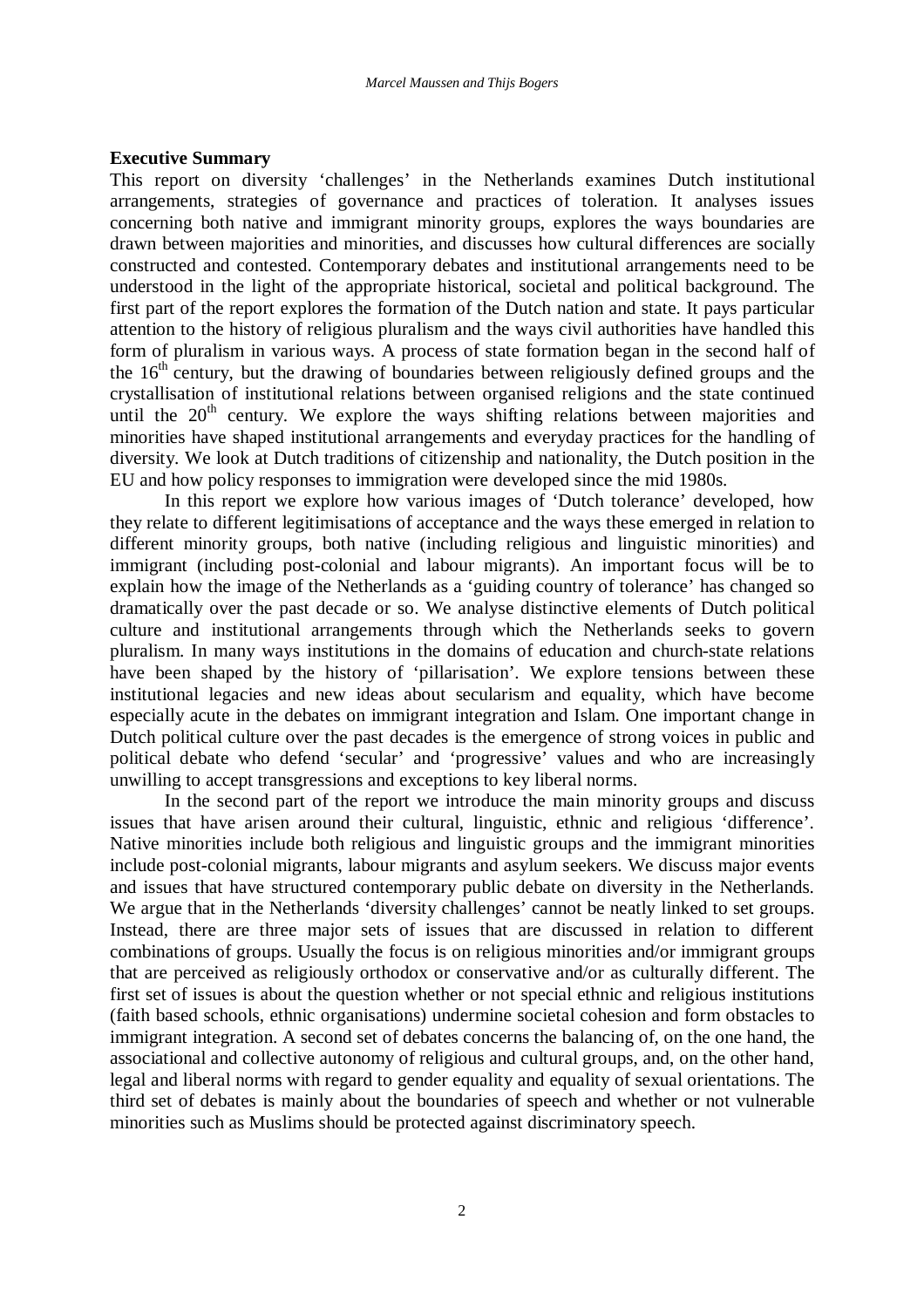**Executive Summary**

This report on diversity 'challenges' in the Netherlands examines Dutch institutional arrangements, strategies of governance and practices of toleration. It analyses issues concerning both native and immigrant minority groups, explores the ways boundaries are drawn between majorities and minorities, and discusses how cultural differences are socially constructed and contested. Contemporary debates and institutional arrangements need to be understood in the light of the appropriate historical, societal and political background. The first part of the report explores the formation of the Dutch nation and state. It pays particular attention to the history of religious pluralism and the ways civil authorities have handled this form of pluralism in various ways. A process of state formation began in the second half of the 16th century, but the drawing of boundaries between religiously defined groups and the crystallisation of institutional relations between organised religions and the state continued until the 20th century. We explore the ways shifting relations between majorities and minorities have shaped institutional arrangements and everyday practices for the handling of diversity. We look at Dutch traditions of citizenship and nationality, the Dutch position in the EU and how policy responses to immigration were developed since the mid 1980s.

In this report we explore how various images of 'Dutch tolerance' developed, how they relate to different legitimisations of acceptance and the ways these emerged in relation to different minority groups, both native (including religious and linguistic minorities) and immigrant (including post-colonial and labour migrants). An important focus will be to explain how the image of the Netherlands as a 'guiding country of tolerance' has changed so dramatically over the past decade or so. We analyse distinctive elements of Dutch political culture and institutional arrangements through which the Netherlands seeks to govern pluralism. In many ways institutions in the domains of education and church-state relations have been shaped by the history of 'pillarisation'. We explore tensions between these institutional legacies and new ideas about secularism and equality, which have become especially acute in the debates on immigrant integration and Islam. One important change in Dutch political culture over the past decades is the emergence of strong voices in public and political debate who defend 'secular' and 'progressive' values and who are increasingly unwilling to accept transgressions and exceptions to key liberal norms.

In the second part of the report we introduce the main minority groups and discuss issues that have arisen around their cultural, linguistic, ethnic and religious 'difference'. Native minorities include both religious and linguistic groups and the immigrant minorities include post-colonial migrants, labour migrants and asylum seekers. We discuss major events and issues that have structured contemporary public debate on diversity in the Netherlands. We argue that in the Netherlands 'diversity challenges' cannot be neatly linked to set groups. Instead, there are three major sets of issues that are discussed in relation to different combinations of groups. Usually the focus is on religious minorities and/or immigrant groups that are perceived as religiously orthodox or conservative and/or as culturally different. The first set of issues is about the question whether or not special ethnic and religious institutions (faith based schools, ethnic organisations) undermine societal cohesion and form obstacles to immigrant integration. A second set of debates concerns the balancing of, on the one hand, the associational and collective autonomy of religious and cultural groups, and, on the other hand, legal and liberal norms with regard to gender equality and equality of sexual orientations. The third set of debates is mainly about the boundaries of speech and whether or not vulnerable minorities such as Muslims should be protected against discriminatory speech.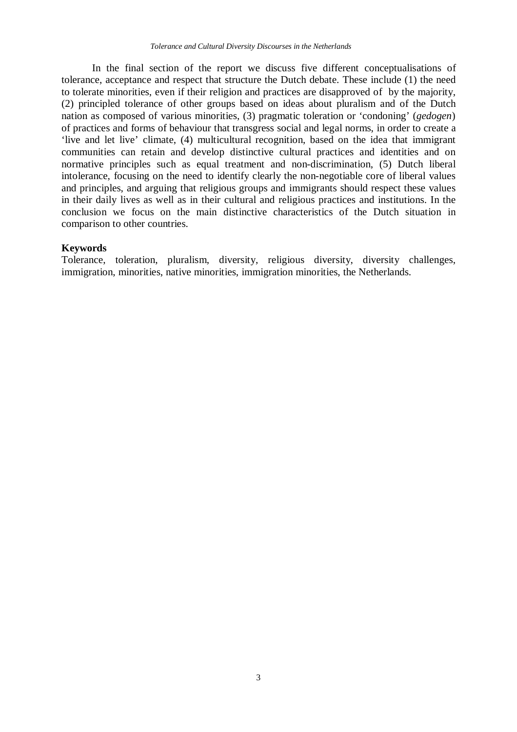In the final section of the report we discuss five different conceptualisations of tolerance, acceptance and respect that structure the Dutch debate. These include (1) the need to tolerate minorities, even if their religion and practices are disapproved of by the majority, (2) principled tolerance of other groups based on ideas about pluralism and of the Dutch nation as composed of various minorities, (3) pragmatic toleration or 'condoning' (*gedogen*) of practices and forms of behaviour that transgress social and legal norms, in order to create a 'live and let live' climate, (4) multicultural recognition, based on the idea that immigrant communities can retain and develop distinctive cultural practices and identities and on normative principles such as equal treatment and non-discrimination, (5) Dutch liberal intolerance, focusing on the need to identify clearly the non-negotiable core of liberal values and principles, and arguing that religious groups and immigrants should respect these values in their daily lives as well as in their cultural and religious practices and institutions. In the conclusion we focus on the main distinctive characteristics of the Dutch situation in comparison to other countries.

**Keywords**

Tolerance, toleration, pluralism, diversity, religious diversity, diversity challenges, immigration, minorities, native minorities, immigration minorities, the Netherlands.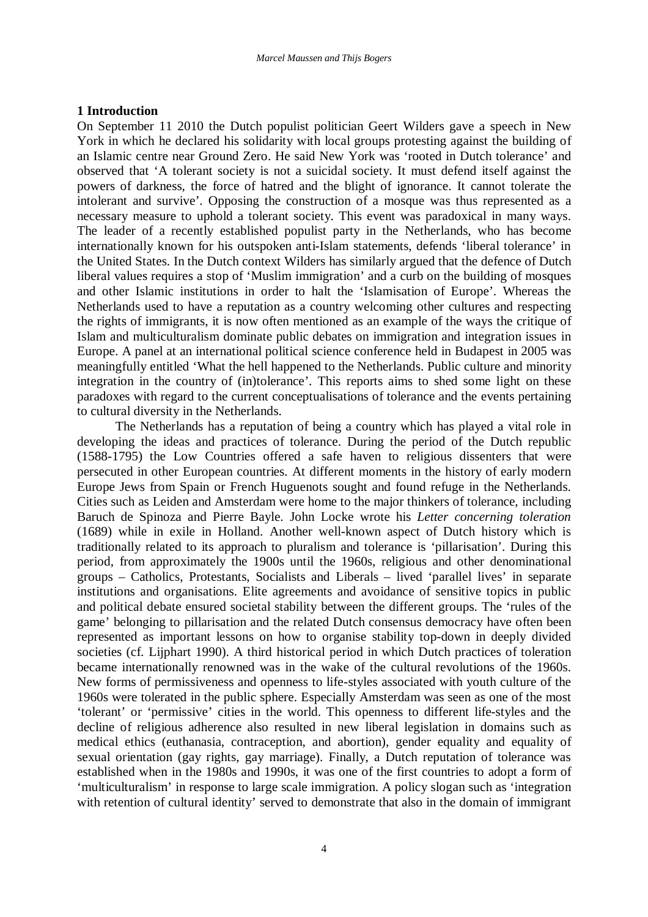## 1 Introduction

On September 11 2010 the Dutch populist politician Geert Wilders gave a speech in New York in which he declared his solidarity with local groups protesting against the building of an Islamic centre near Ground Zero. He said New York was 'rooted in Dutch tolerance' and observed that 'A tolerant society is not a suicidal society. It must defend itself against the powers of darkness, the force of hatred and the blight of ignorance. It cannot tolerate the intolerant and survive'. Opposing the construction of a mosque was thus represented as a necessary measure to uphold a tolerant society. This event was paradoxical in many ways. The leader of a recently established populist party in the Netherlands, who has become internationally known for his outspoken anti-Islam statements, defends 'liberal tolerance' in the United States. In the Dutch context Wilders has similarly argued that the defence of Dutch liberal values requires a stop of 'Muslim immigration' and a curb on the building of mosques and other Islamic institutions in order to halt the 'Islamisation of Europe'. Whereas the Netherlands used to have a reputation as a country welcoming other cultures and respecting the rights of immigrants, it is now often mentioned as an example of the ways the critique of Islam and multiculturalism dominate public debates on immigration and integration issues in Europe. A panel at an international political science conference held in Budapest in 2005 was meaningfully entitled 'What the hell happened to the Netherlands. Public culture and minority integration in the country of (in)tolerance'. This reports aims to shed some light on these paradoxes with regard to the current conceptualisations of tolerance and the events pertaining to cultural diversity in the Netherlands.

The Netherlands has a reputation of being a country which has played a vital role in developing the ideas and practices of tolerance. During the period of the Dutch republic (1588-1795) the Low Countries offered a safe haven to religious dissenters that were persecuted in other European countries. At different moments in the history of early modern Europe Jews from Spain or French Huguenots sought and found refuge in the Netherlands. Cities such as Leiden and Amsterdam were home to the major thinkers of tolerance, including Baruch de Spinoza and Pierre Bayle. John Locke wrote his *Letter concerning toleration* (1689) while in exile in Holland. Another well-known aspect of Dutch history which is traditionally related to its approach to pluralism and tolerance is 'pillarisation'. During this period, from approximately the 1900s until the 1960s, religious and other denominational groups – Catholics, Protestants, Socialists and Liberals – lived 'parallel lives' in separate institutions and organisations. Elite agreements and avoidance of sensitive topics in public and political debate ensured societal stability between the different groups. The 'rules of the game' belonging to pillarisation and the related Dutch consensus democracy have often been represented as important lessons on how to organise stability top-down in deeply divided societies (cf. Lijphart 1990). A third historical period in which Dutch practices of toleration became internationally renowned was in the wake of the cultural revolutions of the 1960s. New forms of permissiveness and openness to life-styles associated with youth culture of the 1960s were tolerated in the public sphere. Especially Amsterdam was seen as one of the most 'tolerant' or 'permissive' cities in the world. This openness to different life-styles and the decline of religious adherence also resulted in new liberal legislation in domains such as medical ethics (euthanasia, contraception, and abortion), gender equality and equality of sexual orientation (gay rights, gay marriage). Finally, a Dutch reputation of tolerance was established when in the 1980s and 1990s, it was one of the first countries to adopt a form of 'multiculturalism' in response to large scale immigration. A policy slogan such as 'integration with retention of cultural identity' served to demonstrate that also in the domain of immigrant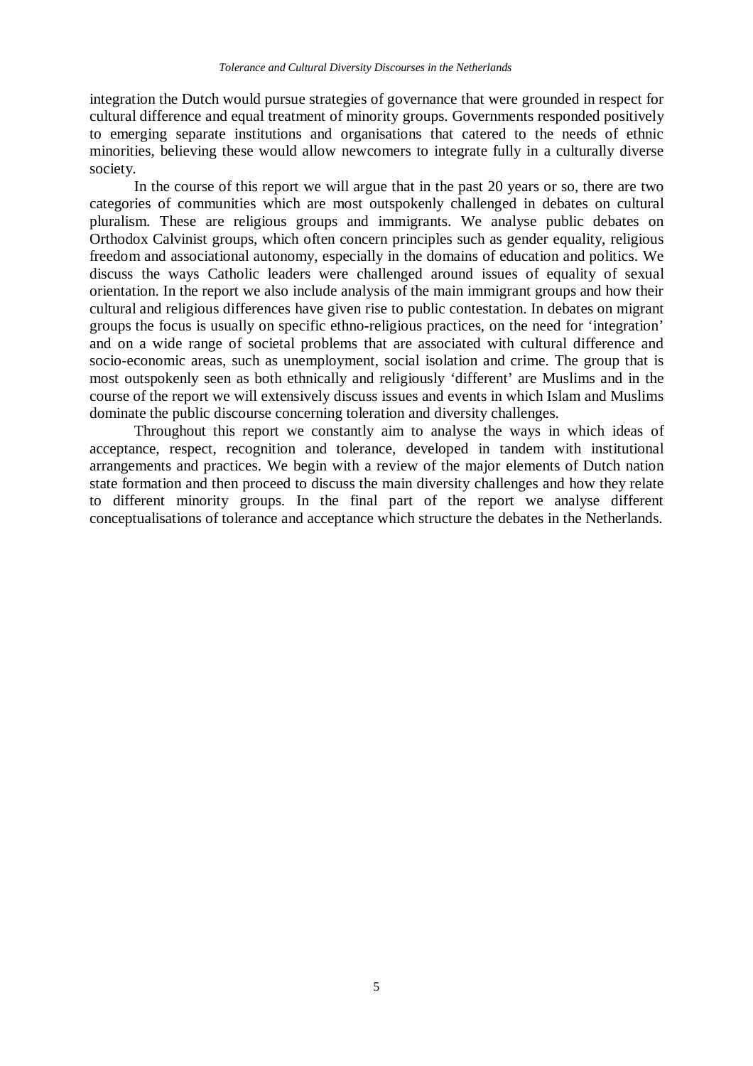integration the Dutch would pursue strategies of governance that were grounded in respect for cultural difference and equal treatment of minority groups. Governments responded positively to emerging separate institutions and organisations that catered to the needs of ethnic minorities, believing these would allow newcomers to integrate fully in a culturally diverse society.

In the course of this report we will argue that in the past 20 years or so, there are two categories of communities which are most outspokenly challenged in debates on cultural pluralism. These are religious groups and immigrants. We analyse public debates on Orthodox Calvinist groups, which often concern principles such as gender equality, religious freedom and associational autonomy, especially in the domains of education and politics. We discuss the ways Catholic leaders were challenged around issues of equality of sexual orientation. In the report we also include analysis of the main immigrant groups and how their cultural and religious differences have given rise to public contestation. In debates on migrant groups the focus is usually on specific ethno-religious practices, on the need for 'integration' and on a wide range of societal problems that are associated with cultural difference and socio-economic areas, such as unemployment, social isolation and crime. The group that is most outspokenly seen as both ethnically and religiously 'different' are Muslims and in the course of the report we will extensively discuss issues and events in which Islam and Muslims dominate the public discourse concerning toleration and diversity challenges.

Throughout this report we constantly aim to analyse the ways in which ideas of acceptance, respect, recognition and tolerance, developed in tandem with institutional arrangements and practices. We begin with a review of the major elements of Dutch nation state formation and then proceed to discuss the main diversity challenges and how they relate to different minority groups. In the final part of the report we analyse different conceptualisations of tolerance and acceptance which structure the debates in the Netherlands.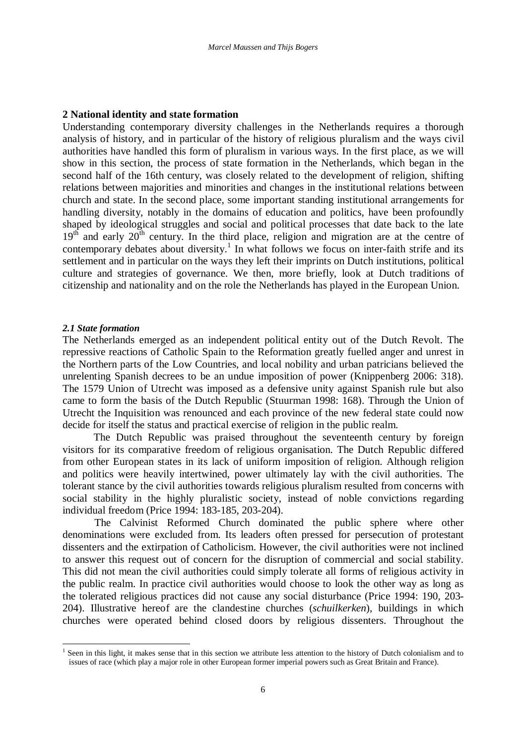## 2 National identity and state formation

Understanding contemporary diversity challenges in the Netherlands requires a thorough analysis of history, and in particular of the history of religious pluralism and the ways civil authorities have handled this form of pluralism in various ways. In the first place, as we will show in this section, the process of state formation in the Netherlands, which began in the second half of the 16th century, was closely related to the development of religion, shifting relations between majorities and minorities and changes in the institutional relations between church and state. In the second place, some important standing institutional arrangements for handling diversity, notably in the domains of education and politics, have been profoundly shaped by ideological struggles and social and political processes that date back to the late 19th and early 20th century. In the third place, religion and migration are at the centre of contemporary debates about diversity.[1] In what follows we focus on inter-faith strife and its settlement and in particular on the ways they left their imprints on Dutch institutions, political culture and strategies of governance. We then, more briefly, look at Dutch traditions of citizenship and nationality and on the role the Netherlands has played in the European Union.

### *2.1 State formation*

The Netherlands emerged as an independent political entity out of the Dutch Revolt. The repressive reactions of Catholic Spain to the Reformation greatly fuelled anger and unrest in the Northern parts of the Low Countries, and local nobility and urban patricians believed the unrelenting Spanish decrees to be an undue imposition of power (Knippenberg 2006: 318). The 1579 Union of Utrecht was imposed as a defensive unity against Spanish rule but also came to form the basis of the Dutch Republic (Stuurman 1998: 168). Through the Union of Utrecht the Inquisition was renounced and each province of the new federal state could now decide for itself the status and practical exercise of religion in the public realm.

The Dutch Republic was praised throughout the seventeenth century by foreign visitors for its comparative freedom of religious organisation. The Dutch Republic differed from other European states in its lack of uniform imposition of religion. Although religion and politics were heavily intertwined, power ultimately lay with the civil authorities. The tolerant stance by the civil authorities towards religious pluralism resulted from concerns with social stability in the highly pluralistic society, instead of noble convictions regarding individual freedom (Price 1994: 183-185, 203-204).

The Calvinist Reformed Church dominated the public sphere where other denominations were excluded from. Its leaders often pressed for persecution of protestant dissenters and the extirpation of Catholicism. However, the civil authorities were not inclined to answer this request out of concern for the disruption of commercial and social stability. This did not mean the civil authorities could simply tolerate all forms of religious activity in the public realm. In practice civil authorities would choose to look the other way as long as the tolerated religious practices did not cause any social disturbance (Price 1994: 190, 203-204). Illustrative hereof are the clandestine churches (*schuilkerken*), buildings in which churches were operated behind closed doors by religious dissenters. Throughout the

[1] Seen in this light, it makes sense that in this section we attribute less attention to the history of Dutch colonialism and to issues of race (which play a major role in other European former imperial powers such as Great Britain and France).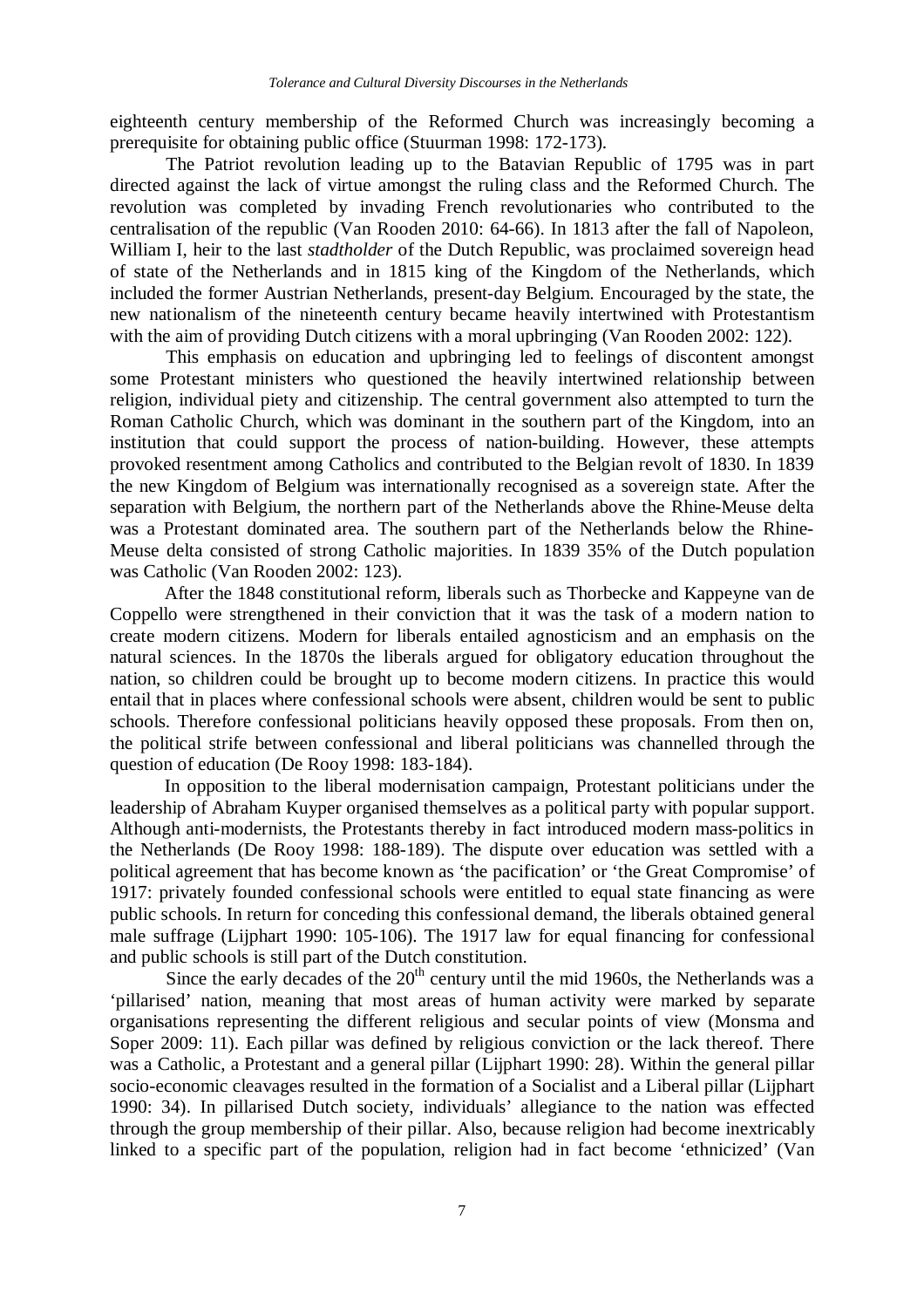eighteenth century membership of the Reformed Church was increasingly becoming a prerequisite for obtaining public office (Stuurman 1998: 172-173).

The Patriot revolution leading up to the Batavian Republic of 1795 was in part directed against the lack of virtue amongst the ruling class and the Reformed Church. The revolution was completed by invading French revolutionaries who contributed to the centralisation of the republic (Van Rooden 2010: 64-66). In 1813 after the fall of Napoleon, William I, heir to the last *stadtholder* of the Dutch Republic, was proclaimed sovereign head of state of the Netherlands and in 1815 king of the Kingdom of the Netherlands, which included the former Austrian Netherlands, present-day Belgium. Encouraged by the state, the new nationalism of the nineteenth century became heavily intertwined with Protestantism with the aim of providing Dutch citizens with a moral upbringing (Van Rooden 2002: 122).

This emphasis on education and upbringing led to feelings of discontent amongst some Protestant ministers who questioned the heavily intertwined relationship between religion, individual piety and citizenship. The central government also attempted to turn the Roman Catholic Church, which was dominant in the southern part of the Kingdom, into an institution that could support the process of nation-building. However, these attempts provoked resentment among Catholics and contributed to the Belgian revolt of 1830. In 1839 the new Kingdom of Belgium was internationally recognised as a sovereign state. After the separation with Belgium, the northern part of the Netherlands above the Rhine-Meuse delta was a Protestant dominated area. The southern part of the Netherlands below the Rhine-Meuse delta consisted of strong Catholic majorities. In 1839 35% of the Dutch population was Catholic (Van Rooden 2002: 123).

After the 1848 constitutional reform, liberals such as Thorbecke and Kappeyne van de Coppello were strengthened in their conviction that it was the task of a modern nation to create modern citizens. Modern for liberals entailed agnosticism and an emphasis on the natural sciences. In the 1870s the liberals argued for obligatory education throughout the nation, so children could be brought up to become modern citizens. In practice this would entail that in places where confessional schools were absent, children would be sent to public schools. Therefore confessional politicians heavily opposed these proposals. From then on, the political strife between confessional and liberal politicians was channelled through the question of education (De Rooy 1998: 183-184).

In opposition to the liberal modernisation campaign, Protestant politicians under the leadership of Abraham Kuyper organised themselves as a political party with popular support. Although anti-modernists, the Protestants thereby in fact introduced modern mass-politics in the Netherlands (De Rooy 1998: 188-189). The dispute over education was settled with a political agreement that has become known as 'the pacification' or 'the Great Compromise' of 1917: privately founded confessional schools were entitled to equal state financing as were public schools. In return for conceding this confessional demand, the liberals obtained general male suffrage (Lijphart 1990: 105-106). The 1917 law for equal financing for confessional and public schools is still part of the Dutch constitution.

Since the early decades of the 20th century until the mid 1960s, the Netherlands was a 'pillarised' nation, meaning that most areas of human activity were marked by separate organisations representing the different religious and secular points of view (Monsma and Soper 2009: 11). Each pillar was defined by religious conviction or the lack thereof. There was a Catholic, a Protestant and a general pillar (Lijphart 1990: 28). Within the general pillar socio-economic cleavages resulted in the formation of a Socialist and a Liberal pillar (Lijphart 1990: 34). In pillarised Dutch society, individuals' allegiance to the nation was effected through the group membership of their pillar. Also, because religion had become inextricably linked to a specific part of the population, religion had in fact become 'ethnicized' (Van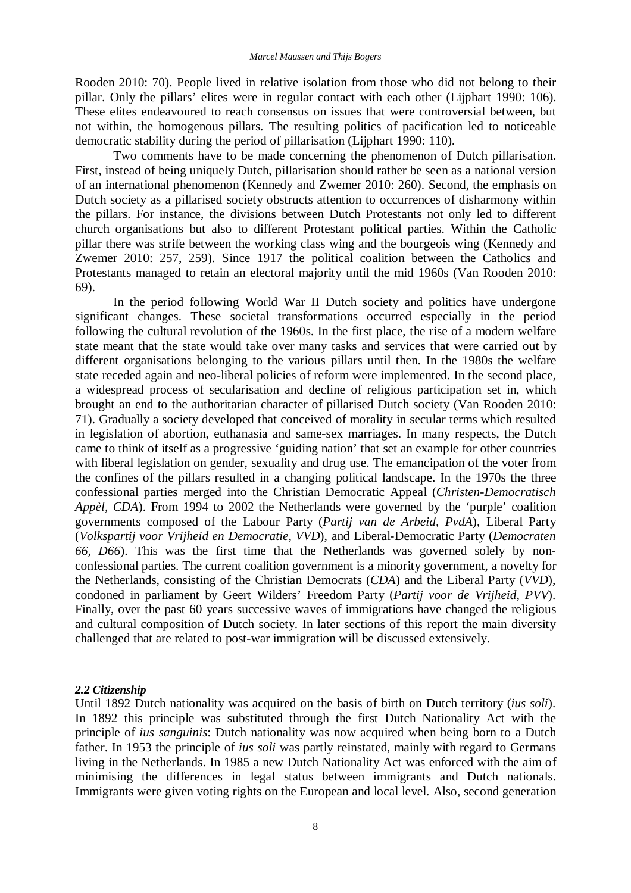Rooden 2010: 70). People lived in relative isolation from those who did not belong to their pillar. Only the pillars' elites were in regular contact with each other (Lijphart 1990: 106). These elites endeavoured to reach consensus on issues that were controversial between, but not within, the homogenous pillars. The resulting politics of pacification led to noticeable democratic stability during the period of pillarisation (Lijphart 1990: 110).

Two comments have to be made concerning the phenomenon of Dutch pillarisation. First, instead of being uniquely Dutch, pillarisation should rather be seen as a national version of an international phenomenon (Kennedy and Zwemer 2010: 260). Second, the emphasis on Dutch society as a pillarised society obstructs attention to occurrences of disharmony within the pillars. For instance, the divisions between Dutch Protestants not only led to different church organisations but also to different Protestant political parties. Within the Catholic pillar there was strife between the working class wing and the bourgeois wing (Kennedy and Zwemer 2010: 257, 259). Since 1917 the political coalition between the Catholics and Protestants managed to retain an electoral majority until the mid 1960s (Van Rooden 2010: 69).

In the period following World War II Dutch society and politics have undergone significant changes. These societal transformations occurred especially in the period following the cultural revolution of the 1960s. In the first place, the rise of a modern welfare state meant that the state would take over many tasks and services that were carried out by different organisations belonging to the various pillars until then. In the 1980s the welfare state receded again and neo-liberal policies of reform were implemented. In the second place, a widespread process of secularisation and decline of religious participation set in, which brought an end to the authoritarian character of pillarised Dutch society (Van Rooden 2010: 71). Gradually a society developed that conceived of morality in secular terms which resulted in legislation of abortion, euthanasia and same-sex marriages. In many respects, the Dutch came to think of itself as a progressive 'guiding nation' that set an example for other countries with liberal legislation on gender, sexuality and drug use. The emancipation of the voter from the confines of the pillars resulted in a changing political landscape. In the 1970s the three confessional parties merged into the Christian Democratic Appeal (*Christen-Democratisch Appèl, CDA*). From 1994 to 2002 the Netherlands were governed by the 'purple' coalition governments composed of the Labour Party (*Partij van de Arbeid, PvdA*), Liberal Party (*Volkspartij voor Vrijheid en Democratie, VVD*), and Liberal-Democratic Party (*Democraten 66, D66*). This was the first time that the Netherlands was governed solely by non-confessional parties. The current coalition government is a minority government, a novelty for the Netherlands, consisting of the Christian Democrats (*CDA*) and the Liberal Party (*VVD*), condoned in parliament by Geert Wilders' Freedom Party (*Partij voor de Vrijheid, PVV*). Finally, over the past 60 years successive waves of immigrations have changed the religious and cultural composition of Dutch society. In later sections of this report the main diversity challenged that are related to post-war immigration will be discussed extensively.

### *2.2 Citizenship*

Until 1892 Dutch nationality was acquired on the basis of birth on Dutch territory (*ius soli*). In 1892 this principle was substituted through the first Dutch Nationality Act with the principle of *ius sanguinis*: Dutch nationality was now acquired when being born to a Dutch father. In 1953 the principle of *ius soli* was partly reinstated, mainly with regard to Germans living in the Netherlands. In 1985 a new Dutch Nationality Act was enforced with the aim of minimising the differences in legal status between immigrants and Dutch nationals. Immigrants were given voting rights on the European and local level. Also, second generation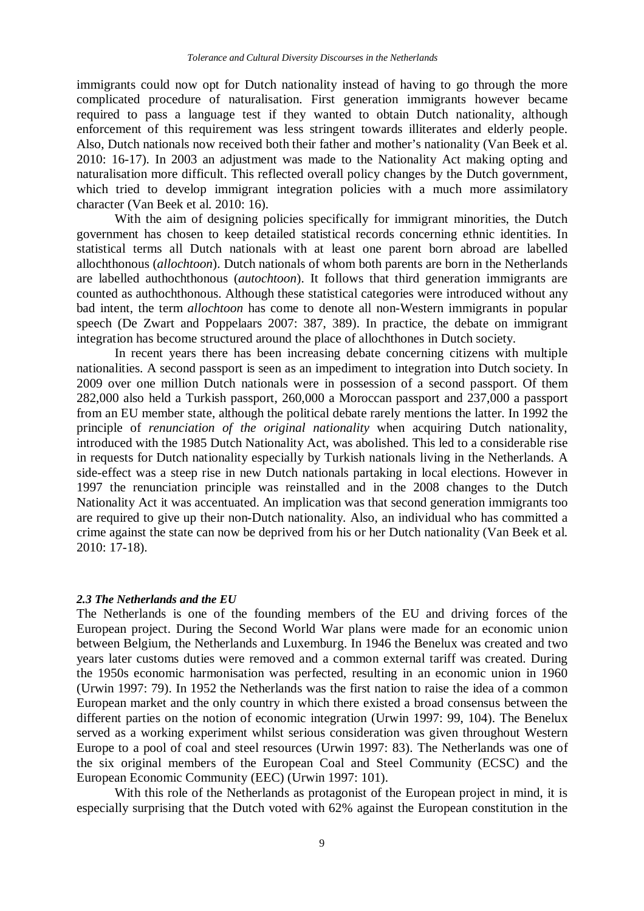immigrants could now opt for Dutch nationality instead of having to go through the more complicated procedure of naturalisation. First generation immigrants however became required to pass a language test if they wanted to obtain Dutch nationality, although enforcement of this requirement was less stringent towards illiterates and elderly people. Also, Dutch nationals now received both their father and mother's nationality (Van Beek et al. 2010: 16-17). In 2003 an adjustment was made to the Nationality Act making opting and naturalisation more difficult. This reflected overall policy changes by the Dutch government, which tried to develop immigrant integration policies with a much more assimilatory character (Van Beek et al. 2010: 16).

With the aim of designing policies specifically for immigrant minorities, the Dutch government has chosen to keep detailed statistical records concerning ethnic identities. In statistical terms all Dutch nationals with at least one parent born abroad are labelled allochthonous (*allochtoon*). Dutch nationals of whom both parents are born in the Netherlands are labelled authochthonous (*autochtoon*). It follows that third generation immigrants are counted as authochthonous. Although these statistical categories were introduced without any bad intent, the term *allochtoon* has come to denote all non-Western immigrants in popular speech (De Zwart and Poppelaars 2007: 387, 389). In practice, the debate on immigrant integration has become structured around the place of allochthones in Dutch society.

In recent years there has been increasing debate concerning citizens with multiple nationalities. A second passport is seen as an impediment to integration into Dutch society. In 2009 over one million Dutch nationals were in possession of a second passport. Of them 282,000 also held a Turkish passport, 260,000 a Moroccan passport and 237,000 a passport from an EU member state, although the political debate rarely mentions the latter. In 1992 the principle of *renunciation of the original nationality* when acquiring Dutch nationality, introduced with the 1985 Dutch Nationality Act, was abolished. This led to a considerable rise in requests for Dutch nationality especially by Turkish nationals living in the Netherlands. A side-effect was a steep rise in new Dutch nationals partaking in local elections. However in 1997 the renunciation principle was reinstalled and in the 2008 changes to the Dutch Nationality Act it was accentuated. An implication was that second generation immigrants too are required to give up their non-Dutch nationality. Also, an individual who has committed a crime against the state can now be deprived from his or her Dutch nationality (Van Beek et al. 2010: 17-18).

### *2.3 The Netherlands and the EU*

The Netherlands is one of the founding members of the EU and driving forces of the European project. During the Second World War plans were made for an economic union between Belgium, the Netherlands and Luxemburg. In 1946 the Benelux was created and two years later customs duties were removed and a common external tariff was created. During the 1950s economic harmonisation was perfected, resulting in an economic union in 1960 (Urwin 1997: 79). In 1952 the Netherlands was the first nation to raise the idea of a common European market and the only country in which there existed a broad consensus between the different parties on the notion of economic integration (Urwin 1997: 99, 104). The Benelux served as a working experiment whilst serious consideration was given throughout Western Europe to a pool of coal and steel resources (Urwin 1997: 83). The Netherlands was one of the six original members of the European Coal and Steel Community (ECSC) and the European Economic Community (EEC) (Urwin 1997: 101).

With this role of the Netherlands as protagonist of the European project in mind, it is especially surprising that the Dutch voted with 62% against the European constitution in the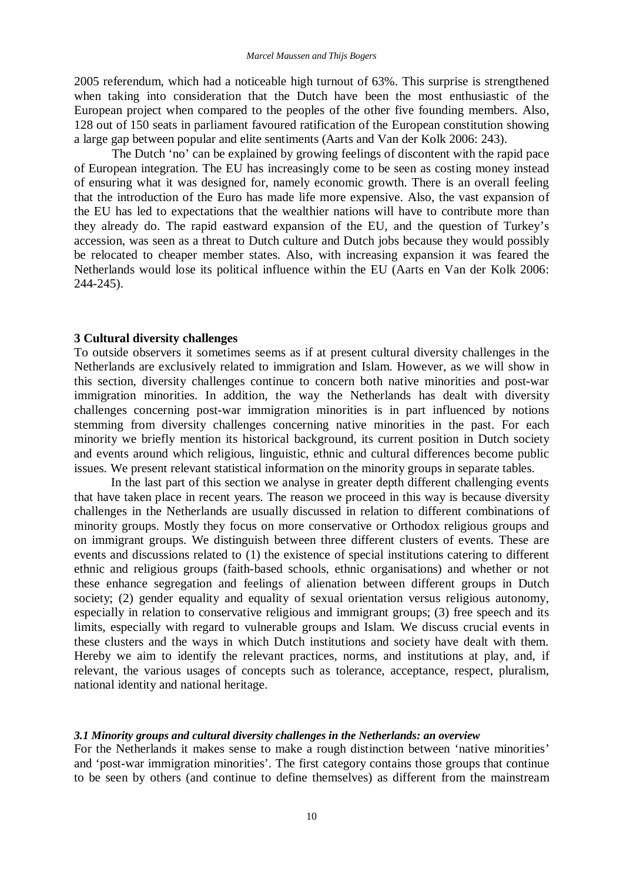2005 referendum, which had a noticeable high turnout of 63%. This surprise is strengthened when taking into consideration that the Dutch have been the most enthusiastic of the European project when compared to the peoples of the other five founding members. Also, 128 out of 150 seats in parliament favoured ratification of the European constitution showing a large gap between popular and elite sentiments (Aarts and Van der Kolk 2006: 243).

The Dutch 'no' can be explained by growing feelings of discontent with the rapid pace of European integration. The EU has increasingly come to be seen as costing money instead of ensuring what it was designed for, namely economic growth. There is an overall feeling that the introduction of the Euro has made life more expensive. Also, the vast expansion of the EU has led to expectations that the wealthier nations will have to contribute more than they already do. The rapid eastward expansion of the EU, and the question of Turkey's accession, was seen as a threat to Dutch culture and Dutch jobs because they would possibly be relocated to cheaper member states. Also, with increasing expansion it was feared the Netherlands would lose its political influence within the EU (Aarts en Van der Kolk 2006: 244-245).

## 3 Cultural diversity challenges

To outside observers it sometimes seems as if at present cultural diversity challenges in the Netherlands are exclusively related to immigration and Islam. However, as we will show in this section, diversity challenges continue to concern both native minorities and post-war immigration minorities. In addition, the way the Netherlands has dealt with diversity challenges concerning post-war immigration minorities is in part influenced by notions stemming from diversity challenges concerning native minorities in the past. For each minority we briefly mention its historical background, its current position in Dutch society and events around which religious, linguistic, ethnic and cultural differences become public issues. We present relevant statistical information on the minority groups in separate tables.

In the last part of this section we analyse in greater depth different challenging events that have taken place in recent years. The reason we proceed in this way is because diversity challenges in the Netherlands are usually discussed in relation to different combinations of minority groups. Mostly they focus on more conservative or Orthodox religious groups and on immigrant groups. We distinguish between three different clusters of events. These are events and discussions related to (1) the existence of special institutions catering to different ethnic and religious groups (faith-based schools, ethnic organisations) and whether or not these enhance segregation and feelings of alienation between different groups in Dutch society; (2) gender equality and equality of sexual orientation versus religious autonomy, especially in relation to conservative religious and immigrant groups; (3) free speech and its limits, especially with regard to vulnerable groups and Islam. We discuss crucial events in these clusters and the ways in which Dutch institutions and society have dealt with them. Hereby we aim to identify the relevant practices, norms, and institutions at play, and, if relevant, the various usages of concepts such as tolerance, acceptance, respect, pluralism, national identity and national heritage.

### *3.1 Minority groups and cultural diversity challenges in the Netherlands: an overview*

For the Netherlands it makes sense to make a rough distinction between 'native minorities' and 'post-war immigration minorities'. The first category contains those groups that continue to be seen by others (and continue to define themselves) as different from the mainstream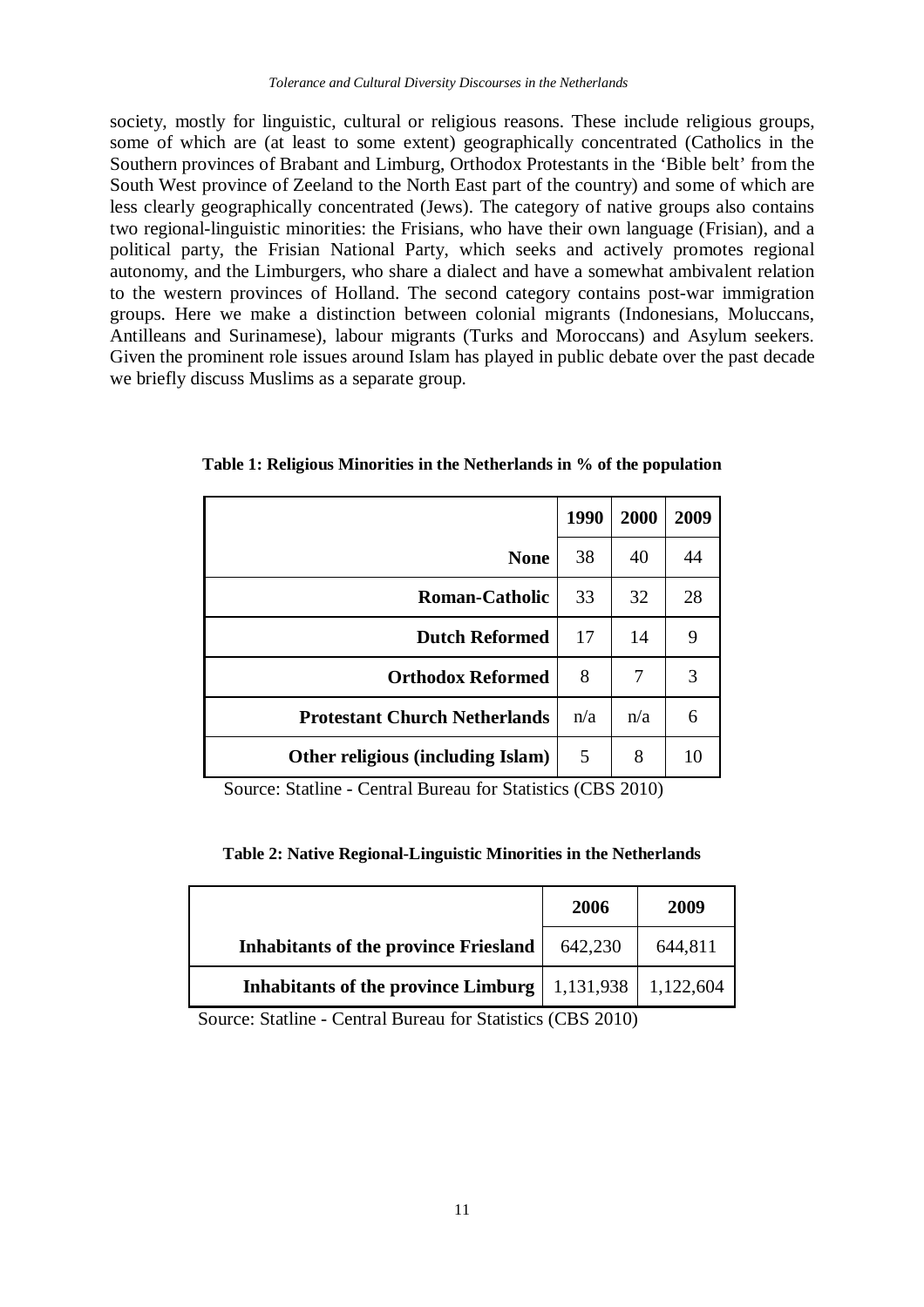society, mostly for linguistic, cultural or religious reasons. These include religious groups, some of which are (at least to some extent) geographically concentrated (Catholics in the Southern provinces of Brabant and Limburg, Orthodox Protestants in the 'Bible belt' from the South West province of Zeeland to the North East part of the country) and some of which are less clearly geographically concentrated (Jews). The category of native groups also contains two regional-linguistic minorities: the Frisians, who have their own language (Frisian), and a political party, the Frisian National Party, which seeks and actively promotes regional autonomy, and the Limburgers, who share a dialect and have a somewhat ambivalent relation to the western provinces of Holland. The second category contains post-war immigration groups. Here we make a distinction between colonial migrants (Indonesians, Moluccans, Antilleans and Surinamese), labour migrants (Turks and Moroccans) and Asylum seekers. Given the prominent role issues around Islam has played in public debate over the past decade we briefly discuss Muslims as a separate group.

**Table 1: Religious Minorities in the Netherlands in % of the population**

| | 1990 | 2000 | 2009 |
|---|---|---|---|
| **None** | 38 | 40 | 44 |
| **Roman-Catholic** | 33 | 32 | 28 |
| **Dutch Reformed** | 17 | 14 | 9 |
| **Orthodox Reformed** | 8 | 7 | 3 |
| **Protestant Church Netherlands** | n/a | n/a | 6 |
| **Other religious (including Islam)** | 5 | 8 | 10 |

Source: Statline - Central Bureau for Statistics (CBS 2010)

**Table 2: Native Regional-Linguistic Minorities in the Netherlands**

| | 2006 | 2009 |
|---|---|---|
| **Inhabitants of the province Friesland** | 642,230 | 644,811 |
| **Inhabitants of the province Limburg** | 1,131,938 | 1,122,604 |

Source: Statline - Central Bureau for Statistics (CBS 2010)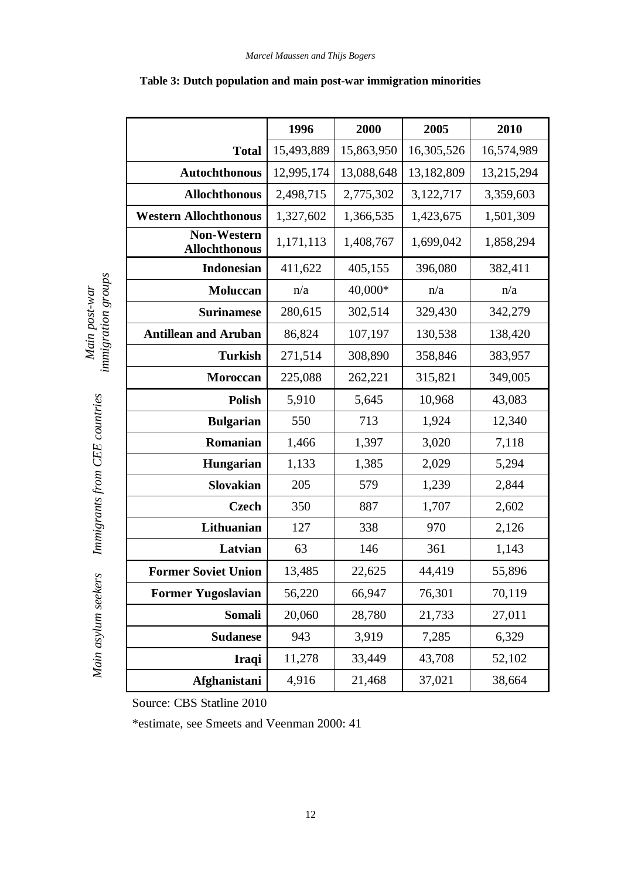**Table 3: Dutch population and main post-war immigration minorities**

| | | 1996 | 2000 | 2005 | 2010 |
|---|---|---|---|---|---|
| | **Total** | 15,493,889 | 15,863,950 | 16,305,526 | 16,574,989 |
| | **Autochthonous** | 12,995,174 | 13,088,648 | 13,182,809 | 13,215,294 |
| | **Allochthonous** | 2,498,715 | 2,775,302 | 3,122,717 | 3,359,603 |
| | **Western Allochthonous** | 1,327,602 | 1,366,535 | 1,423,675 | 1,501,309 |
| | **Non-Western Allochthonous** | 1,171,113 | 1,408,767 | 1,699,042 | 1,858,294 |
| *Main post-war immigration groups* | **Indonesian** | 411,622 | 405,155 | 396,080 | 382,411 |
| | **Moluccan** | n/a | 40,000* | n/a | n/a |
| | **Surinamese** | 280,615 | 302,514 | 329,430 | 342,279 |
| | **Antillean and Aruban** | 86,824 | 107,197 | 130,538 | 138,420 |
| | **Turkish** | 271,514 | 308,890 | 358,846 | 383,957 |
| | **Moroccan** | 225,088 | 262,221 | 315,821 | 349,005 |
| *Immigrants from CEE countries* | **Polish** | 5,910 | 5,645 | 10,968 | 43,083 |
| | **Bulgarian** | 550 | 713 | 1,924 | 12,340 |
| | **Romanian** | 1,466 | 1,397 | 3,020 | 7,118 |
| | **Hungarian** | 1,133 | 1,385 | 2,029 | 5,294 |
| | **Slovakian** | 205 | 579 | 1,239 | 2,844 |
| | **Czech** | 350 | 887 | 1,707 | 2,602 |
| | **Lithuanian** | 127 | 338 | 970 | 2,126 |
| | **Latvian** | 63 | 146 | 361 | 1,143 |
| *Main asylum seekers* | **Former Soviet Union** | 13,485 | 22,625 | 44,419 | 55,896 |
| | **Former Yugoslavian** | 56,220 | 66,947 | 76,301 | 70,119 |
| | **Somali** | 20,060 | 28,780 | 21,733 | 27,011 |
| | **Sudanese** | 943 | 3,919 | 7,285 | 6,329 |
| | **Iraqi** | 11,278 | 33,449 | 43,708 | 52,102 |
| | **Afghanistani** | 4,916 | 21,468 | 37,021 | 38,664 |

Source: CBS Statline 2010

*estimate, see Smeets and Veenman 2000: 41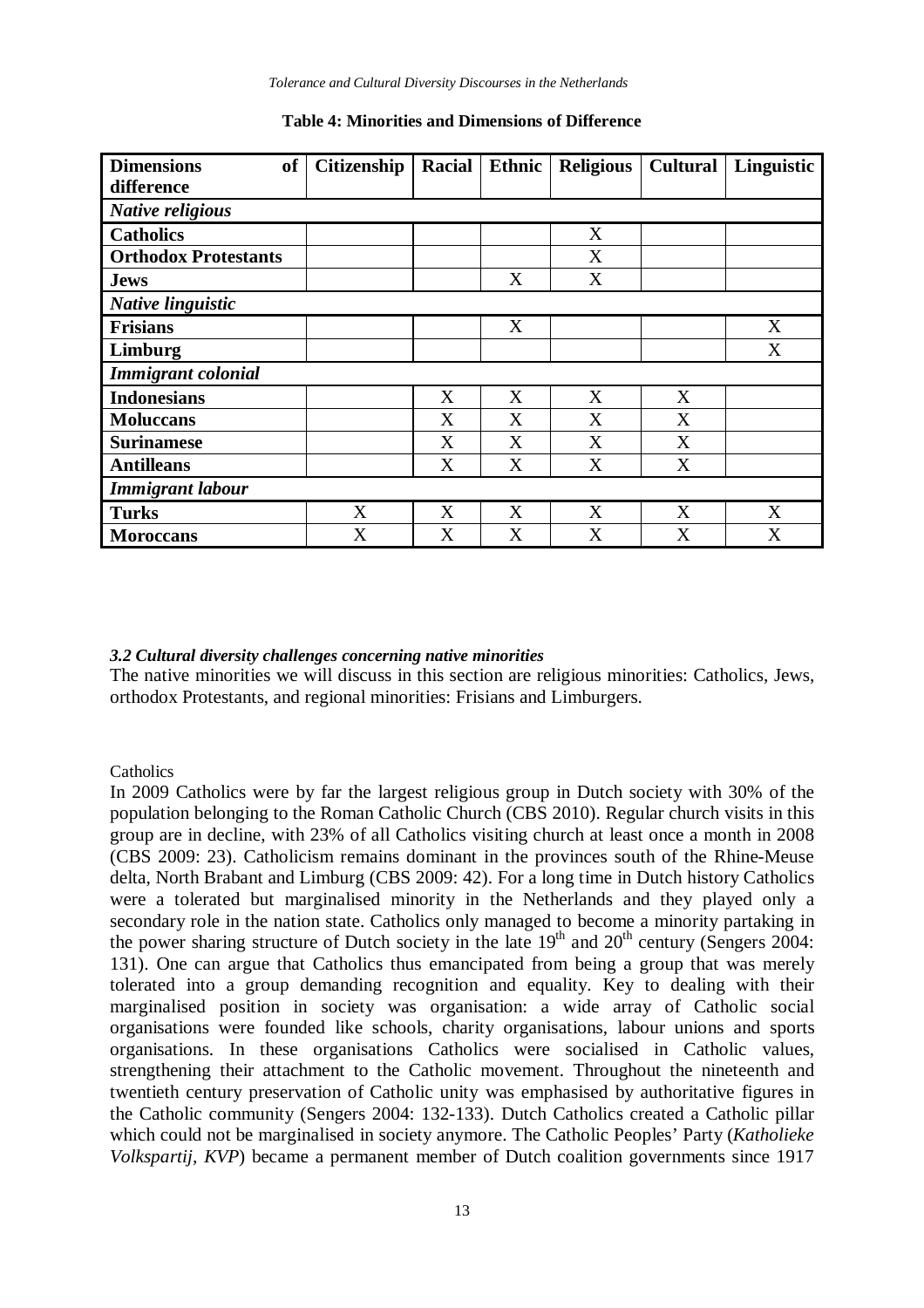**Table 4: Minorities and Dimensions of Difference**

| Dimensions of difference | Citizenship | Racial | Ethnic | Religious | Cultural | Linguistic |
|---|---|---|---|---|---|---|
| ***Native religious*** | | | | | | |
| **Catholics** | | | | X | | |
| **Orthodox Protestants** | | | | X | | |
| **Jews** | | | X | X | | |
| ***Native linguistic*** | | | | | | |
| **Frisians** | | | X | | | X |
| **Limburg** | | | | | | X |
| ***Immigrant colonial*** | | | | | | |
| **Indonesians** | | X | X | X | X | |
| **Moluccans** | | X | X | X | X | |
| **Surinamese** | | X | X | X | X | |
| **Antilleans** | | X | X | X | X | |
| ***Immigrant labour*** | | | | | | |
| **Turks** | X | X | X | X | X | X |
| **Moroccans** | X | X | X | X | X | X |

### *3.2 Cultural diversity challenges concerning native minorities*

The native minorities we will discuss in this section are religious minorities: Catholics, Jews, orthodox Protestants, and regional minorities: Frisians and Limburgers.

Catholics

In 2009 Catholics were by far the largest religious group in Dutch society with 30% of the population belonging to the Roman Catholic Church (CBS 2010). Regular church visits in this group are in decline, with 23% of all Catholics visiting church at least once a month in 2008 (CBS 2009: 23). Catholicism remains dominant in the provinces south of the Rhine-Meuse delta, North Brabant and Limburg (CBS 2009: 42). For a long time in Dutch history Catholics were a tolerated but marginalised minority in the Netherlands and they played only a secondary role in the nation state. Catholics only managed to become a minority partaking in the power sharing structure of Dutch society in the late 19th and 20th century (Sengers 2004: 131). One can argue that Catholics thus emancipated from being a group that was merely tolerated into a group demanding recognition and equality. Key to dealing with their marginalised position in society was organisation: a wide array of Catholic social organisations were founded like schools, charity organisations, labour unions and sports organisations. In these organisations Catholics were socialised in Catholic values, strengthening their attachment to the Catholic movement. Throughout the nineteenth and twentieth century preservation of Catholic unity was emphasised by authoritative figures in the Catholic community (Sengers 2004: 132-133). Dutch Catholics created a Catholic pillar which could not be marginalised in society anymore. The Catholic Peoples' Party (*Katholieke Volkspartij, KVP*) became a permanent member of Dutch coalition governments since 1917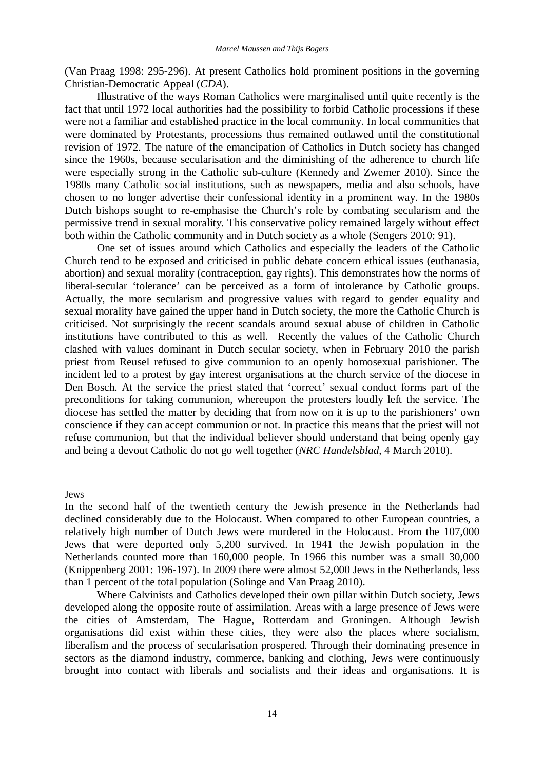(Van Praag 1998: 295-296). At present Catholics hold prominent positions in the governing Christian-Democratic Appeal (*CDA*).

Illustrative of the ways Roman Catholics were marginalised until quite recently is the fact that until 1972 local authorities had the possibility to forbid Catholic processions if these were not a familiar and established practice in the local community. In local communities that were dominated by Protestants, processions thus remained outlawed until the constitutional revision of 1972. The nature of the emancipation of Catholics in Dutch society has changed since the 1960s, because secularisation and the diminishing of the adherence to church life were especially strong in the Catholic sub-culture (Kennedy and Zwemer 2010). Since the 1980s many Catholic social institutions, such as newspapers, media and also schools, have chosen to no longer advertise their confessional identity in a prominent way. In the 1980s Dutch bishops sought to re-emphasise the Church's role by combating secularism and the permissive trend in sexual morality. This conservative policy remained largely without effect both within the Catholic community and in Dutch society as a whole (Sengers 2010: 91).

One set of issues around which Catholics and especially the leaders of the Catholic Church tend to be exposed and criticised in public debate concern ethical issues (euthanasia, abortion) and sexual morality (contraception, gay rights). This demonstrates how the norms of liberal-secular 'tolerance' can be perceived as a form of intolerance by Catholic groups. Actually, the more secularism and progressive values with regard to gender equality and sexual morality have gained the upper hand in Dutch society, the more the Catholic Church is criticised. Not surprisingly the recent scandals around sexual abuse of children in Catholic institutions have contributed to this as well. Recently the values of the Catholic Church clashed with values dominant in Dutch secular society, when in February 2010 the parish priest from Reusel refused to give communion to an openly homosexual parishioner. The incident led to a protest by gay interest organisations at the church service of the diocese in Den Bosch. At the service the priest stated that 'correct' sexual conduct forms part of the preconditions for taking communion, whereupon the protesters loudly left the service. The diocese has settled the matter by deciding that from now on it is up to the parishioners' own conscience if they can accept communion or not. In practice this means that the priest will not refuse communion, but that the individual believer should understand that being openly gay and being a devout Catholic do not go well together (*NRC Handelsblad*, 4 March 2010).

### Jews

In the second half of the twentieth century the Jewish presence in the Netherlands had declined considerably due to the Holocaust. When compared to other European countries, a relatively high number of Dutch Jews were murdered in the Holocaust. From the 107,000 Jews that were deported only 5,200 survived. In 1941 the Jewish population in the Netherlands counted more than 160,000 people. In 1966 this number was a small 30,000 (Knippenberg 2001: 196-197). In 2009 there were almost 52,000 Jews in the Netherlands, less than 1 percent of the total population (Solinge and Van Praag 2010).

Where Calvinists and Catholics developed their own pillar within Dutch society, Jews developed along the opposite route of assimilation. Areas with a large presence of Jews were the cities of Amsterdam, The Hague, Rotterdam and Groningen. Although Jewish organisations did exist within these cities, they were also the places where socialism, liberalism and the process of secularisation prospered. Through their dominating presence in sectors as the diamond industry, commerce, banking and clothing, Jews were continuously brought into contact with liberals and socialists and their ideas and organisations. It is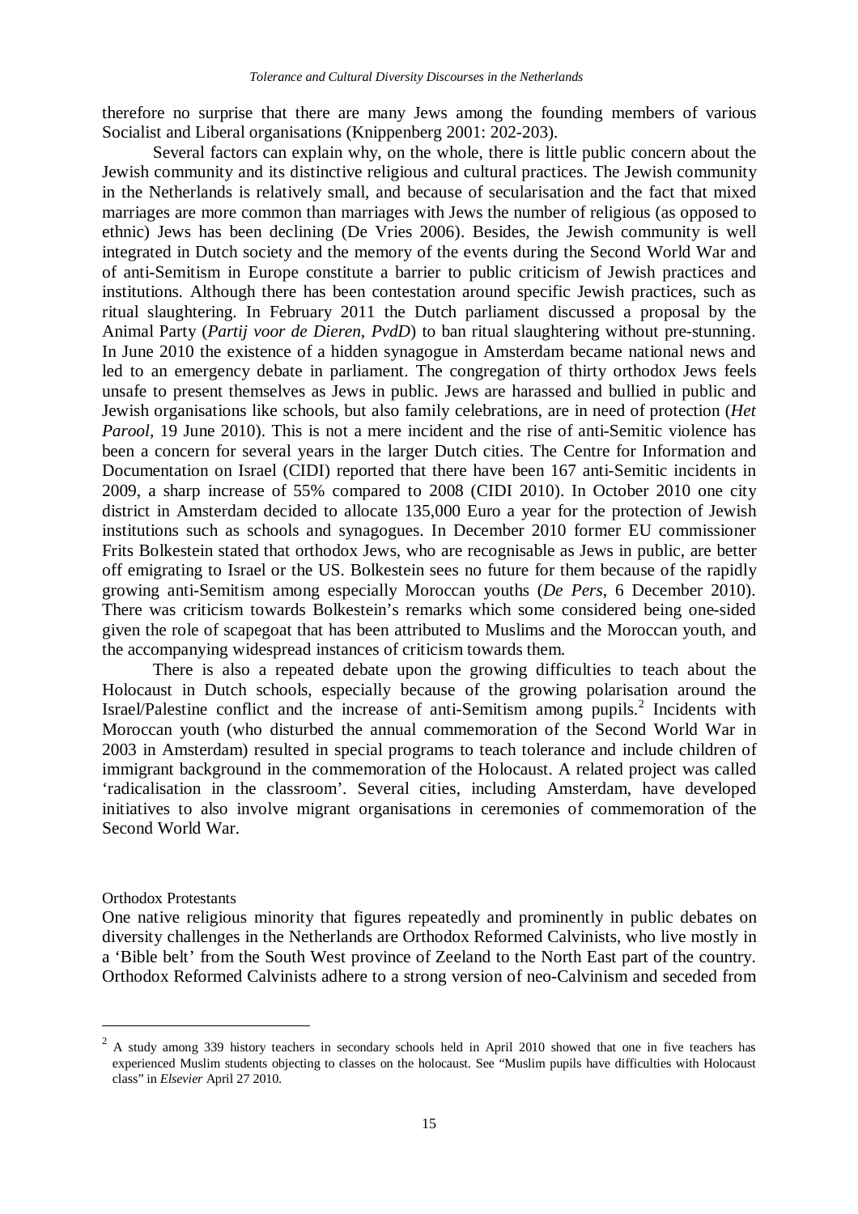therefore no surprise that there are many Jews among the founding members of various Socialist and Liberal organisations (Knippenberg 2001: 202-203).

Several factors can explain why, on the whole, there is little public concern about the Jewish community and its distinctive religious and cultural practices. The Jewish community in the Netherlands is relatively small, and because of secularisation and the fact that mixed marriages are more common than marriages with Jews the number of religious (as opposed to ethnic) Jews has been declining (De Vries 2006). Besides, the Jewish community is well integrated in Dutch society and the memory of the events during the Second World War and of anti-Semitism in Europe constitute a barrier to public criticism of Jewish practices and institutions. Although there has been contestation around specific Jewish practices, such as ritual slaughtering. In February 2011 the Dutch parliament discussed a proposal by the Animal Party (*Partij voor de Dieren, PvdD*) to ban ritual slaughtering without pre-stunning. In June 2010 the existence of a hidden synagogue in Amsterdam became national news and led to an emergency debate in parliament. The congregation of thirty orthodox Jews feels unsafe to present themselves as Jews in public. Jews are harassed and bullied in public and Jewish organisations like schools, but also family celebrations, are in need of protection (*Het Parool*, 19 June 2010). This is not a mere incident and the rise of anti-Semitic violence has been a concern for several years in the larger Dutch cities. The Centre for Information and Documentation on Israel (CIDI) reported that there have been 167 anti-Semitic incidents in 2009, a sharp increase of 55% compared to 2008 (CIDI 2010). In October 2010 one city district in Amsterdam decided to allocate 135,000 Euro a year for the protection of Jewish institutions such as schools and synagogues. In December 2010 former EU commissioner Frits Bolkestein stated that orthodox Jews, who are recognisable as Jews in public, are better off emigrating to Israel or the US. Bolkestein sees no future for them because of the rapidly growing anti-Semitism among especially Moroccan youths (*De Pers*, 6 December 2010). There was criticism towards Bolkestein's remarks which some considered being one-sided given the role of scapegoat that has been attributed to Muslims and the Moroccan youth, and the accompanying widespread instances of criticism towards them.

There is also a repeated debate upon the growing difficulties to teach about the Holocaust in Dutch schools, especially because of the growing polarisation around the Israel/Palestine conflict and the increase of anti-Semitism among pupils.[2] Incidents with Moroccan youth (who disturbed the annual commemoration of the Second World War in 2003 in Amsterdam) resulted in special programs to teach tolerance and include children of immigrant background in the commemoration of the Holocaust. A related project was called 'radicalisation in the classroom'. Several cities, including Amsterdam, have developed initiatives to also involve migrant organisations in ceremonies of commemoration of the Second World War.

### Orthodox Protestants

One native religious minority that figures repeatedly and prominently in public debates on diversity challenges in the Netherlands are Orthodox Reformed Calvinists, who live mostly in a 'Bible belt' from the South West province of Zeeland to the North East part of the country. Orthodox Reformed Calvinists adhere to a strong version of neo-Calvinism and seceded from

---

[2] A study among 339 history teachers in secondary schools held in April 2010 showed that one in five teachers has experienced Muslim students objecting to classes on the holocaust. See "Muslim pupils have difficulties with Holocaust class" in *Elsevier* April 27 2010.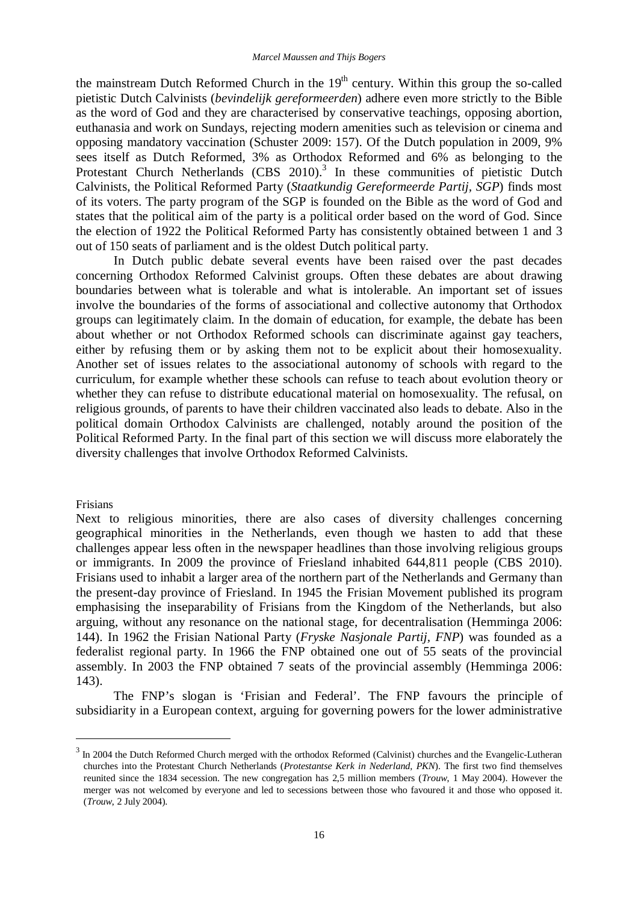the mainstream Dutch Reformed Church in the 19th century. Within this group the so-called pietistic Dutch Calvinists (*bevindelijk gereformeerden*) adhere even more strictly to the Bible as the word of God and they are characterised by conservative teachings, opposing abortion, euthanasia and work on Sundays, rejecting modern amenities such as television or cinema and opposing mandatory vaccination (Schuster 2009: 157). Of the Dutch population in 2009, 9% sees itself as Dutch Reformed, 3% as Orthodox Reformed and 6% as belonging to the Protestant Church Netherlands (CBS 2010).[3] In these communities of pietistic Dutch Calvinists, the Political Reformed Party (*Staatkundig Gereformeerde Partij, SGP*) finds most of its voters. The party program of the SGP is founded on the Bible as the word of God and states that the political aim of the party is a political order based on the word of God. Since the election of 1922 the Political Reformed Party has consistently obtained between 1 and 3 out of 150 seats of parliament and is the oldest Dutch political party.

In Dutch public debate several events have been raised over the past decades concerning Orthodox Reformed Calvinist groups. Often these debates are about drawing boundaries between what is tolerable and what is intolerable. An important set of issues involve the boundaries of the forms of associational and collective autonomy that Orthodox groups can legitimately claim. In the domain of education, for example, the debate has been about whether or not Orthodox Reformed schools can discriminate against gay teachers, either by refusing them or by asking them not to be explicit about their homosexuality. Another set of issues relates to the associational autonomy of schools with regard to the curriculum, for example whether these schools can refuse to teach about evolution theory or whether they can refuse to distribute educational material on homosexuality. The refusal, on religious grounds, of parents to have their children vaccinated also leads to debate. Also in the political domain Orthodox Calvinists are challenged, notably around the position of the Political Reformed Party. In the final part of this section we will discuss more elaborately the diversity challenges that involve Orthodox Reformed Calvinists.

Frisians

Next to religious minorities, there are also cases of diversity challenges concerning geographical minorities in the Netherlands, even though we hasten to add that these challenges appear less often in the newspaper headlines than those involving religious groups or immigrants. In 2009 the province of Friesland inhabited 644,811 people (CBS 2010). Frisians used to inhabit a larger area of the northern part of the Netherlands and Germany than the present-day province of Friesland. In 1945 the Frisian Movement published its program emphasising the inseparability of Frisians from the Kingdom of the Netherlands, but also arguing, without any resonance on the national stage, for decentralisation (Hemminga 2006: 144). In 1962 the Frisian National Party (*Fryske Nasjonale Partij, FNP*) was founded as a federalist regional party. In 1966 the FNP obtained one out of 55 seats of the provincial assembly. In 2003 the FNP obtained 7 seats of the provincial assembly (Hemminga 2006: 143).

The FNP's slogan is 'Frisian and Federal'. The FNP favours the principle of subsidiarity in a European context, arguing for governing powers for the lower administrative

---

[3] In 2004 the Dutch Reformed Church merged with the orthodox Reformed (Calvinist) churches and the Evangelic-Lutheran churches into the Protestant Church Netherlands (*Protestantse Kerk in Nederland, PKN*). The first two find themselves reunited since the 1834 secession. The new congregation has 2,5 million members (*Trouw*, 1 May 2004). However the merger was not welcomed by everyone and led to secessions between those who favoured it and those who opposed it. (*Trouw*, 2 July 2004).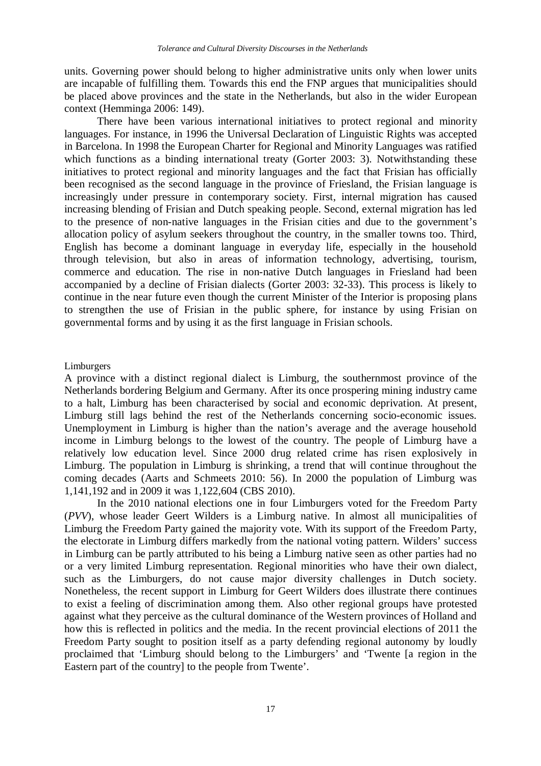units. Governing power should belong to higher administrative units only when lower units are incapable of fulfilling them. Towards this end the FNP argues that municipalities should be placed above provinces and the state in the Netherlands, but also in the wider European context (Hemminga 2006: 149).

There have been various international initiatives to protect regional and minority languages. For instance, in 1996 the Universal Declaration of Linguistic Rights was accepted in Barcelona. In 1998 the European Charter for Regional and Minority Languages was ratified which functions as a binding international treaty (Gorter 2003: 3). Notwithstanding these initiatives to protect regional and minority languages and the fact that Frisian has officially been recognised as the second language in the province of Friesland, the Frisian language is increasingly under pressure in contemporary society. First, internal migration has caused increasing blending of Frisian and Dutch speaking people. Second, external migration has led to the presence of non-native languages in the Frisian cities and due to the government's allocation policy of asylum seekers throughout the country, in the smaller towns too. Third, English has become a dominant language in everyday life, especially in the household through television, but also in areas of information technology, advertising, tourism, commerce and education. The rise in non-native Dutch languages in Friesland had been accompanied by a decline of Frisian dialects (Gorter 2003: 32-33). This process is likely to continue in the near future even though the current Minister of the Interior is proposing plans to strengthen the use of Frisian in the public sphere, for instance by using Frisian on governmental forms and by using it as the first language in Frisian schools.

### Limburgers

A province with a distinct regional dialect is Limburg, the southernmost province of the Netherlands bordering Belgium and Germany. After its once prospering mining industry came to a halt, Limburg has been characterised by social and economic deprivation. At present, Limburg still lags behind the rest of the Netherlands concerning socio-economic issues. Unemployment in Limburg is higher than the nation's average and the average household income in Limburg belongs to the lowest of the country. The people of Limburg have a relatively low education level. Since 2000 drug related crime has risen explosively in Limburg. The population in Limburg is shrinking, a trend that will continue throughout the coming decades (Aarts and Schmeets 2010: 56). In 2000 the population of Limburg was 1,141,192 and in 2009 it was 1,122,604 (CBS 2010).

In the 2010 national elections one in four Limburgers voted for the Freedom Party (*PVV*), whose leader Geert Wilders is a Limburg native. In almost all municipalities of Limburg the Freedom Party gained the majority vote. With its support of the Freedom Party, the electorate in Limburg differs markedly from the national voting pattern. Wilders' success in Limburg can be partly attributed to his being a Limburg native seen as other parties had no or a very limited Limburg representation. Regional minorities who have their own dialect, such as the Limburgers, do not cause major diversity challenges in Dutch society. Nonetheless, the recent support in Limburg for Geert Wilders does illustrate there continues to exist a feeling of discrimination among them. Also other regional groups have protested against what they perceive as the cultural dominance of the Western provinces of Holland and how this is reflected in politics and the media. In the recent provincial elections of 2011 the Freedom Party sought to position itself as a party defending regional autonomy by loudly proclaimed that 'Limburg should belong to the Limburgers' and 'Twente [a region in the Eastern part of the country] to the people from Twente'.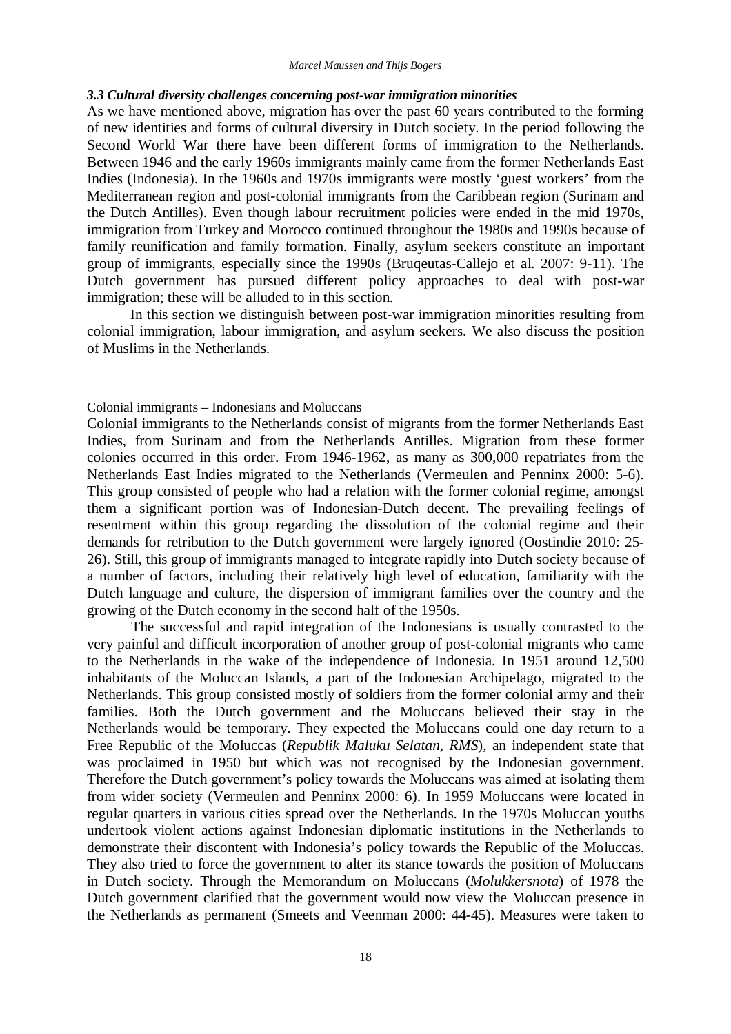### *3.3 Cultural diversity challenges concerning post-war immigration minorities*

As we have mentioned above, migration has over the past 60 years contributed to the forming of new identities and forms of cultural diversity in Dutch society. In the period following the Second World War there have been different forms of immigration to the Netherlands. Between 1946 and the early 1960s immigrants mainly came from the former Netherlands East Indies (Indonesia). In the 1960s and 1970s immigrants were mostly 'guest workers' from the Mediterranean region and post-colonial immigrants from the Caribbean region (Surinam and the Dutch Antilles). Even though labour recruitment policies were ended in the mid 1970s, immigration from Turkey and Morocco continued throughout the 1980s and 1990s because of family reunification and family formation. Finally, asylum seekers constitute an important group of immigrants, especially since the 1990s (Bruqeutas-Callejo et al. 2007: 9-11). The Dutch government has pursued different policy approaches to deal with post-war immigration; these will be alluded to in this section.

In this section we distinguish between post-war immigration minorities resulting from colonial immigration, labour immigration, and asylum seekers. We also discuss the position of Muslims in the Netherlands.

#### Colonial immigrants – Indonesians and Moluccans

Colonial immigrants to the Netherlands consist of migrants from the former Netherlands East Indies, from Surinam and from the Netherlands Antilles. Migration from these former colonies occurred in this order. From 1946-1962, as many as 300,000 repatriates from the Netherlands East Indies migrated to the Netherlands (Vermeulen and Penninx 2000: 5-6). This group consisted of people who had a relation with the former colonial regime, amongst them a significant portion was of Indonesian-Dutch decent. The prevailing feelings of resentment within this group regarding the dissolution of the colonial regime and their demands for retribution to the Dutch government were largely ignored (Oostindie 2010: 25-26). Still, this group of immigrants managed to integrate rapidly into Dutch society because of a number of factors, including their relatively high level of education, familiarity with the Dutch language and culture, the dispersion of immigrant families over the country and the growing of the Dutch economy in the second half of the 1950s.

The successful and rapid integration of the Indonesians is usually contrasted to the very painful and difficult incorporation of another group of post-colonial migrants who came to the Netherlands in the wake of the independence of Indonesia. In 1951 around 12,500 inhabitants of the Moluccan Islands, a part of the Indonesian Archipelago, migrated to the Netherlands. This group consisted mostly of soldiers from the former colonial army and their families. Both the Dutch government and the Moluccans believed their stay in the Netherlands would be temporary. They expected the Moluccans could one day return to a Free Republic of the Moluccas (*Republik Maluku Selatan*, *RMS*), an independent state that was proclaimed in 1950 but which was not recognised by the Indonesian government. Therefore the Dutch government's policy towards the Moluccans was aimed at isolating them from wider society (Vermeulen and Penninx 2000: 6). In 1959 Moluccans were located in regular quarters in various cities spread over the Netherlands. In the 1970s Moluccan youths undertook violent actions against Indonesian diplomatic institutions in the Netherlands to demonstrate their discontent with Indonesia's policy towards the Republic of the Moluccas. They also tried to force the government to alter its stance towards the position of Moluccans in Dutch society. Through the Memorandum on Moluccans (*Molukkersnota*) of 1978 the Dutch government clarified that the government would now view the Moluccan presence in the Netherlands as permanent (Smeets and Veenman 2000: 44-45). Measures were taken to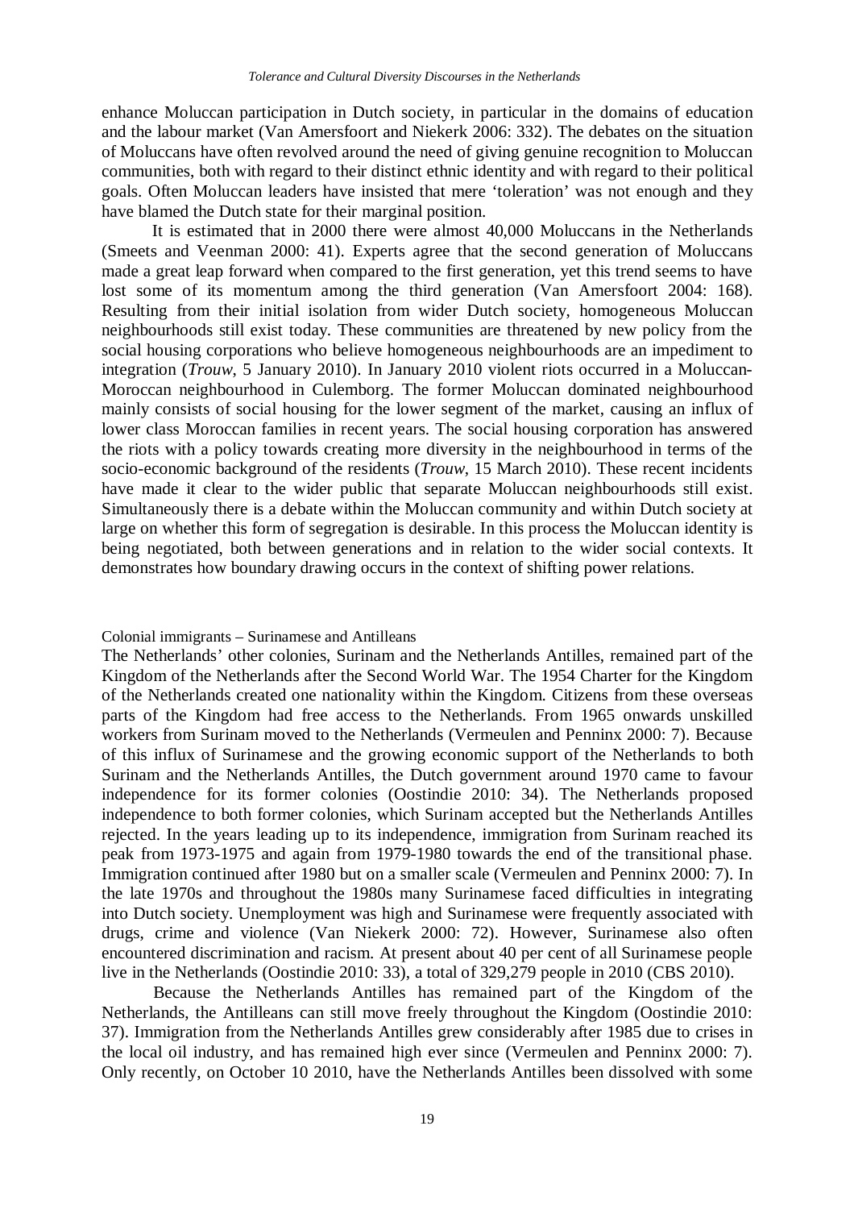enhance Moluccan participation in Dutch society, in particular in the domains of education and the labour market (Van Amersfoort and Niekerk 2006: 332). The debates on the situation of Moluccans have often revolved around the need of giving genuine recognition to Moluccan communities, both with regard to their distinct ethnic identity and with regard to their political goals. Often Moluccan leaders have insisted that mere 'toleration' was not enough and they have blamed the Dutch state for their marginal position.

It is estimated that in 2000 there were almost 40,000 Moluccans in the Netherlands (Smeets and Veenman 2000: 41). Experts agree that the second generation of Moluccans made a great leap forward when compared to the first generation, yet this trend seems to have lost some of its momentum among the third generation (Van Amersfoort 2004: 168). Resulting from their initial isolation from wider Dutch society, homogeneous Moluccan neighbourhoods still exist today. These communities are threatened by new policy from the social housing corporations who believe homogeneous neighbourhoods are an impediment to integration (*Trouw*, 5 January 2010). In January 2010 violent riots occurred in a Moluccan-Moroccan neighbourhood in Culemborg. The former Moluccan dominated neighbourhood mainly consists of social housing for the lower segment of the market, causing an influx of lower class Moroccan families in recent years. The social housing corporation has answered the riots with a policy towards creating more diversity in the neighbourhood in terms of the socio-economic background of the residents (*Trouw*, 15 March 2010). These recent incidents have made it clear to the wider public that separate Moluccan neighbourhoods still exist. Simultaneously there is a debate within the Moluccan community and within Dutch society at large on whether this form of segregation is desirable. In this process the Moluccan identity is being negotiated, both between generations and in relation to the wider social contexts. It demonstrates how boundary drawing occurs in the context of shifting power relations.

### Colonial immigrants – Surinamese and Antilleans

The Netherlands' other colonies, Surinam and the Netherlands Antilles, remained part of the Kingdom of the Netherlands after the Second World War. The 1954 Charter for the Kingdom of the Netherlands created one nationality within the Kingdom. Citizens from these overseas parts of the Kingdom had free access to the Netherlands. From 1965 onwards unskilled workers from Surinam moved to the Netherlands (Vermeulen and Penninx 2000: 7). Because of this influx of Surinamese and the growing economic support of the Netherlands to both Surinam and the Netherlands Antilles, the Dutch government around 1970 came to favour independence for its former colonies (Oostindie 2010: 34). The Netherlands proposed independence to both former colonies, which Surinam accepted but the Netherlands Antilles rejected. In the years leading up to its independence, immigration from Surinam reached its peak from 1973-1975 and again from 1979-1980 towards the end of the transitional phase. Immigration continued after 1980 but on a smaller scale (Vermeulen and Penninx 2000: 7). In the late 1970s and throughout the 1980s many Surinamese faced difficulties in integrating into Dutch society. Unemployment was high and Surinamese were frequently associated with drugs, crime and violence (Van Niekerk 2000: 72). However, Surinamese also often encountered discrimination and racism. At present about 40 per cent of all Surinamese people live in the Netherlands (Oostindie 2010: 33), a total of 329,279 people in 2010 (CBS 2010).

Because the Netherlands Antilles has remained part of the Kingdom of the Netherlands, the Antilleans can still move freely throughout the Kingdom (Oostindie 2010: 37). Immigration from the Netherlands Antilles grew considerably after 1985 due to crises in the local oil industry, and has remained high ever since (Vermeulen and Penninx 2000: 7). Only recently, on October 10 2010, have the Netherlands Antilles been dissolved with some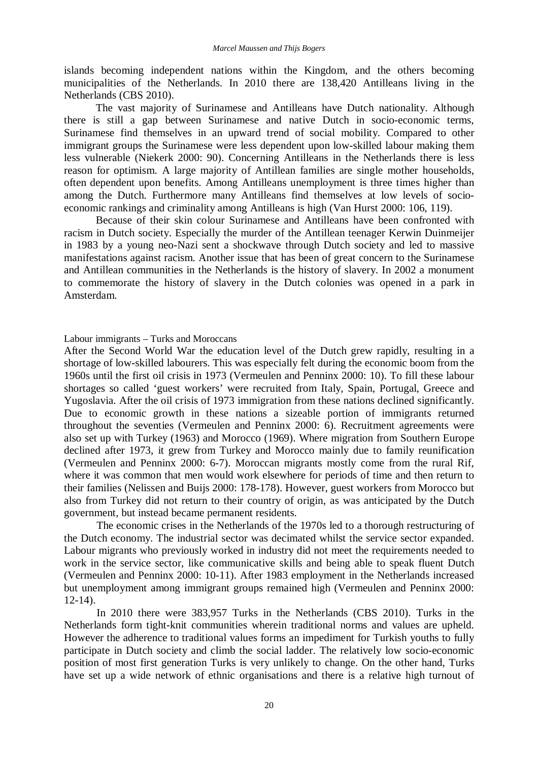islands becoming independent nations within the Kingdom, and the others becoming municipalities of the Netherlands. In 2010 there are 138,420 Antilleans living in the Netherlands (CBS 2010).

The vast majority of Surinamese and Antilleans have Dutch nationality. Although there is still a gap between Surinamese and native Dutch in socio-economic terms, Surinamese find themselves in an upward trend of social mobility. Compared to other immigrant groups the Surinamese were less dependent upon low-skilled labour making them less vulnerable (Niekerk 2000: 90). Concerning Antilleans in the Netherlands there is less reason for optimism. A large majority of Antillean families are single mother households, often dependent upon benefits. Among Antilleans unemployment is three times higher than among the Dutch. Furthermore many Antilleans find themselves at low levels of socio-economic rankings and criminality among Antilleans is high (Van Hurst 2000: 106, 119).

Because of their skin colour Surinamese and Antilleans have been confronted with racism in Dutch society. Especially the murder of the Antillean teenager Kerwin Duinmeijer in 1983 by a young neo-Nazi sent a shockwave through Dutch society and led to massive manifestations against racism. Another issue that has been of great concern to the Surinamese and Antillean communities in the Netherlands is the history of slavery. In 2002 a monument to commemorate the history of slavery in the Dutch colonies was opened in a park in Amsterdam.

### Labour immigrants – Turks and Moroccans

After the Second World War the education level of the Dutch grew rapidly, resulting in a shortage of low-skilled labourers. This was especially felt during the economic boom from the 1960s until the first oil crisis in 1973 (Vermeulen and Penninx 2000: 10). To fill these labour shortages so called 'guest workers' were recruited from Italy, Spain, Portugal, Greece and Yugoslavia. After the oil crisis of 1973 immigration from these nations declined significantly. Due to economic growth in these nations a sizeable portion of immigrants returned throughout the seventies (Vermeulen and Penninx 2000: 6). Recruitment agreements were also set up with Turkey (1963) and Morocco (1969). Where migration from Southern Europe declined after 1973, it grew from Turkey and Morocco mainly due to family reunification (Vermeulen and Penninx 2000: 6-7). Moroccan migrants mostly come from the rural Rif, where it was common that men would work elsewhere for periods of time and then return to their families (Nelissen and Buijs 2000: 178-178). However, guest workers from Morocco but also from Turkey did not return to their country of origin, as was anticipated by the Dutch government, but instead became permanent residents.

The economic crises in the Netherlands of the 1970s led to a thorough restructuring of the Dutch economy. The industrial sector was decimated whilst the service sector expanded. Labour migrants who previously worked in industry did not meet the requirements needed to work in the service sector, like communicative skills and being able to speak fluent Dutch (Vermeulen and Penninx 2000: 10-11). After 1983 employment in the Netherlands increased but unemployment among immigrant groups remained high (Vermeulen and Penninx 2000: 12-14).

In 2010 there were 383,957 Turks in the Netherlands (CBS 2010). Turks in the Netherlands form tight-knit communities wherein traditional norms and values are upheld. However the adherence to traditional values forms an impediment for Turkish youths to fully participate in Dutch society and climb the social ladder. The relatively low socio-economic position of most first generation Turks is very unlikely to change. On the other hand, Turks have set up a wide network of ethnic organisations and there is a relative high turnout of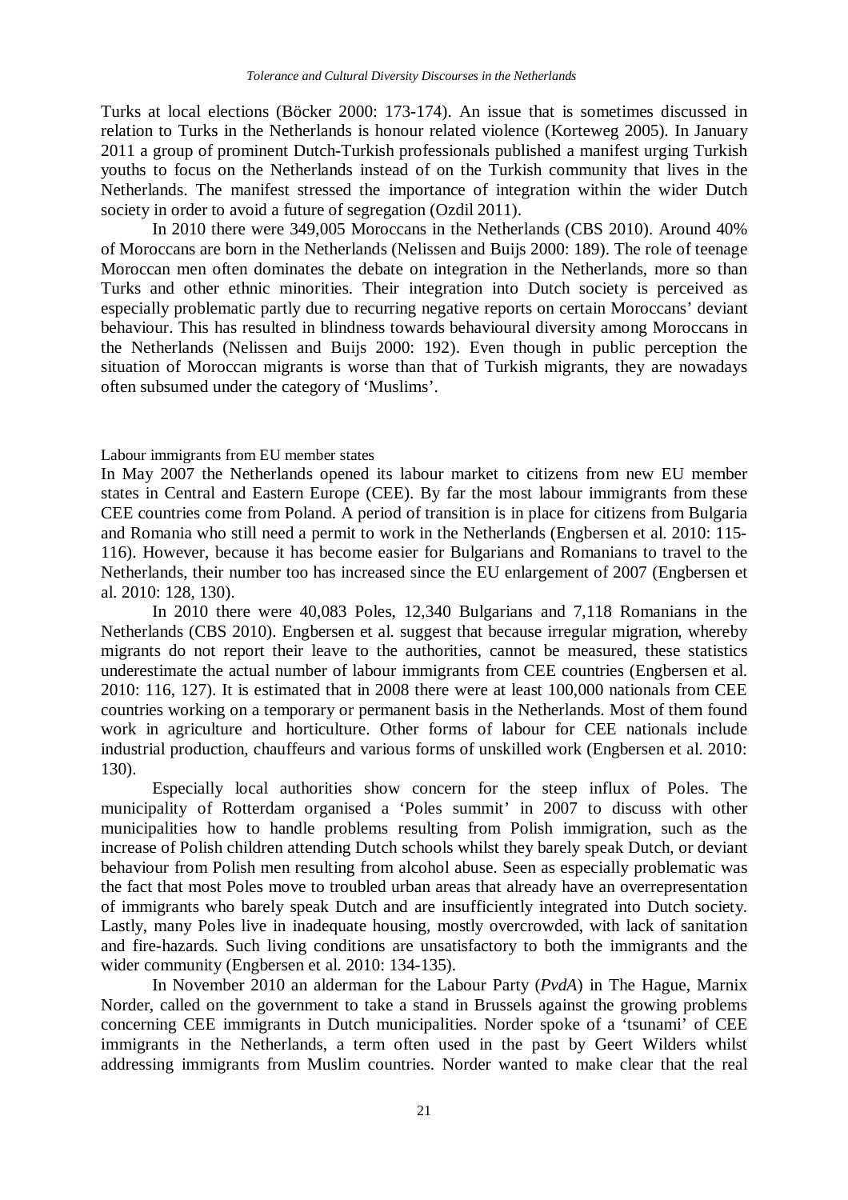Turks at local elections (Böcker 2000: 173-174). An issue that is sometimes discussed in relation to Turks in the Netherlands is honour related violence (Korteweg 2005). In January 2011 a group of prominent Dutch-Turkish professionals published a manifest urging Turkish youths to focus on the Netherlands instead of on the Turkish community that lives in the Netherlands. The manifest stressed the importance of integration within the wider Dutch society in order to avoid a future of segregation (Ozdil 2011).

In 2010 there were 349,005 Moroccans in the Netherlands (CBS 2010). Around 40% of Moroccans are born in the Netherlands (Nelissen and Buijs 2000: 189). The role of teenage Moroccan men often dominates the debate on integration in the Netherlands, more so than Turks and other ethnic minorities. Their integration into Dutch society is perceived as especially problematic partly due to recurring negative reports on certain Moroccans' deviant behaviour. This has resulted in blindness towards behavioural diversity among Moroccans in the Netherlands (Nelissen and Buijs 2000: 192). Even though in public perception the situation of Moroccan migrants is worse than that of Turkish migrants, they are nowadays often subsumed under the category of 'Muslims'.

### Labour immigrants from EU member states

In May 2007 the Netherlands opened its labour market to citizens from new EU member states in Central and Eastern Europe (CEE). By far the most labour immigrants from these CEE countries come from Poland. A period of transition is in place for citizens from Bulgaria and Romania who still need a permit to work in the Netherlands (Engbersen et al. 2010: 115-116). However, because it has become easier for Bulgarians and Romanians to travel to the Netherlands, their number too has increased since the EU enlargement of 2007 (Engbersen et al. 2010: 128, 130).

In 2010 there were 40,083 Poles, 12,340 Bulgarians and 7,118 Romanians in the Netherlands (CBS 2010). Engbersen et al. suggest that because irregular migration, whereby migrants do not report their leave to the authorities, cannot be measured, these statistics underestimate the actual number of labour immigrants from CEE countries (Engbersen et al. 2010: 116, 127). It is estimated that in 2008 there were at least 100,000 nationals from CEE countries working on a temporary or permanent basis in the Netherlands. Most of them found work in agriculture and horticulture. Other forms of labour for CEE nationals include industrial production, chauffeurs and various forms of unskilled work (Engbersen et al. 2010: 130).

Especially local authorities show concern for the steep influx of Poles. The municipality of Rotterdam organised a 'Poles summit' in 2007 to discuss with other municipalities how to handle problems resulting from Polish immigration, such as the increase of Polish children attending Dutch schools whilst they barely speak Dutch, or deviant behaviour from Polish men resulting from alcohol abuse. Seen as especially problematic was the fact that most Poles move to troubled urban areas that already have an overrepresentation of immigrants who barely speak Dutch and are insufficiently integrated into Dutch society. Lastly, many Poles live in inadequate housing, mostly overcrowded, with lack of sanitation and fire-hazards. Such living conditions are unsatisfactory to both the immigrants and the wider community (Engbersen et al. 2010: 134-135).

In November 2010 an alderman for the Labour Party (*PvdA*) in The Hague, Marnix Norder, called on the government to take a stand in Brussels against the growing problems concerning CEE immigrants in Dutch municipalities. Norder spoke of a 'tsunami' of CEE immigrants in the Netherlands, a term often used in the past by Geert Wilders whilst addressing immigrants from Muslim countries. Norder wanted to make clear that the real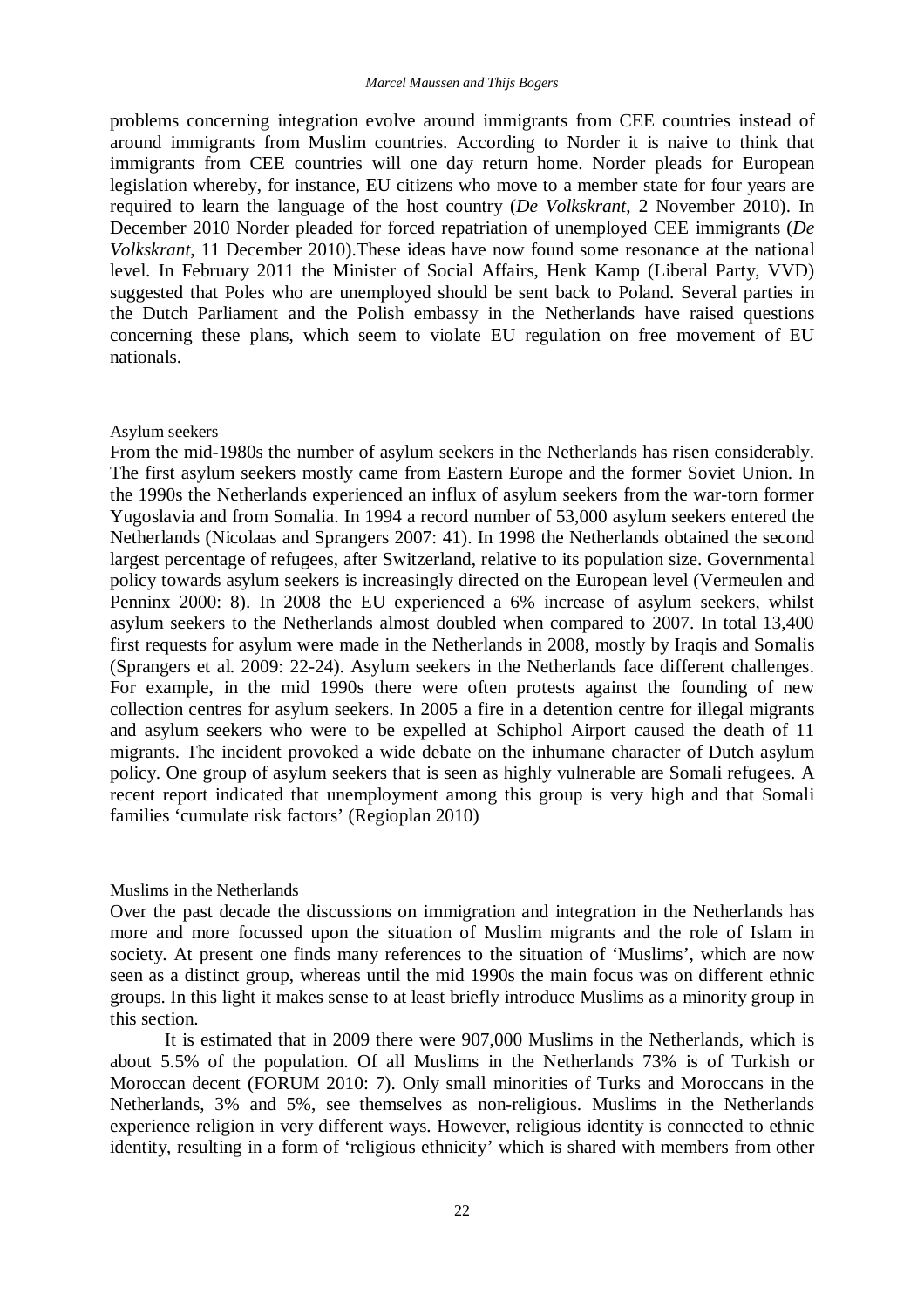problems concerning integration evolve around immigrants from CEE countries instead of around immigrants from Muslim countries. According to Norder it is naive to think that immigrants from CEE countries will one day return home. Norder pleads for European legislation whereby, for instance, EU citizens who move to a member state for four years are required to learn the language of the host country (*De Volkskrant*, 2 November 2010). In December 2010 Norder pleaded for forced repatriation of unemployed CEE immigrants (*De Volkskrant*, 11 December 2010).These ideas have now found some resonance at the national level. In February 2011 the Minister of Social Affairs, Henk Kamp (Liberal Party, VVD) suggested that Poles who are unemployed should be sent back to Poland. Several parties in the Dutch Parliament and the Polish embassy in the Netherlands have raised questions concerning these plans, which seem to violate EU regulation on free movement of EU nationals.

### Asylum seekers

From the mid-1980s the number of asylum seekers in the Netherlands has risen considerably. The first asylum seekers mostly came from Eastern Europe and the former Soviet Union. In the 1990s the Netherlands experienced an influx of asylum seekers from the war-torn former Yugoslavia and from Somalia. In 1994 a record number of 53,000 asylum seekers entered the Netherlands (Nicolaas and Sprangers 2007: 41). In 1998 the Netherlands obtained the second largest percentage of refugees, after Switzerland, relative to its population size. Governmental policy towards asylum seekers is increasingly directed on the European level (Vermeulen and Penninx 2000: 8). In 2008 the EU experienced a 6% increase of asylum seekers, whilst asylum seekers to the Netherlands almost doubled when compared to 2007. In total 13,400 first requests for asylum were made in the Netherlands in 2008, mostly by Iraqis and Somalis (Sprangers et al. 2009: 22-24). Asylum seekers in the Netherlands face different challenges. For example, in the mid 1990s there were often protests against the founding of new collection centres for asylum seekers. In 2005 a fire in a detention centre for illegal migrants and asylum seekers who were to be expelled at Schiphol Airport caused the death of 11 migrants. The incident provoked a wide debate on the inhumane character of Dutch asylum policy. One group of asylum seekers that is seen as highly vulnerable are Somali refugees. A recent report indicated that unemployment among this group is very high and that Somali families 'cumulate risk factors' (Regioplan 2010)

### Muslims in the Netherlands

Over the past decade the discussions on immigration and integration in the Netherlands has more and more focussed upon the situation of Muslim migrants and the role of Islam in society. At present one finds many references to the situation of 'Muslims', which are now seen as a distinct group, whereas until the mid 1990s the main focus was on different ethnic groups. In this light it makes sense to at least briefly introduce Muslims as a minority group in this section.

It is estimated that in 2009 there were 907,000 Muslims in the Netherlands, which is about 5.5% of the population. Of all Muslims in the Netherlands 73% is of Turkish or Moroccan decent (FORUM 2010: 7). Only small minorities of Turks and Moroccans in the Netherlands, 3% and 5%, see themselves as non-religious. Muslims in the Netherlands experience religion in very different ways. However, religious identity is connected to ethnic identity, resulting in a form of 'religious ethnicity' which is shared with members from other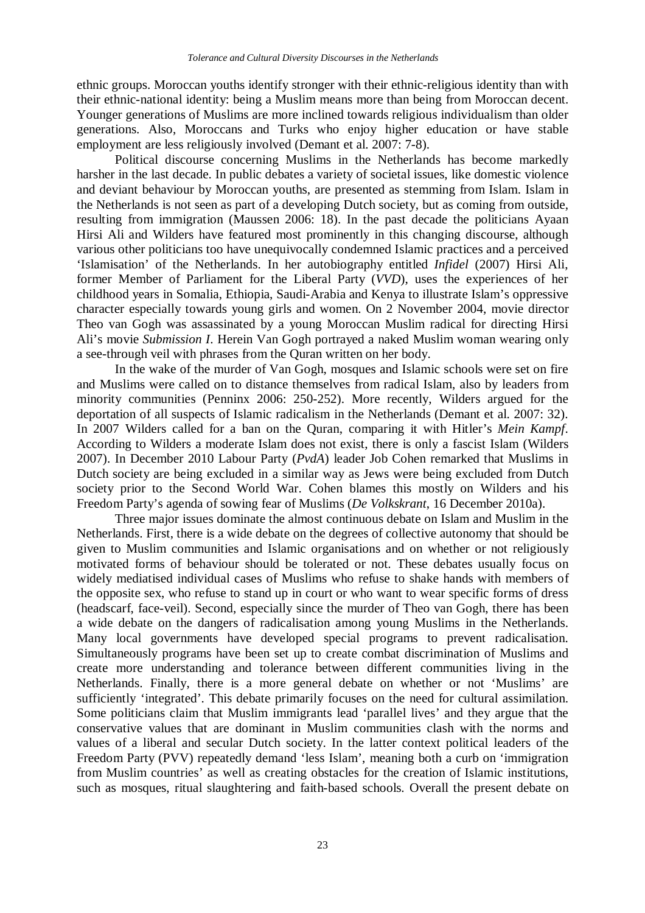ethnic groups. Moroccan youths identify stronger with their ethnic-religious identity than with their ethnic-national identity: being a Muslim means more than being from Moroccan decent. Younger generations of Muslims are more inclined towards religious individualism than older generations. Also, Moroccans and Turks who enjoy higher education or have stable employment are less religiously involved (Demant et al. 2007: 7-8).

Political discourse concerning Muslims in the Netherlands has become markedly harsher in the last decade. In public debates a variety of societal issues, like domestic violence and deviant behaviour by Moroccan youths, are presented as stemming from Islam. Islam in the Netherlands is not seen as part of a developing Dutch society, but as coming from outside, resulting from immigration (Maussen 2006: 18). In the past decade the politicians Ayaan Hirsi Ali and Wilders have featured most prominently in this changing discourse, although various other politicians too have unequivocally condemned Islamic practices and a perceived 'Islamisation' of the Netherlands. In her autobiography entitled *Infidel* (2007) Hirsi Ali, former Member of Parliament for the Liberal Party (*VVD*), uses the experiences of her childhood years in Somalia, Ethiopia, Saudi-Arabia and Kenya to illustrate Islam's oppressive character especially towards young girls and women. On 2 November 2004, movie director Theo van Gogh was assassinated by a young Moroccan Muslim radical for directing Hirsi Ali's movie *Submission I*. Herein Van Gogh portrayed a naked Muslim woman wearing only a see-through veil with phrases from the Quran written on her body.

In the wake of the murder of Van Gogh, mosques and Islamic schools were set on fire and Muslims were called on to distance themselves from radical Islam, also by leaders from minority communities (Penninx 2006: 250-252). More recently, Wilders argued for the deportation of all suspects of Islamic radicalism in the Netherlands (Demant et al. 2007: 32). In 2007 Wilders called for a ban on the Quran, comparing it with Hitler's *Mein Kampf*. According to Wilders a moderate Islam does not exist, there is only a fascist Islam (Wilders 2007). In December 2010 Labour Party (*PvdA*) leader Job Cohen remarked that Muslims in Dutch society are being excluded in a similar way as Jews were being excluded from Dutch society prior to the Second World War. Cohen blames this mostly on Wilders and his Freedom Party's agenda of sowing fear of Muslims (*De Volkskrant*, 16 December 2010a).

Three major issues dominate the almost continuous debate on Islam and Muslim in the Netherlands. First, there is a wide debate on the degrees of collective autonomy that should be given to Muslim communities and Islamic organisations and on whether or not religiously motivated forms of behaviour should be tolerated or not. These debates usually focus on widely mediatised individual cases of Muslims who refuse to shake hands with members of the opposite sex, who refuse to stand up in court or who want to wear specific forms of dress (headscarf, face-veil). Second, especially since the murder of Theo van Gogh, there has been a wide debate on the dangers of radicalisation among young Muslims in the Netherlands. Many local governments have developed special programs to prevent radicalisation. Simultaneously programs have been set up to create combat discrimination of Muslims and create more understanding and tolerance between different communities living in the Netherlands. Finally, there is a more general debate on whether or not 'Muslims' are sufficiently 'integrated'. This debate primarily focuses on the need for cultural assimilation. Some politicians claim that Muslim immigrants lead 'parallel lives' and they argue that the conservative values that are dominant in Muslim communities clash with the norms and values of a liberal and secular Dutch society. In the latter context political leaders of the Freedom Party (PVV) repeatedly demand 'less Islam', meaning both a curb on 'immigration from Muslim countries' as well as creating obstacles for the creation of Islamic institutions, such as mosques, ritual slaughtering and faith-based schools. Overall the present debate on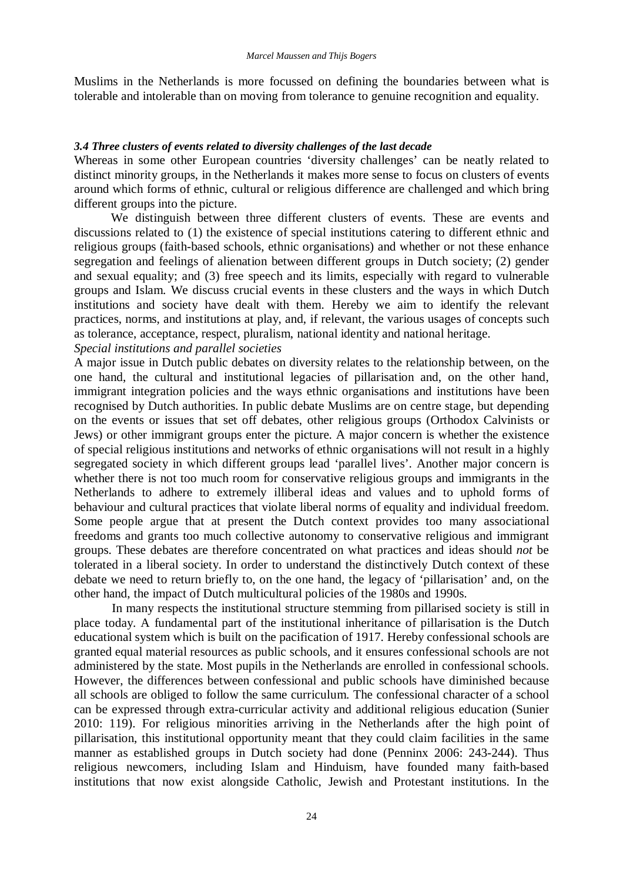Muslims in the Netherlands is more focussed on defining the boundaries between what is tolerable and intolerable than on moving from tolerance to genuine recognition and equality.

### *3.4 Three clusters of events related to diversity challenges of the last decade*

Whereas in some other European countries 'diversity challenges' can be neatly related to distinct minority groups, in the Netherlands it makes more sense to focus on clusters of events around which forms of ethnic, cultural or religious difference are challenged and which bring different groups into the picture.

We distinguish between three different clusters of events. These are events and discussions related to (1) the existence of special institutions catering to different ethnic and religious groups (faith-based schools, ethnic organisations) and whether or not these enhance segregation and feelings of alienation between different groups in Dutch society; (2) gender and sexual equality; and (3) free speech and its limits, especially with regard to vulnerable groups and Islam. We discuss crucial events in these clusters and the ways in which Dutch institutions and society have dealt with them. Hereby we aim to identify the relevant practices, norms, and institutions at play, and, if relevant, the various usages of concepts such as tolerance, acceptance, respect, pluralism, national identity and national heritage.

*Special institutions and parallel societies*

A major issue in Dutch public debates on diversity relates to the relationship between, on the one hand, the cultural and institutional legacies of pillarisation and, on the other hand, immigrant integration policies and the ways ethnic organisations and institutions have been recognised by Dutch authorities. In public debate Muslims are on centre stage, but depending on the events or issues that set off debates, other religious groups (Orthodox Calvinists or Jews) or other immigrant groups enter the picture. A major concern is whether the existence of special religious institutions and networks of ethnic organisations will not result in a highly segregated society in which different groups lead 'parallel lives'. Another major concern is whether there is not too much room for conservative religious groups and immigrants in the Netherlands to adhere to extremely illiberal ideas and values and to uphold forms of behaviour and cultural practices that violate liberal norms of equality and individual freedom. Some people argue that at present the Dutch context provides too many associational freedoms and grants too much collective autonomy to conservative religious and immigrant groups. These debates are therefore concentrated on what practices and ideas should *not* be tolerated in a liberal society. In order to understand the distinctively Dutch context of these debate we need to return briefly to, on the one hand, the legacy of 'pillarisation' and, on the other hand, the impact of Dutch multicultural policies of the 1980s and 1990s.

In many respects the institutional structure stemming from pillarised society is still in place today. A fundamental part of the institutional inheritance of pillarisation is the Dutch educational system which is built on the pacification of 1917. Hereby confessional schools are granted equal material resources as public schools, and it ensures confessional schools are not administered by the state. Most pupils in the Netherlands are enrolled in confessional schools. However, the differences between confessional and public schools have diminished because all schools are obliged to follow the same curriculum. The confessional character of a school can be expressed through extra-curricular activity and additional religious education (Sunier 2010: 119). For religious minorities arriving in the Netherlands after the high point of pillarisation, this institutional opportunity meant that they could claim facilities in the same manner as established groups in Dutch society had done (Penninx 2006: 243-244). Thus religious newcomers, including Islam and Hinduism, have founded many faith-based institutions that now exist alongside Catholic, Jewish and Protestant institutions. In the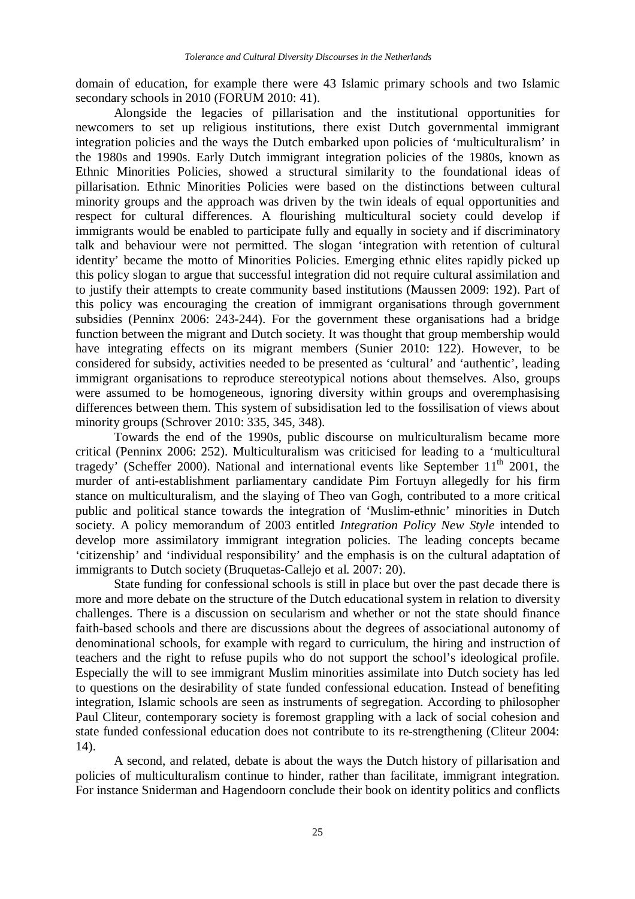domain of education, for example there were 43 Islamic primary schools and two Islamic secondary schools in 2010 (FORUM 2010: 41).

Alongside the legacies of pillarisation and the institutional opportunities for newcomers to set up religious institutions, there exist Dutch governmental immigrant integration policies and the ways the Dutch embarked upon policies of 'multiculturalism' in the 1980s and 1990s. Early Dutch immigrant integration policies of the 1980s, known as Ethnic Minorities Policies, showed a structural similarity to the foundational ideas of pillarisation. Ethnic Minorities Policies were based on the distinctions between cultural minority groups and the approach was driven by the twin ideals of equal opportunities and respect for cultural differences. A flourishing multicultural society could develop if immigrants would be enabled to participate fully and equally in society and if discriminatory talk and behaviour were not permitted. The slogan 'integration with retention of cultural identity' became the motto of Minorities Policies. Emerging ethnic elites rapidly picked up this policy slogan to argue that successful integration did not require cultural assimilation and to justify their attempts to create community based institutions (Maussen 2009: 192). Part of this policy was encouraging the creation of immigrant organisations through government subsidies (Penninx 2006: 243-244). For the government these organisations had a bridge function between the migrant and Dutch society. It was thought that group membership would have integrating effects on its migrant members (Sunier 2010: 122). However, to be considered for subsidy, activities needed to be presented as 'cultural' and 'authentic', leading immigrant organisations to reproduce stereotypical notions about themselves. Also, groups were assumed to be homogeneous, ignoring diversity within groups and overemphasising differences between them. This system of subsidisation led to the fossilisation of views about minority groups (Schrover 2010: 335, 345, 348).

Towards the end of the 1990s, public discourse on multiculturalism became more critical (Penninx 2006: 252). Multiculturalism was criticised for leading to a 'multicultural tragedy' (Scheffer 2000). National and international events like September 11th 2001, the murder of anti-establishment parliamentary candidate Pim Fortuyn allegedly for his firm stance on multiculturalism, and the slaying of Theo van Gogh, contributed to a more critical public and political stance towards the integration of 'Muslim-ethnic' minorities in Dutch society. A policy memorandum of 2003 entitled *Integration Policy New Style* intended to develop more assimilatory immigrant integration policies. The leading concepts became 'citizenship' and 'individual responsibility' and the emphasis is on the cultural adaptation of immigrants to Dutch society (Bruquetas-Callejo et al. 2007: 20).

State funding for confessional schools is still in place but over the past decade there is more and more debate on the structure of the Dutch educational system in relation to diversity challenges. There is a discussion on secularism and whether or not the state should finance faith-based schools and there are discussions about the degrees of associational autonomy of denominational schools, for example with regard to curriculum, the hiring and instruction of teachers and the right to refuse pupils who do not support the school's ideological profile. Especially the will to see immigrant Muslim minorities assimilate into Dutch society has led to questions on the desirability of state funded confessional education. Instead of benefiting integration, Islamic schools are seen as instruments of segregation. According to philosopher Paul Cliteur, contemporary society is foremost grappling with a lack of social cohesion and state funded confessional education does not contribute to its re-strengthening (Cliteur 2004: 14).

A second, and related, debate is about the ways the Dutch history of pillarisation and policies of multiculturalism continue to hinder, rather than facilitate, immigrant integration. For instance Sniderman and Hagendoorn conclude their book on identity politics and conflicts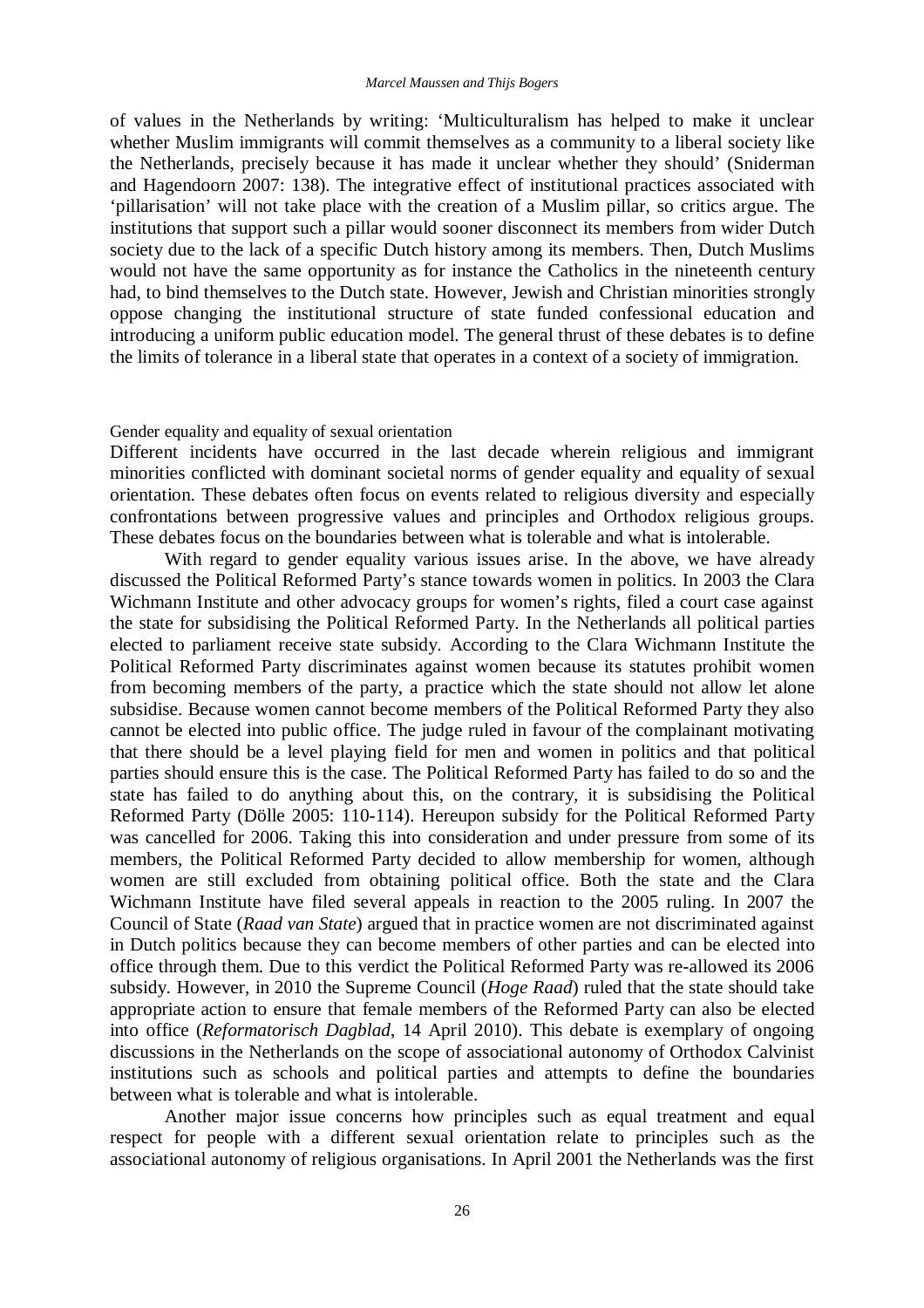of values in the Netherlands by writing: 'Multiculturalism has helped to make it unclear whether Muslim immigrants will commit themselves as a community to a liberal society like the Netherlands, precisely because it has made it unclear whether they should' (Sniderman and Hagendoorn 2007: 138). The integrative effect of institutional practices associated with 'pillarisation' will not take place with the creation of a Muslim pillar, so critics argue. The institutions that support such a pillar would sooner disconnect its members from wider Dutch society due to the lack of a specific Dutch history among its members. Then, Dutch Muslims would not have the same opportunity as for instance the Catholics in the nineteenth century had, to bind themselves to the Dutch state. However, Jewish and Christian minorities strongly oppose changing the institutional structure of state funded confessional education and introducing a uniform public education model. The general thrust of these debates is to define the limits of tolerance in a liberal state that operates in a context of a society of immigration.

### Gender equality and equality of sexual orientation

Different incidents have occurred in the last decade wherein religious and immigrant minorities conflicted with dominant societal norms of gender equality and equality of sexual orientation. These debates often focus on events related to religious diversity and especially confrontations between progressive values and principles and Orthodox religious groups. These debates focus on the boundaries between what is tolerable and what is intolerable.

With regard to gender equality various issues arise. In the above, we have already discussed the Political Reformed Party's stance towards women in politics. In 2003 the Clara Wichmann Institute and other advocacy groups for women's rights, filed a court case against the state for subsidising the Political Reformed Party. In the Netherlands all political parties elected to parliament receive state subsidy. According to the Clara Wichmann Institute the Political Reformed Party discriminates against women because its statutes prohibit women from becoming members of the party, a practice which the state should not allow let alone subsidise. Because women cannot become members of the Political Reformed Party they also cannot be elected into public office. The judge ruled in favour of the complainant motivating that there should be a level playing field for men and women in politics and that political parties should ensure this is the case. The Political Reformed Party has failed to do so and the state has failed to do anything about this, on the contrary, it is subsidising the Political Reformed Party (Dölle 2005: 110-114). Hereupon subsidy for the Political Reformed Party was cancelled for 2006. Taking this into consideration and under pressure from some of its members, the Political Reformed Party decided to allow membership for women, although women are still excluded from obtaining political office. Both the state and the Clara Wichmann Institute have filed several appeals in reaction to the 2005 ruling. In 2007 the Council of State (*Raad van State*) argued that in practice women are not discriminated against in Dutch politics because they can become members of other parties and can be elected into office through them. Due to this verdict the Political Reformed Party was re-allowed its 2006 subsidy. However, in 2010 the Supreme Council (*Hoge Raad*) ruled that the state should take appropriate action to ensure that female members of the Reformed Party can also be elected into office (*Reformatorisch Dagblad*, 14 April 2010). This debate is exemplary of ongoing discussions in the Netherlands on the scope of associational autonomy of Orthodox Calvinist institutions such as schools and political parties and attempts to define the boundaries between what is tolerable and what is intolerable.

Another major issue concerns how principles such as equal treatment and equal respect for people with a different sexual orientation relate to principles such as the associational autonomy of religious organisations. In April 2001 the Netherlands was the first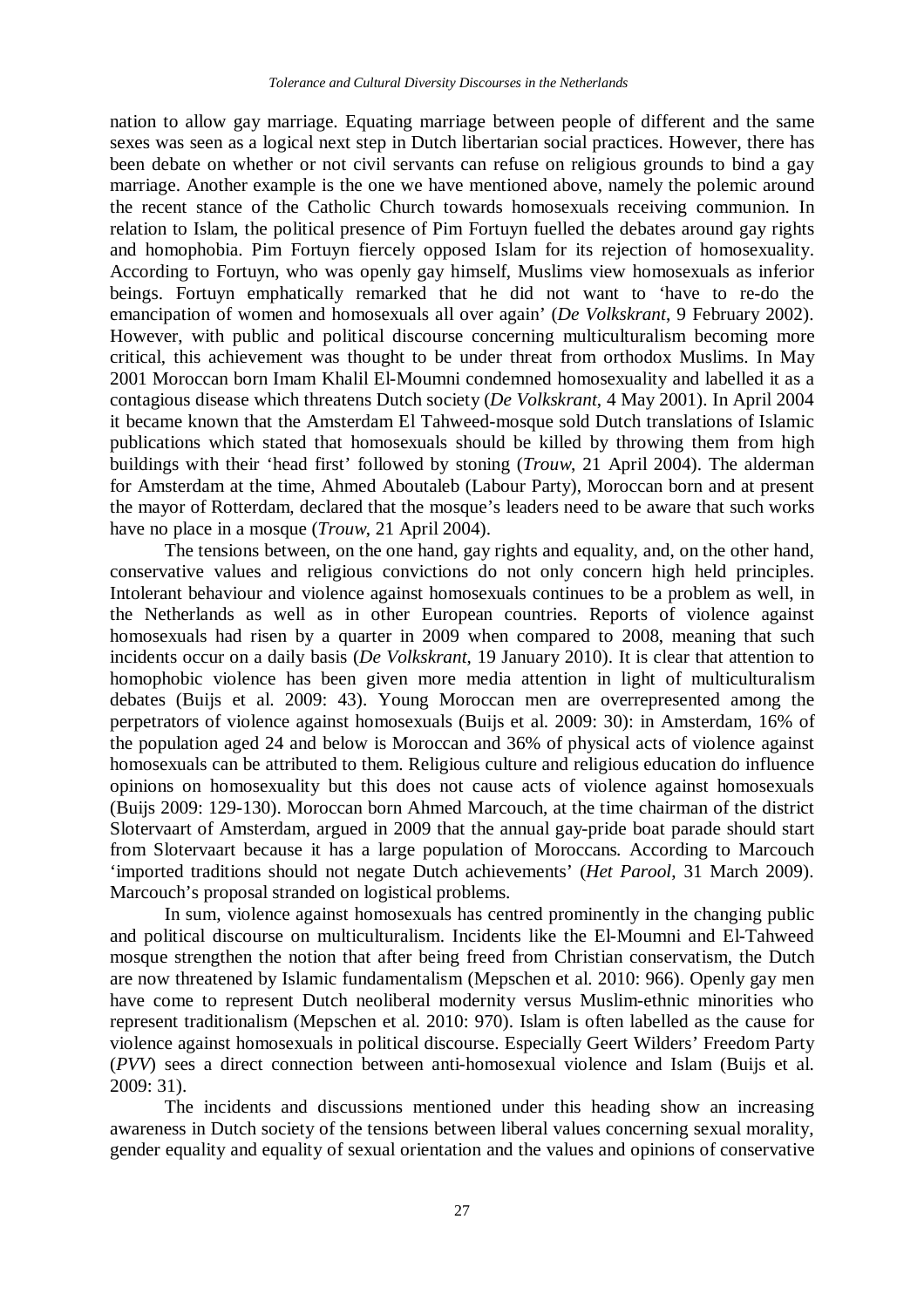nation to allow gay marriage. Equating marriage between people of different and the same sexes was seen as a logical next step in Dutch libertarian social practices. However, there has been debate on whether or not civil servants can refuse on religious grounds to bind a gay marriage. Another example is the one we have mentioned above, namely the polemic around the recent stance of the Catholic Church towards homosexuals receiving communion. In relation to Islam, the political presence of Pim Fortuyn fuelled the debates around gay rights and homophobia. Pim Fortuyn fiercely opposed Islam for its rejection of homosexuality. According to Fortuyn, who was openly gay himself, Muslims view homosexuals as inferior beings. Fortuyn emphatically remarked that he did not want to 'have to re-do the emancipation of women and homosexuals all over again' (*De Volkskrant*, 9 February 2002). However, with public and political discourse concerning multiculturalism becoming more critical, this achievement was thought to be under threat from orthodox Muslims. In May 2001 Moroccan born Imam Khalil El-Moumni condemned homosexuality and labelled it as a contagious disease which threatens Dutch society (*De Volkskrant*, 4 May 2001). In April 2004 it became known that the Amsterdam El Tahweed-mosque sold Dutch translations of Islamic publications which stated that homosexuals should be killed by throwing them from high buildings with their 'head first' followed by stoning (*Trouw*, 21 April 2004). The alderman for Amsterdam at the time, Ahmed Aboutaleb (Labour Party), Moroccan born and at present the mayor of Rotterdam, declared that the mosque's leaders need to be aware that such works have no place in a mosque (*Trouw*, 21 April 2004).

The tensions between, on the one hand, gay rights and equality, and, on the other hand, conservative values and religious convictions do not only concern high held principles. Intolerant behaviour and violence against homosexuals continues to be a problem as well, in the Netherlands as well as in other European countries. Reports of violence against homosexuals had risen by a quarter in 2009 when compared to 2008, meaning that such incidents occur on a daily basis (*De Volkskrant*, 19 January 2010). It is clear that attention to homophobic violence has been given more media attention in light of multiculturalism debates (Buijs et al. 2009: 43). Young Moroccan men are overrepresented among the perpetrators of violence against homosexuals (Buijs et al. 2009: 30): in Amsterdam, 16% of the population aged 24 and below is Moroccan and 36% of physical acts of violence against homosexuals can be attributed to them. Religious culture and religious education do influence opinions on homosexuality but this does not cause acts of violence against homosexuals (Buijs 2009: 129-130). Moroccan born Ahmed Marcouch, at the time chairman of the district Slotervaart of Amsterdam, argued in 2009 that the annual gay-pride boat parade should start from Slotervaart because it has a large population of Moroccans. According to Marcouch 'imported traditions should not negate Dutch achievements' (*Het Parool*, 31 March 2009). Marcouch's proposal stranded on logistical problems.

In sum, violence against homosexuals has centred prominently in the changing public and political discourse on multiculturalism. Incidents like the El-Moumni and El-Tahweed mosque strengthen the notion that after being freed from Christian conservatism, the Dutch are now threatened by Islamic fundamentalism (Mepschen et al. 2010: 966). Openly gay men have come to represent Dutch neoliberal modernity versus Muslim-ethnic minorities who represent traditionalism (Mepschen et al. 2010: 970). Islam is often labelled as the cause for violence against homosexuals in political discourse. Especially Geert Wilders' Freedom Party (*PVV*) sees a direct connection between anti-homosexual violence and Islam (Buijs et al. 2009: 31).

The incidents and discussions mentioned under this heading show an increasing awareness in Dutch society of the tensions between liberal values concerning sexual morality, gender equality and equality of sexual orientation and the values and opinions of conservative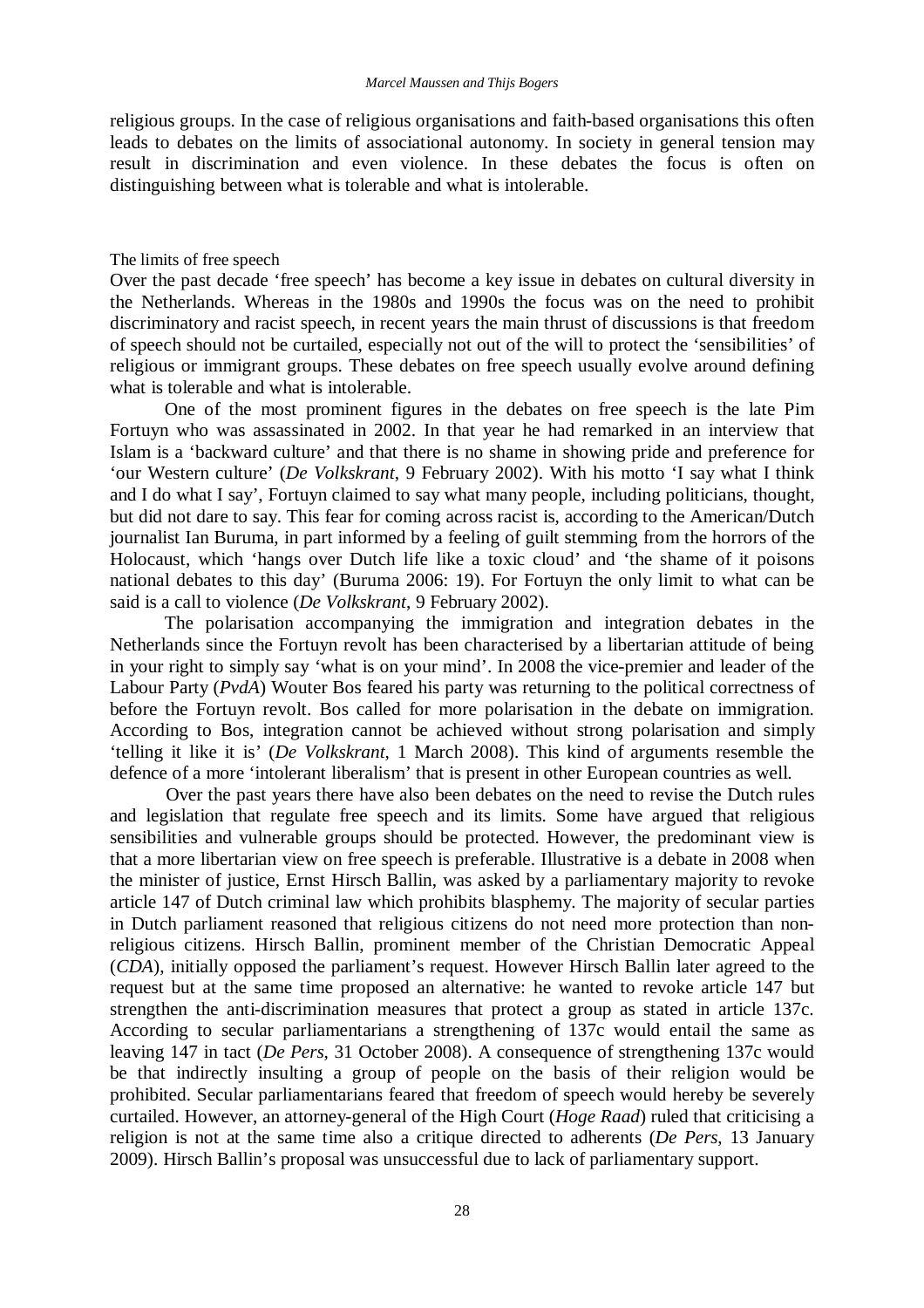religious groups. In the case of religious organisations and faith-based organisations this often leads to debates on the limits of associational autonomy. In society in general tension may result in discrimination and even violence. In these debates the focus is often on distinguishing between what is tolerable and what is intolerable.

### The limits of free speech

Over the past decade 'free speech' has become a key issue in debates on cultural diversity in the Netherlands. Whereas in the 1980s and 1990s the focus was on the need to prohibit discriminatory and racist speech, in recent years the main thrust of discussions is that freedom of speech should not be curtailed, especially not out of the will to protect the 'sensibilities' of religious or immigrant groups. These debates on free speech usually evolve around defining what is tolerable and what is intolerable.

One of the most prominent figures in the debates on free speech is the late Pim Fortuyn who was assassinated in 2002. In that year he had remarked in an interview that Islam is a 'backward culture' and that there is no shame in showing pride and preference for 'our Western culture' (*De Volkskrant*, 9 February 2002). With his motto 'I say what I think and I do what I say', Fortuyn claimed to say what many people, including politicians, thought, but did not dare to say. This fear for coming across racist is, according to the American/Dutch journalist Ian Buruma, in part informed by a feeling of guilt stemming from the horrors of the Holocaust, which 'hangs over Dutch life like a toxic cloud' and 'the shame of it poisons national debates to this day' (Buruma 2006: 19). For Fortuyn the only limit to what can be said is a call to violence (*De Volkskrant*, 9 February 2002).

The polarisation accompanying the immigration and integration debates in the Netherlands since the Fortuyn revolt has been characterised by a libertarian attitude of being in your right to simply say 'what is on your mind'. In 2008 the vice-premier and leader of the Labour Party (*PvdA*) Wouter Bos feared his party was returning to the political correctness of before the Fortuyn revolt. Bos called for more polarisation in the debate on immigration. According to Bos, integration cannot be achieved without strong polarisation and simply 'telling it like it is' (*De Volkskrant*, 1 March 2008). This kind of arguments resemble the defence of a more 'intolerant liberalism' that is present in other European countries as well.

Over the past years there have also been debates on the need to revise the Dutch rules and legislation that regulate free speech and its limits. Some have argued that religious sensibilities and vulnerable groups should be protected. However, the predominant view is that a more libertarian view on free speech is preferable. Illustrative is a debate in 2008 when the minister of justice, Ernst Hirsch Ballin, was asked by a parliamentary majority to revoke article 147 of Dutch criminal law which prohibits blasphemy. The majority of secular parties in Dutch parliament reasoned that religious citizens do not need more protection than non-religious citizens. Hirsch Ballin, prominent member of the Christian Democratic Appeal (*CDA*), initially opposed the parliament's request. However Hirsch Ballin later agreed to the request but at the same time proposed an alternative: he wanted to revoke article 147 but strengthen the anti-discrimination measures that protect a group as stated in article 137c. According to secular parliamentarians a strengthening of 137c would entail the same as leaving 147 in tact (*De Pers*, 31 October 2008). A consequence of strengthening 137c would be that indirectly insulting a group of people on the basis of their religion would be prohibited. Secular parliamentarians feared that freedom of speech would hereby be severely curtailed. However, an attorney-general of the High Court (*Hoge Raad*) ruled that criticising a religion is not at the same time also a critique directed to adherents (*De Pers*, 13 January 2009). Hirsch Ballin's proposal was unsuccessful due to lack of parliamentary support.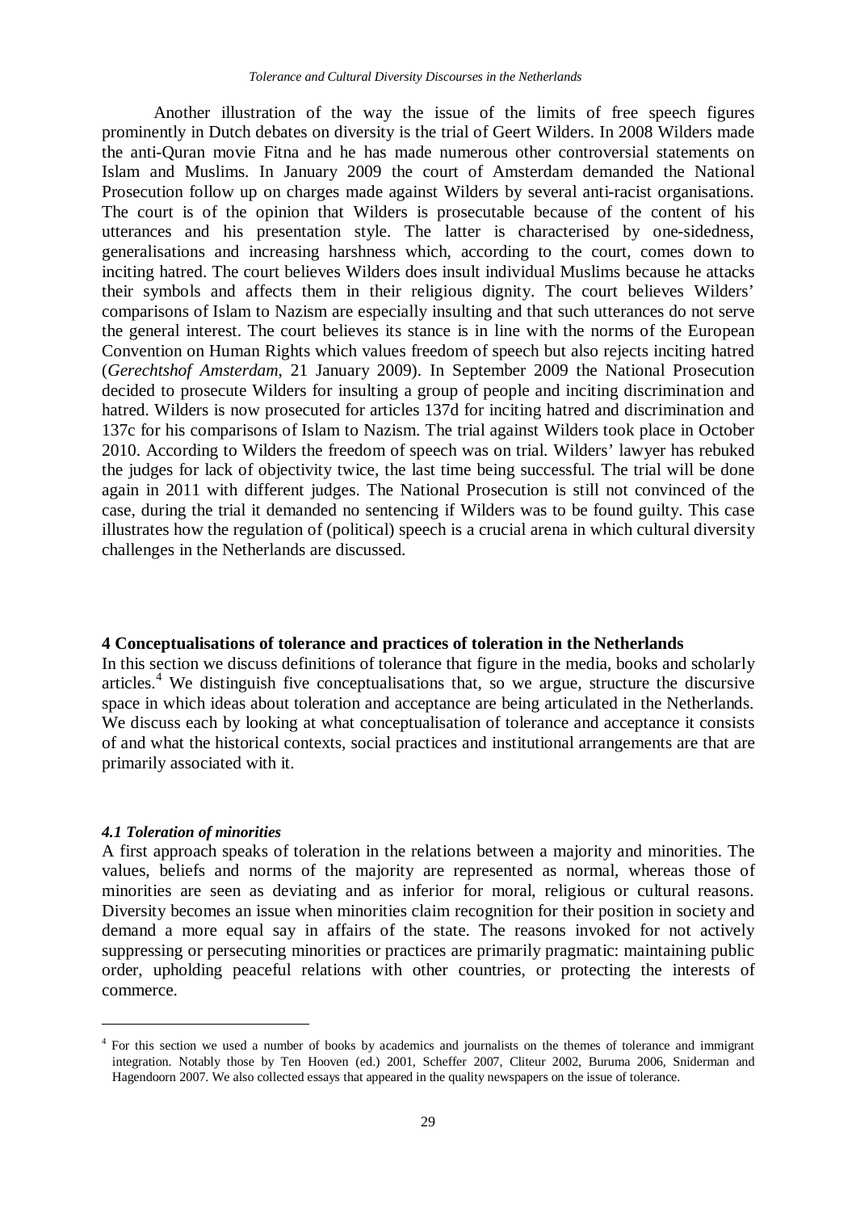Another illustration of the way the issue of the limits of free speech figures prominently in Dutch debates on diversity is the trial of Geert Wilders. In 2008 Wilders made the anti-Quran movie Fitna and he has made numerous other controversial statements on Islam and Muslims. In January 2009 the court of Amsterdam demanded the National Prosecution follow up on charges made against Wilders by several anti-racist organisations. The court is of the opinion that Wilders is prosecutable because of the content of his utterances and his presentation style. The latter is characterised by one-sidedness, generalisations and increasing harshness which, according to the court, comes down to inciting hatred. The court believes Wilders does insult individual Muslims because he attacks their symbols and affects them in their religious dignity. The court believes Wilders' comparisons of Islam to Nazism are especially insulting and that such utterances do not serve the general interest. The court believes its stance is in line with the norms of the European Convention on Human Rights which values freedom of speech but also rejects inciting hatred (*Gerechtshof Amsterdam*, 21 January 2009). In September 2009 the National Prosecution decided to prosecute Wilders for insulting a group of people and inciting discrimination and hatred. Wilders is now prosecuted for articles 137d for inciting hatred and discrimination and 137c for his comparisons of Islam to Nazism. The trial against Wilders took place in October 2010. According to Wilders the freedom of speech was on trial. Wilders' lawyer has rebuked the judges for lack of objectivity twice, the last time being successful. The trial will be done again in 2011 with different judges. The National Prosecution is still not convinced of the case, during the trial it demanded no sentencing if Wilders was to be found guilty. This case illustrates how the regulation of (political) speech is a crucial arena in which cultural diversity challenges in the Netherlands are discussed.

## 4 Conceptualisations of tolerance and practices of toleration in the Netherlands

In this section we discuss definitions of tolerance that figure in the media, books and scholarly articles.[4] We distinguish five conceptualisations that, so we argue, structure the discursive space in which ideas about toleration and acceptance are being articulated in the Netherlands. We discuss each by looking at what conceptualisation of tolerance and acceptance it consists of and what the historical contexts, social practices and institutional arrangements are that are primarily associated with it.

### *4.1 Toleration of minorities*

A first approach speaks of toleration in the relations between a majority and minorities. The values, beliefs and norms of the majority are represented as normal, whereas those of minorities are seen as deviating and as inferior for moral, religious or cultural reasons. Diversity becomes an issue when minorities claim recognition for their position in society and demand a more equal say in affairs of the state. The reasons invoked for not actively suppressing or persecuting minorities or practices are primarily pragmatic: maintaining public order, upholding peaceful relations with other countries, or protecting the interests of commerce.

---

[4] For this section we used a number of books by academics and journalists on the themes of tolerance and immigrant integration. Notably those by Ten Hooven (ed.) 2001, Scheffer 2007, Cliteur 2002, Buruma 2006, Sniderman and Hagendoorn 2007. We also collected essays that appeared in the quality newspapers on the issue of tolerance.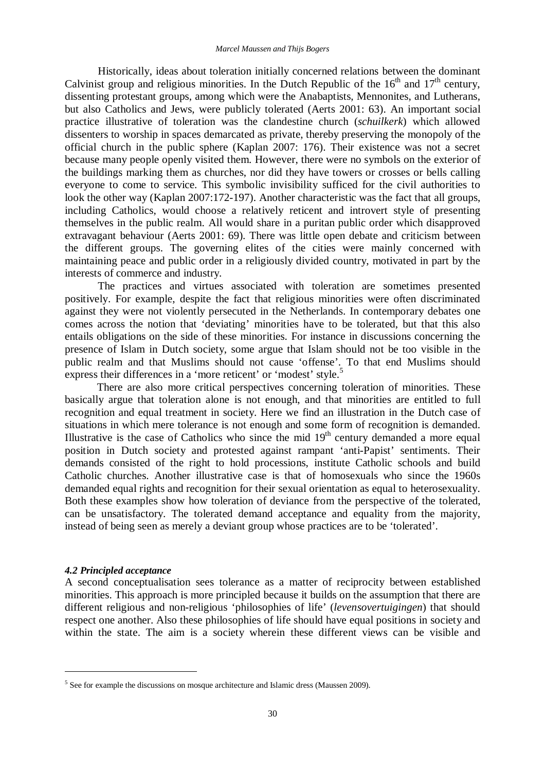Historically, ideas about toleration initially concerned relations between the dominant Calvinist group and religious minorities. In the Dutch Republic of the 16th and 17th century, dissenting protestant groups, among which were the Anabaptists, Mennonites, and Lutherans, but also Catholics and Jews, were publicly tolerated (Aerts 2001: 63). An important social practice illustrative of toleration was the clandestine church (*schuilkerk*) which allowed dissenters to worship in spaces demarcated as private, thereby preserving the monopoly of the official church in the public sphere (Kaplan 2007: 176). Their existence was not a secret because many people openly visited them. However, there were no symbols on the exterior of the buildings marking them as churches, nor did they have towers or crosses or bells calling everyone to come to service. This symbolic invisibility sufficed for the civil authorities to look the other way (Kaplan 2007:172-197). Another characteristic was the fact that all groups, including Catholics, would choose a relatively reticent and introvert style of presenting themselves in the public realm. All would share in a puritan public order which disapproved extravagant behaviour (Aerts 2001: 69). There was little open debate and criticism between the different groups. The governing elites of the cities were mainly concerned with maintaining peace and public order in a religiously divided country, motivated in part by the interests of commerce and industry.

The practices and virtues associated with toleration are sometimes presented positively. For example, despite the fact that religious minorities were often discriminated against they were not violently persecuted in the Netherlands. In contemporary debates one comes across the notion that 'deviating' minorities have to be tolerated, but that this also entails obligations on the side of these minorities. For instance in discussions concerning the presence of Islam in Dutch society, some argue that Islam should not be too visible in the public realm and that Muslims should not cause 'offense'. To that end Muslims should express their differences in a 'more reticent' or 'modest' style.[5]

There are also more critical perspectives concerning toleration of minorities. These basically argue that toleration alone is not enough, and that minorities are entitled to full recognition and equal treatment in society. Here we find an illustration in the Dutch case of situations in which mere tolerance is not enough and some form of recognition is demanded. Illustrative is the case of Catholics who since the mid 19th century demanded a more equal position in Dutch society and protested against rampant 'anti-Papist' sentiments. Their demands consisted of the right to hold processions, institute Catholic schools and build Catholic churches. Another illustrative case is that of homosexuals who since the 1960s demanded equal rights and recognition for their sexual orientation as equal to heterosexuality. Both these examples show how toleration of deviance from the perspective of the tolerated, can be unsatisfactory. The tolerated demand acceptance and equality from the majority, instead of being seen as merely a deviant group whose practices are to be 'tolerated'.

### *4.2 Principled acceptance*

A second conceptualisation sees tolerance as a matter of reciprocity between established minorities. This approach is more principled because it builds on the assumption that there are different religious and non-religious 'philosophies of life' (*levensovertuigingen*) that should respect one another. Also these philosophies of life should have equal positions in society and within the state. The aim is a society wherein these different views can be visible and

[5] See for example the discussions on mosque architecture and Islamic dress (Maussen 2009).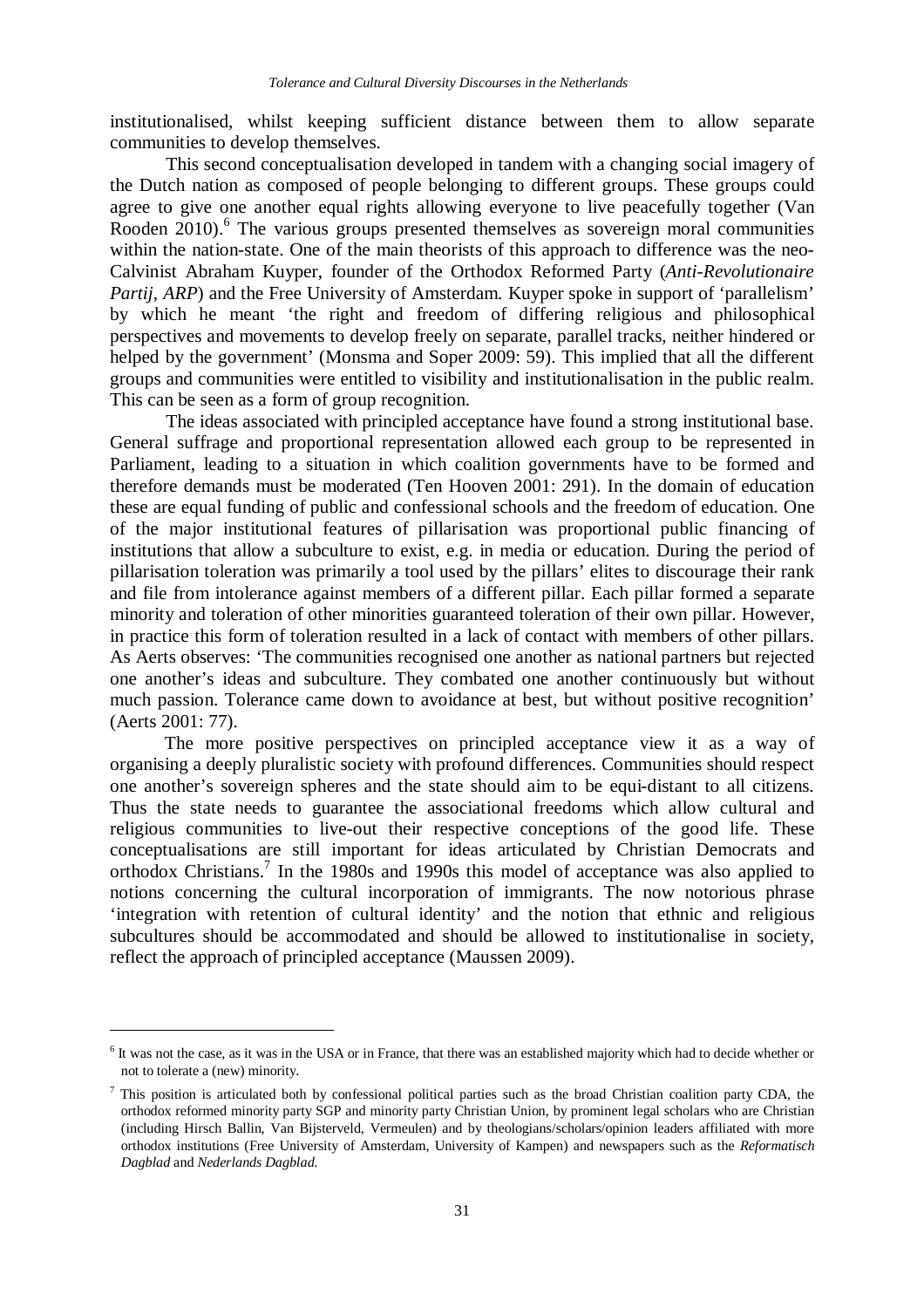institutionalised, whilst keeping sufficient distance between them to allow separate communities to develop themselves.

This second conceptualisation developed in tandem with a changing social imagery of the Dutch nation as composed of people belonging to different groups. These groups could agree to give one another equal rights allowing everyone to live peacefully together (Van Rooden 2010).[6] The various groups presented themselves as sovereign moral communities within the nation-state. One of the main theorists of this approach to difference was the neo-Calvinist Abraham Kuyper, founder of the Orthodox Reformed Party (*Anti-Revolutionaire Partij, ARP*) and the Free University of Amsterdam. Kuyper spoke in support of 'parallelism' by which he meant 'the right and freedom of differing religious and philosophical perspectives and movements to develop freely on separate, parallel tracks, neither hindered or helped by the government' (Monsma and Soper 2009: 59). This implied that all the different groups and communities were entitled to visibility and institutionalisation in the public realm. This can be seen as a form of group recognition.

The ideas associated with principled acceptance have found a strong institutional base. General suffrage and proportional representation allowed each group to be represented in Parliament, leading to a situation in which coalition governments have to be formed and therefore demands must be moderated (Ten Hooven 2001: 291). In the domain of education these are equal funding of public and confessional schools and the freedom of education. One of the major institutional features of pillarisation was proportional public financing of institutions that allow a subculture to exist, e.g. in media or education. During the period of pillarisation toleration was primarily a tool used by the pillars' elites to discourage their rank and file from intolerance against members of a different pillar. Each pillar formed a separate minority and toleration of other minorities guaranteed toleration of their own pillar. However, in practice this form of toleration resulted in a lack of contact with members of other pillars. As Aerts observes: 'The communities recognised one another as national partners but rejected one another's ideas and subculture. They combated one another continuously but without much passion. Tolerance came down to avoidance at best, but without positive recognition' (Aerts 2001: 77).

The more positive perspectives on principled acceptance view it as a way of organising a deeply pluralistic society with profound differences. Communities should respect one another's sovereign spheres and the state should aim to be equi-distant to all citizens. Thus the state needs to guarantee the associational freedoms which allow cultural and religious communities to live-out their respective conceptions of the good life. These conceptualisations are still important for ideas articulated by Christian Democrats and orthodox Christians.[7] In the 1980s and 1990s this model of acceptance was also applied to notions concerning the cultural incorporation of immigrants. The now notorious phrase 'integration with retention of cultural identity' and the notion that ethnic and religious subcultures should be accommodated and should be allowed to institutionalise in society, reflect the approach of principled acceptance (Maussen 2009).

---

[6] It was not the case, as it was in the USA or in France, that there was an established majority which had to decide whether or not to tolerate a (new) minority.

[7] This position is articulated both by confessional political parties such as the broad Christian coalition party CDA, the orthodox reformed minority party SGP and minority party Christian Union, by prominent legal scholars who are Christian (including Hirsch Ballin, Van Bijsterveld, Vermeulen) and by theologians/scholars/opinion leaders affiliated with more orthodox institutions (Free University of Amsterdam, University of Kampen) and newspapers such as the *Reformatisch Dagblad* and *Nederlands Dagblad*.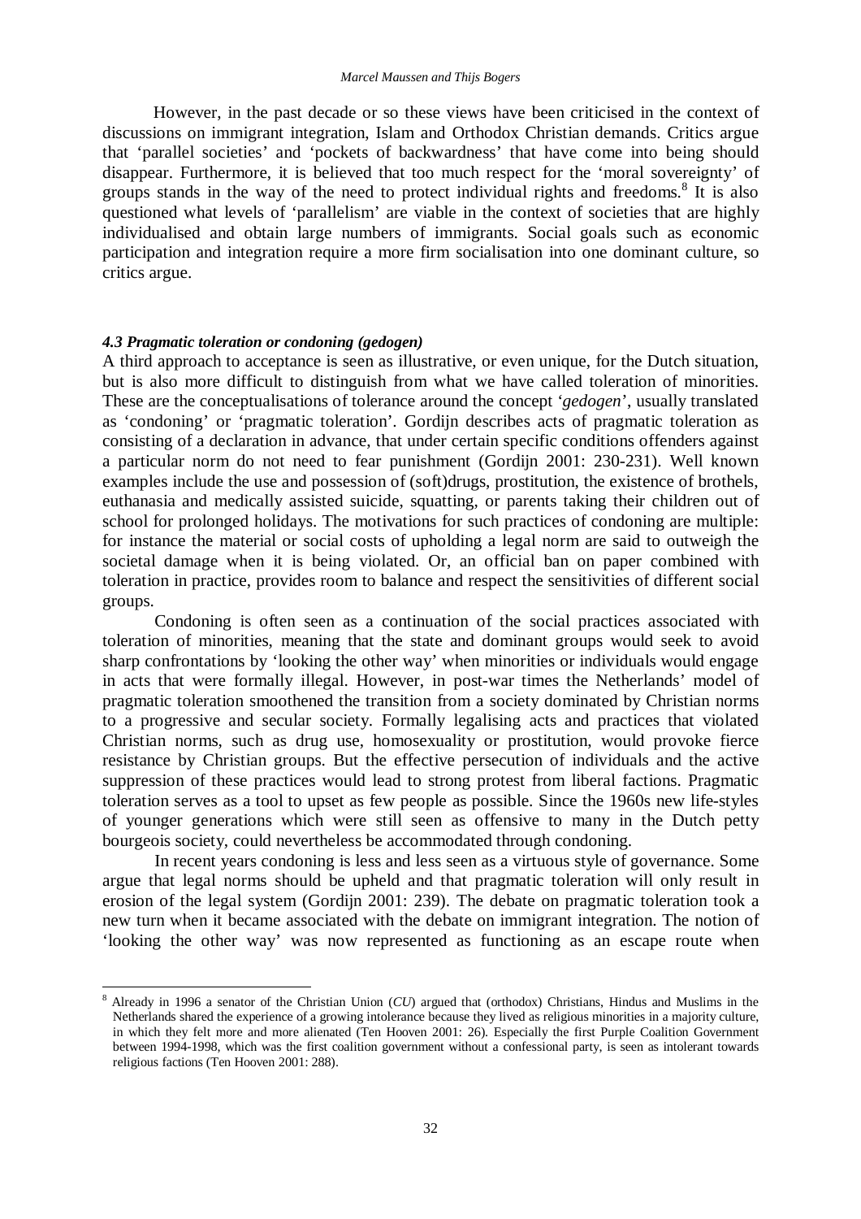However, in the past decade or so these views have been criticised in the context of discussions on immigrant integration, Islam and Orthodox Christian demands. Critics argue that 'parallel societies' and 'pockets of backwardness' that have come into being should disappear. Furthermore, it is believed that too much respect for the 'moral sovereignty' of groups stands in the way of the need to protect individual rights and freedoms.[8] It is also questioned what levels of 'parallelism' are viable in the context of societies that are highly individualised and obtain large numbers of immigrants. Social goals such as economic participation and integration require a more firm socialisation into one dominant culture, so critics argue.

#### *4.3 Pragmatic toleration or condoning (gedogen)*

A third approach to acceptance is seen as illustrative, or even unique, for the Dutch situation, but is also more difficult to distinguish from what we have called toleration of minorities. These are the conceptualisations of tolerance around the concept '*gedogen*', usually translated as 'condoning' or 'pragmatic toleration'. Gordijn describes acts of pragmatic toleration as consisting of a declaration in advance, that under certain specific conditions offenders against a particular norm do not need to fear punishment (Gordijn 2001: 230-231). Well known examples include the use and possession of (soft)drugs, prostitution, the existence of brothels, euthanasia and medically assisted suicide, squatting, or parents taking their children out of school for prolonged holidays. The motivations for such practices of condoning are multiple: for instance the material or social costs of upholding a legal norm are said to outweigh the societal damage when it is being violated. Or, an official ban on paper combined with toleration in practice, provides room to balance and respect the sensitivities of different social groups.

Condoning is often seen as a continuation of the social practices associated with toleration of minorities, meaning that the state and dominant groups would seek to avoid sharp confrontations by 'looking the other way' when minorities or individuals would engage in acts that were formally illegal. However, in post-war times the Netherlands' model of pragmatic toleration smoothened the transition from a society dominated by Christian norms to a progressive and secular society. Formally legalising acts and practices that violated Christian norms, such as drug use, homosexuality or prostitution, would provoke fierce resistance by Christian groups. But the effective persecution of individuals and the active suppression of these practices would lead to strong protest from liberal factions. Pragmatic toleration serves as a tool to upset as few people as possible. Since the 1960s new life-styles of younger generations which were still seen as offensive to many in the Dutch petty bourgeois society, could nevertheless be accommodated through condoning.

In recent years condoning is less and less seen as a virtuous style of governance. Some argue that legal norms should be upheld and that pragmatic toleration will only result in erosion of the legal system (Gordijn 2001: 239). The debate on pragmatic toleration took a new turn when it became associated with the debate on immigrant integration. The notion of 'looking the other way' was now represented as functioning as an escape route when

---

[8] Already in 1996 a senator of the Christian Union (*CU*) argued that (orthodox) Christians, Hindus and Muslims in the Netherlands shared the experience of a growing intolerance because they lived as religious minorities in a majority culture, in which they felt more and more alienated (Ten Hooven 2001: 26). Especially the first Purple Coalition Government between 1994-1998, which was the first coalition government without a confessional party, is seen as intolerant towards religious factions (Ten Hooven 2001: 288).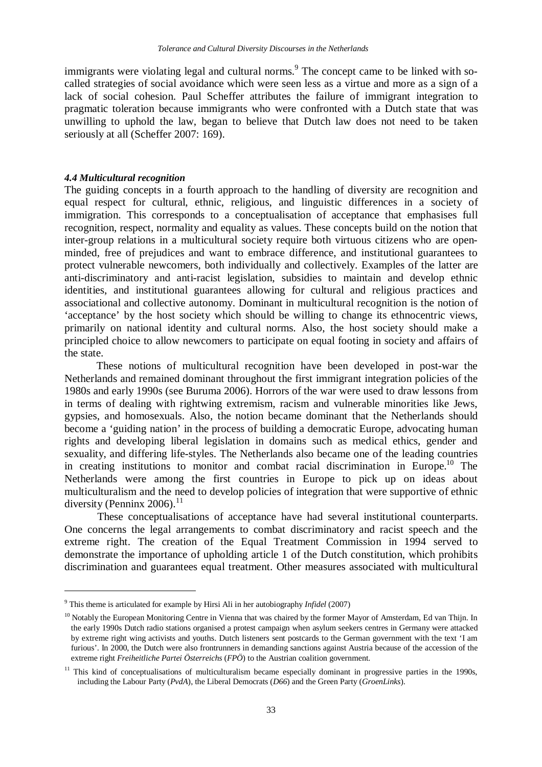immigrants were violating legal and cultural norms.[9] The concept came to be linked with so-called strategies of social avoidance which were seen less as a virtue and more as a sign of a lack of social cohesion. Paul Scheffer attributes the failure of immigrant integration to pragmatic toleration because immigrants who were confronted with a Dutch state that was unwilling to uphold the law, began to believe that Dutch law does not need to be taken seriously at all (Scheffer 2007: 169).

#### *4.4 Multicultural recognition*

The guiding concepts in a fourth approach to the handling of diversity are recognition and equal respect for cultural, ethnic, religious, and linguistic differences in a society of immigration. This corresponds to a conceptualisation of acceptance that emphasises full recognition, respect, normality and equality as values. These concepts build on the notion that inter-group relations in a multicultural society require both virtuous citizens who are open-minded, free of prejudices and want to embrace difference, and institutional guarantees to protect vulnerable newcomers, both individually and collectively. Examples of the latter are anti-discriminatory and anti-racist legislation, subsidies to maintain and develop ethnic identities, and institutional guarantees allowing for cultural and religious practices and associational and collective autonomy. Dominant in multicultural recognition is the notion of 'acceptance' by the host society which should be willing to change its ethnocentric views, primarily on national identity and cultural norms. Also, the host society should make a principled choice to allow newcomers to participate on equal footing in society and affairs of the state.

These notions of multicultural recognition have been developed in post-war the Netherlands and remained dominant throughout the first immigrant integration policies of the 1980s and early 1990s (see Buruma 2006). Horrors of the war were used to draw lessons from in terms of dealing with rightwing extremism, racism and vulnerable minorities like Jews, gypsies, and homosexuals. Also, the notion became dominant that the Netherlands should become a 'guiding nation' in the process of building a democratic Europe, advocating human rights and developing liberal legislation in domains such as medical ethics, gender and sexuality, and differing life-styles. The Netherlands also became one of the leading countries in creating institutions to monitor and combat racial discrimination in Europe.[10] The Netherlands were among the first countries in Europe to pick up on ideas about multiculturalism and the need to develop policies of integration that were supportive of ethnic diversity (Penninx 2006).[11]

These conceptualisations of acceptance have had several institutional counterparts. One concerns the legal arrangements to combat discriminatory and racist speech and the extreme right. The creation of the Equal Treatment Commission in 1994 served to demonstrate the importance of upholding article 1 of the Dutch constitution, which prohibits discrimination and guarantees equal treatment. Other measures associated with multicultural

---

[9] This theme is articulated for example by Hirsi Ali in her autobiography *Infidel* (2007)

[10] Notably the European Monitoring Centre in Vienna that was chaired by the former Mayor of Amsterdam, Ed van Thijn. In the early 1990s Dutch radio stations organised a protest campaign when asylum seekers centres in Germany were attacked by extreme right wing activists and youths. Dutch listeners sent postcards to the German government with the text 'I am furious'. In 2000, the Dutch were also frontrunners in demanding sanctions against Austria because of the accession of the extreme right *Freiheitliche Partei Österreichs* (*FPÖ*) to the Austrian coalition government.

[11] This kind of conceptualisations of multiculturalism became especially dominant in progressive parties in the 1990s, including the Labour Party (*PvdA*), the Liberal Democrats (*D66*) and the Green Party (*GroenLinks*).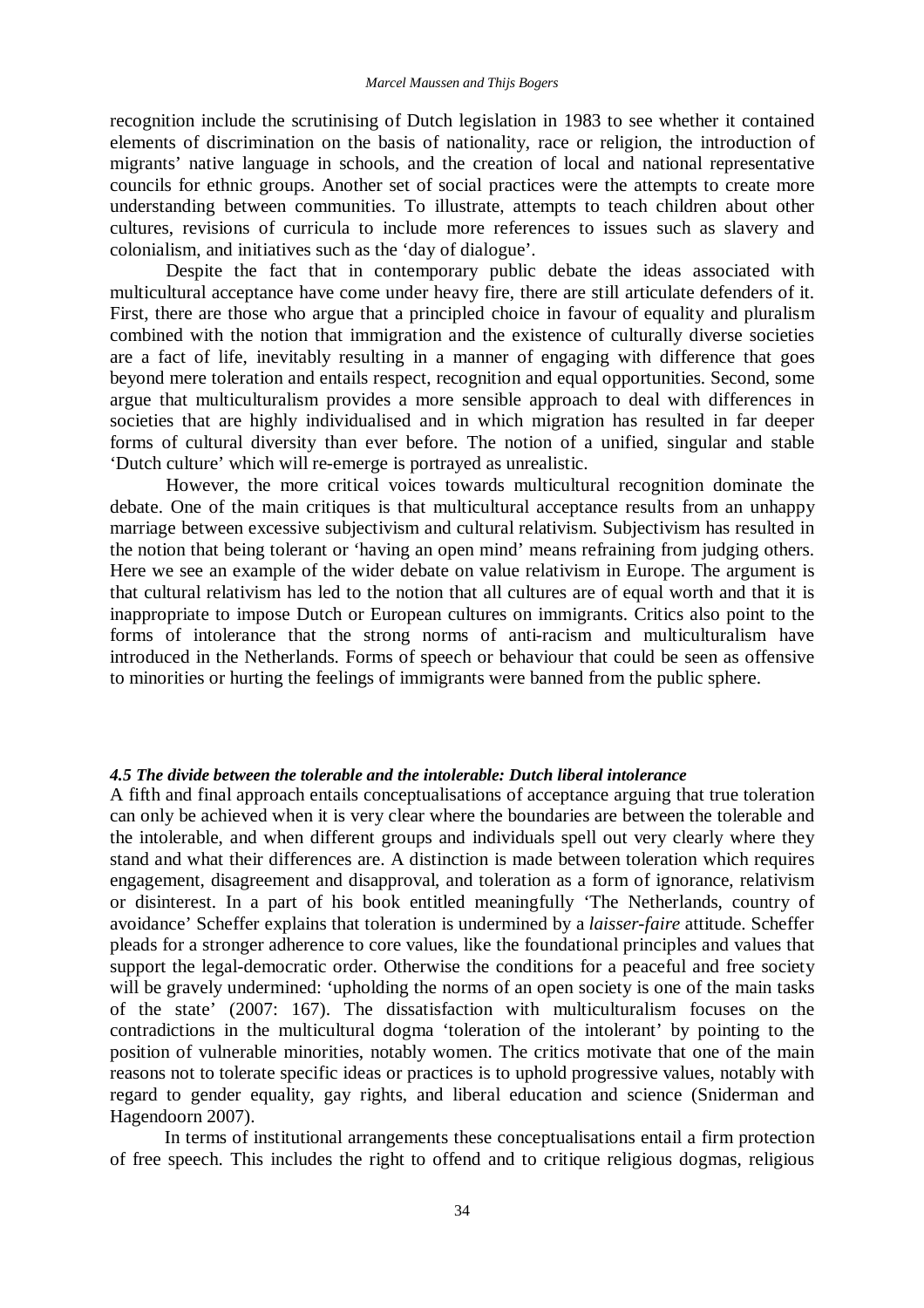recognition include the scrutinising of Dutch legislation in 1983 to see whether it contained elements of discrimination on the basis of nationality, race or religion, the introduction of migrants' native language in schools, and the creation of local and national representative councils for ethnic groups. Another set of social practices were the attempts to create more understanding between communities. To illustrate, attempts to teach children about other cultures, revisions of curricula to include more references to issues such as slavery and colonialism, and initiatives such as the 'day of dialogue'.

Despite the fact that in contemporary public debate the ideas associated with multicultural acceptance have come under heavy fire, there are still articulate defenders of it. First, there are those who argue that a principled choice in favour of equality and pluralism combined with the notion that immigration and the existence of culturally diverse societies are a fact of life, inevitably resulting in a manner of engaging with difference that goes beyond mere toleration and entails respect, recognition and equal opportunities. Second, some argue that multiculturalism provides a more sensible approach to deal with differences in societies that are highly individualised and in which migration has resulted in far deeper forms of cultural diversity than ever before. The notion of a unified, singular and stable 'Dutch culture' which will re-emerge is portrayed as unrealistic.

However, the more critical voices towards multicultural recognition dominate the debate. One of the main critiques is that multicultural acceptance results from an unhappy marriage between excessive subjectivism and cultural relativism. Subjectivism has resulted in the notion that being tolerant or 'having an open mind' means refraining from judging others. Here we see an example of the wider debate on value relativism in Europe. The argument is that cultural relativism has led to the notion that all cultures are of equal worth and that it is inappropriate to impose Dutch or European cultures on immigrants. Critics also point to the forms of intolerance that the strong norms of anti-racism and multiculturalism have introduced in the Netherlands. Forms of speech or behaviour that could be seen as offensive to minorities or hurting the feelings of immigrants were banned from the public sphere.

#### *4.5 The divide between the tolerable and the intolerable: Dutch liberal intolerance*

A fifth and final approach entails conceptualisations of acceptance arguing that true toleration can only be achieved when it is very clear where the boundaries are between the tolerable and the intolerable, and when different groups and individuals spell out very clearly where they stand and what their differences are. A distinction is made between toleration which requires engagement, disagreement and disapproval, and toleration as a form of ignorance, relativism or disinterest. In a part of his book entitled meaningfully 'The Netherlands, country of avoidance' Scheffer explains that toleration is undermined by a *laisser-faire* attitude. Scheffer pleads for a stronger adherence to core values, like the foundational principles and values that support the legal-democratic order. Otherwise the conditions for a peaceful and free society will be gravely undermined: 'upholding the norms of an open society is one of the main tasks of the state' (2007: 167). The dissatisfaction with multiculturalism focuses on the contradictions in the multicultural dogma 'toleration of the intolerant' by pointing to the position of vulnerable minorities, notably women. The critics motivate that one of the main reasons not to tolerate specific ideas or practices is to uphold progressive values, notably with regard to gender equality, gay rights, and liberal education and science (Sniderman and Hagendoorn 2007).

In terms of institutional arrangements these conceptualisations entail a firm protection of free speech. This includes the right to offend and to critique religious dogmas, religious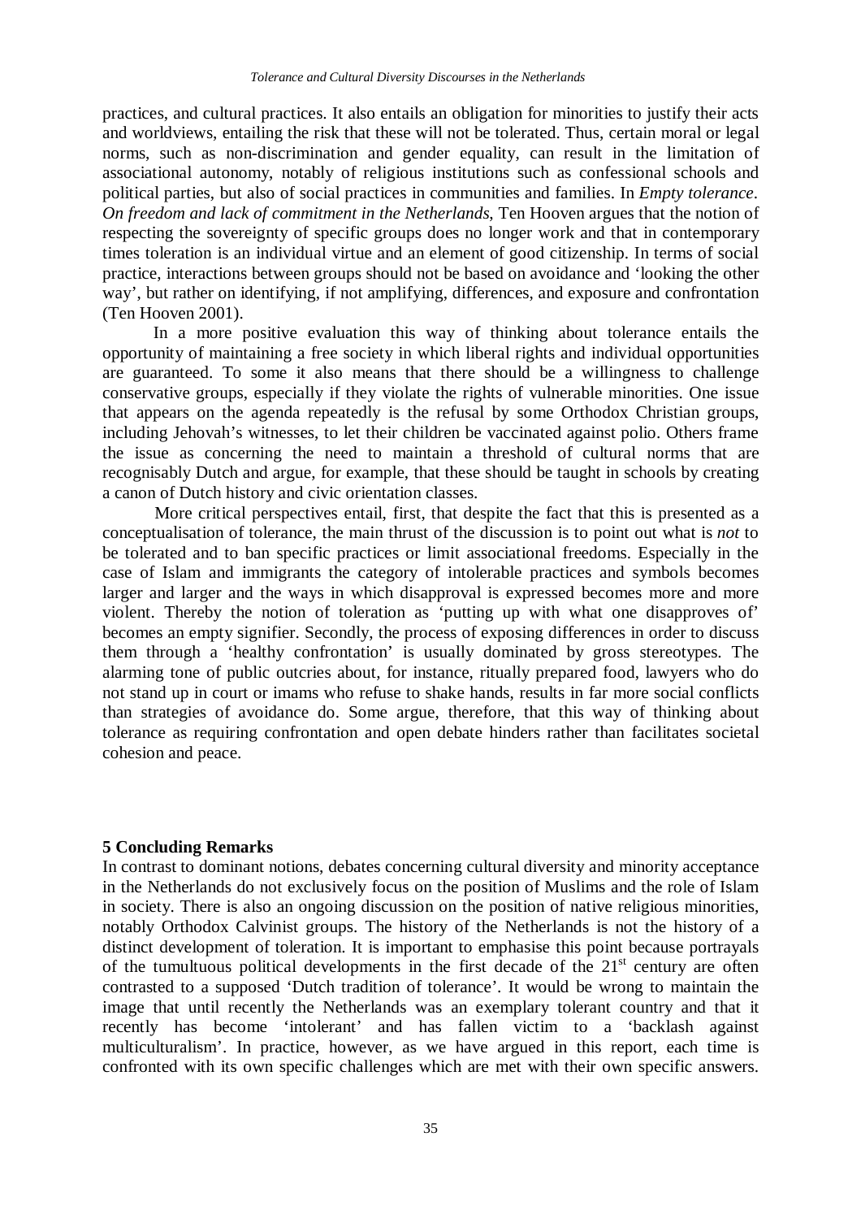practices, and cultural practices. It also entails an obligation for minorities to justify their acts and worldviews, entailing the risk that these will not be tolerated. Thus, certain moral or legal norms, such as non-discrimination and gender equality, can result in the limitation of associational autonomy, notably of religious institutions such as confessional schools and political parties, but also of social practices in communities and families. In *Empty tolerance. On freedom and lack of commitment in the Netherlands*, Ten Hooven argues that the notion of respecting the sovereignty of specific groups does no longer work and that in contemporary times toleration is an individual virtue and an element of good citizenship. In terms of social practice, interactions between groups should not be based on avoidance and 'looking the other way', but rather on identifying, if not amplifying, differences, and exposure and confrontation (Ten Hooven 2001).

In a more positive evaluation this way of thinking about tolerance entails the opportunity of maintaining a free society in which liberal rights and individual opportunities are guaranteed. To some it also means that there should be a willingness to challenge conservative groups, especially if they violate the rights of vulnerable minorities. One issue that appears on the agenda repeatedly is the refusal by some Orthodox Christian groups, including Jehovah's witnesses, to let their children be vaccinated against polio. Others frame the issue as concerning the need to maintain a threshold of cultural norms that are recognisably Dutch and argue, for example, that these should be taught in schools by creating a canon of Dutch history and civic orientation classes.

More critical perspectives entail, first, that despite the fact that this is presented as a conceptualisation of tolerance, the main thrust of the discussion is to point out what is *not* to be tolerated and to ban specific practices or limit associational freedoms. Especially in the case of Islam and immigrants the category of intolerable practices and symbols becomes larger and larger and the ways in which disapproval is expressed becomes more and more violent. Thereby the notion of toleration as 'putting up with what one disapproves of' becomes an empty signifier. Secondly, the process of exposing differences in order to discuss them through a 'healthy confrontation' is usually dominated by gross stereotypes. The alarming tone of public outcries about, for instance, ritually prepared food, lawyers who do not stand up in court or imams who refuse to shake hands, results in far more social conflicts than strategies of avoidance do. Some argue, therefore, that this way of thinking about tolerance as requiring confrontation and open debate hinders rather than facilitates societal cohesion and peace.

## 5 Concluding Remarks

In contrast to dominant notions, debates concerning cultural diversity and minority acceptance in the Netherlands do not exclusively focus on the position of Muslims and the role of Islam in society. There is also an ongoing discussion on the position of native religious minorities, notably Orthodox Calvinist groups. The history of the Netherlands is not the history of a distinct development of toleration. It is important to emphasise this point because portrayals of the tumultuous political developments in the first decade of the 21st century are often contrasted to a supposed 'Dutch tradition of tolerance'. It would be wrong to maintain the image that until recently the Netherlands was an exemplary tolerant country and that it recently has become 'intolerant' and has fallen victim to a 'backlash against multiculturalism'. In practice, however, as we have argued in this report, each time is confronted with its own specific challenges which are met with their own specific answers.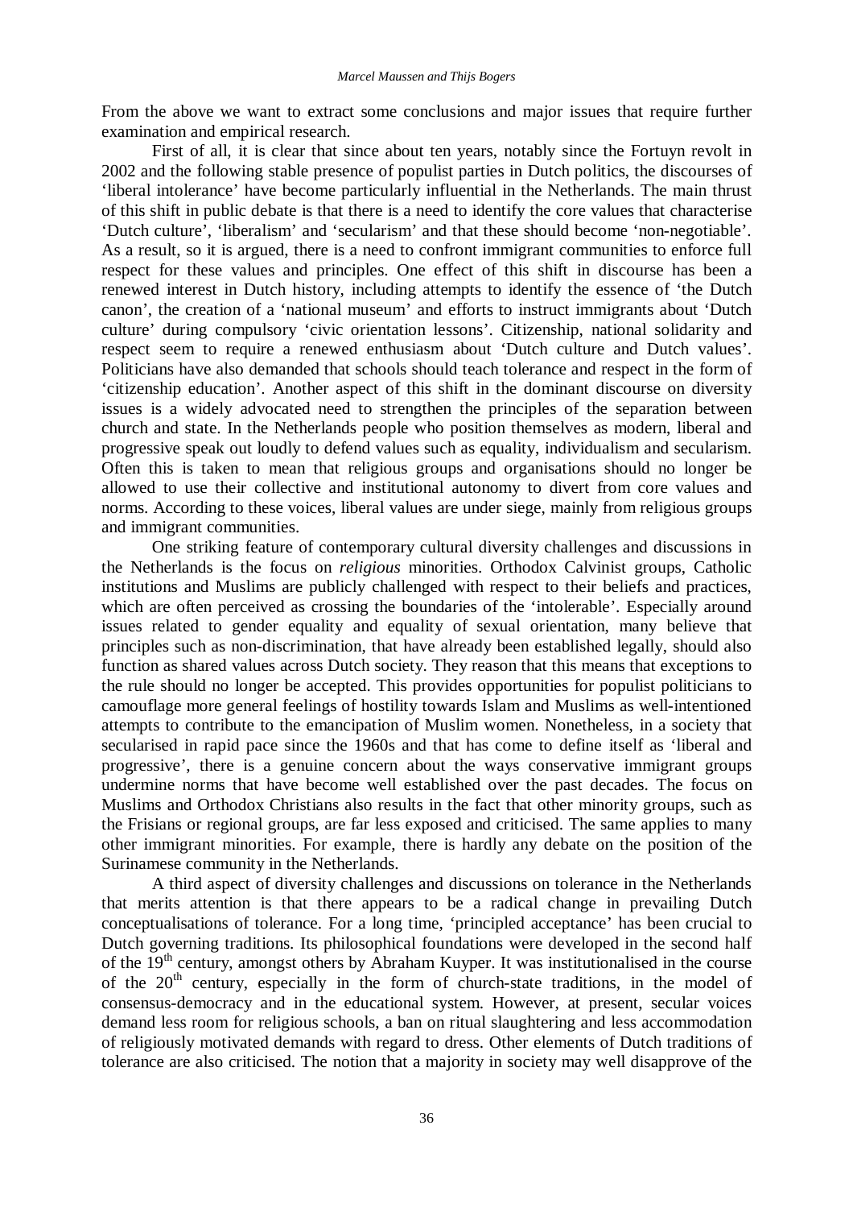From the above we want to extract some conclusions and major issues that require further examination and empirical research.

First of all, it is clear that since about ten years, notably since the Fortuyn revolt in 2002 and the following stable presence of populist parties in Dutch politics, the discourses of 'liberal intolerance' have become particularly influential in the Netherlands. The main thrust of this shift in public debate is that there is a need to identify the core values that characterise 'Dutch culture', 'liberalism' and 'secularism' and that these should become 'non-negotiable'. As a result, so it is argued, there is a need to confront immigrant communities to enforce full respect for these values and principles. One effect of this shift in discourse has been a renewed interest in Dutch history, including attempts to identify the essence of 'the Dutch canon', the creation of a 'national museum' and efforts to instruct immigrants about 'Dutch culture' during compulsory 'civic orientation lessons'. Citizenship, national solidarity and respect seem to require a renewed enthusiasm about 'Dutch culture and Dutch values'. Politicians have also demanded that schools should teach tolerance and respect in the form of 'citizenship education'. Another aspect of this shift in the dominant discourse on diversity issues is a widely advocated need to strengthen the principles of the separation between church and state. In the Netherlands people who position themselves as modern, liberal and progressive speak out loudly to defend values such as equality, individualism and secularism. Often this is taken to mean that religious groups and organisations should no longer be allowed to use their collective and institutional autonomy to divert from core values and norms. According to these voices, liberal values are under siege, mainly from religious groups and immigrant communities.

One striking feature of contemporary cultural diversity challenges and discussions in the Netherlands is the focus on *religious* minorities. Orthodox Calvinist groups, Catholic institutions and Muslims are publicly challenged with respect to their beliefs and practices, which are often perceived as crossing the boundaries of the 'intolerable'. Especially around issues related to gender equality and equality of sexual orientation, many believe that principles such as non-discrimination, that have already been established legally, should also function as shared values across Dutch society. They reason that this means that exceptions to the rule should no longer be accepted. This provides opportunities for populist politicians to camouflage more general feelings of hostility towards Islam and Muslims as well-intentioned attempts to contribute to the emancipation of Muslim women. Nonetheless, in a society that secularised in rapid pace since the 1960s and that has come to define itself as 'liberal and progressive', there is a genuine concern about the ways conservative immigrant groups undermine norms that have become well established over the past decades. The focus on Muslims and Orthodox Christians also results in the fact that other minority groups, such as the Frisians or regional groups, are far less exposed and criticised. The same applies to many other immigrant minorities. For example, there is hardly any debate on the position of the Surinamese community in the Netherlands.

A third aspect of diversity challenges and discussions on tolerance in the Netherlands that merits attention is that there appears to be a radical change in prevailing Dutch conceptualisations of tolerance. For a long time, 'principled acceptance' has been crucial to Dutch governing traditions. Its philosophical foundations were developed in the second half of the 19th century, amongst others by Abraham Kuyper. It was institutionalised in the course of the 20th century, especially in the form of church-state traditions, in the model of consensus-democracy and in the educational system. However, at present, secular voices demand less room for religious schools, a ban on ritual slaughtering and less accommodation of religiously motivated demands with regard to dress. Other elements of Dutch traditions of tolerance are also criticised. The notion that a majority in society may well disapprove of the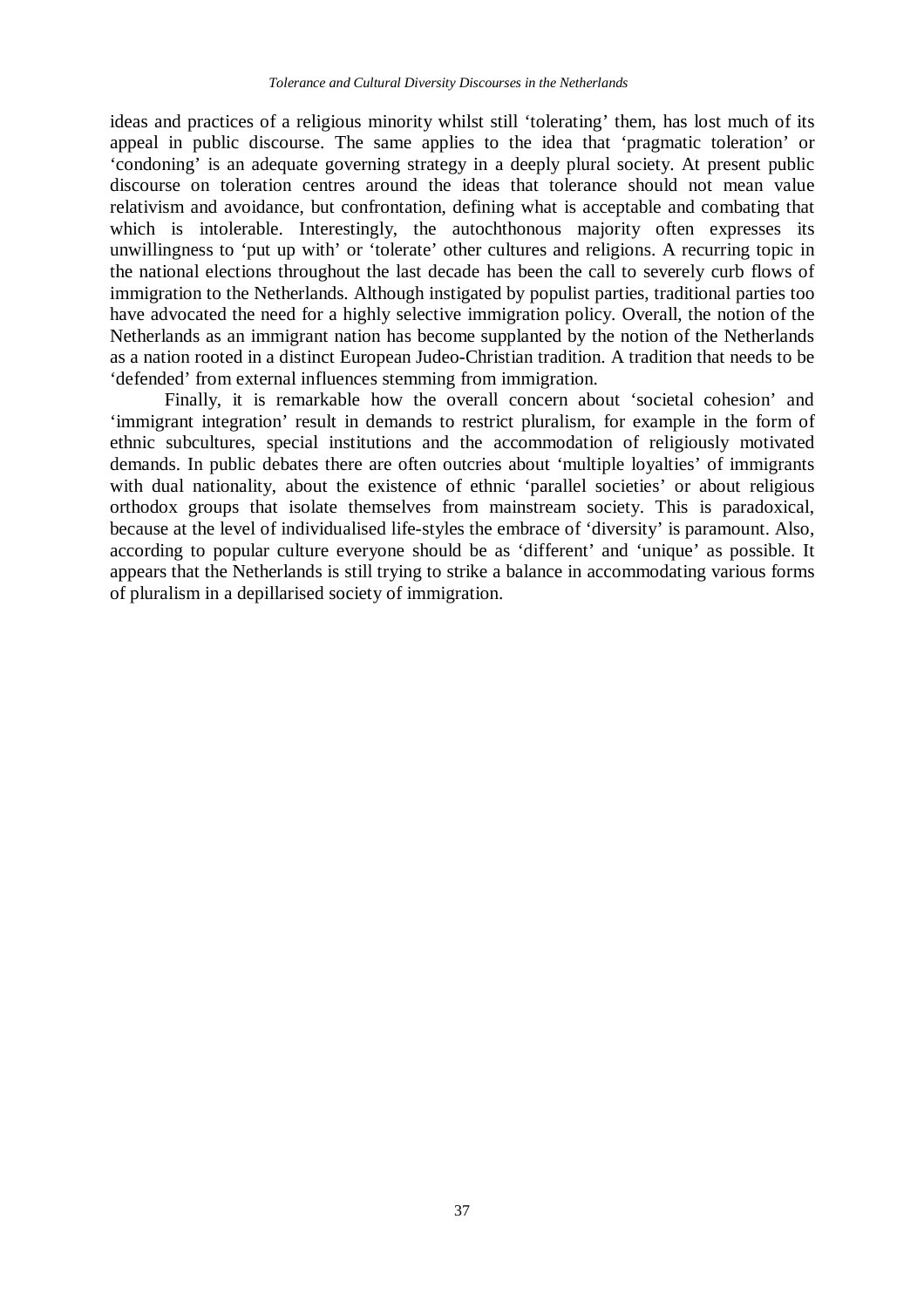ideas and practices of a religious minority whilst still 'tolerating' them, has lost much of its appeal in public discourse. The same applies to the idea that 'pragmatic toleration' or 'condoning' is an adequate governing strategy in a deeply plural society. At present public discourse on toleration centres around the ideas that tolerance should not mean value relativism and avoidance, but confrontation, defining what is acceptable and combating that which is intolerable. Interestingly, the autochthonous majority often expresses its unwillingness to 'put up with' or 'tolerate' other cultures and religions. A recurring topic in the national elections throughout the last decade has been the call to severely curb flows of immigration to the Netherlands. Although instigated by populist parties, traditional parties too have advocated the need for a highly selective immigration policy. Overall, the notion of the Netherlands as an immigrant nation has become supplanted by the notion of the Netherlands as a nation rooted in a distinct European Judeo-Christian tradition. A tradition that needs to be 'defended' from external influences stemming from immigration.

Finally, it is remarkable how the overall concern about 'societal cohesion' and 'immigrant integration' result in demands to restrict pluralism, for example in the form of ethnic subcultures, special institutions and the accommodation of religiously motivated demands. In public debates there are often outcries about 'multiple loyalties' of immigrants with dual nationality, about the existence of ethnic 'parallel societies' or about religious orthodox groups that isolate themselves from mainstream society. This is paradoxical, because at the level of individualised life-styles the embrace of 'diversity' is paramount. Also, according to popular culture everyone should be as 'different' and 'unique' as possible. It appears that the Netherlands is still trying to strike a balance in accommodating various forms of pluralism in a depillarised society of immigration.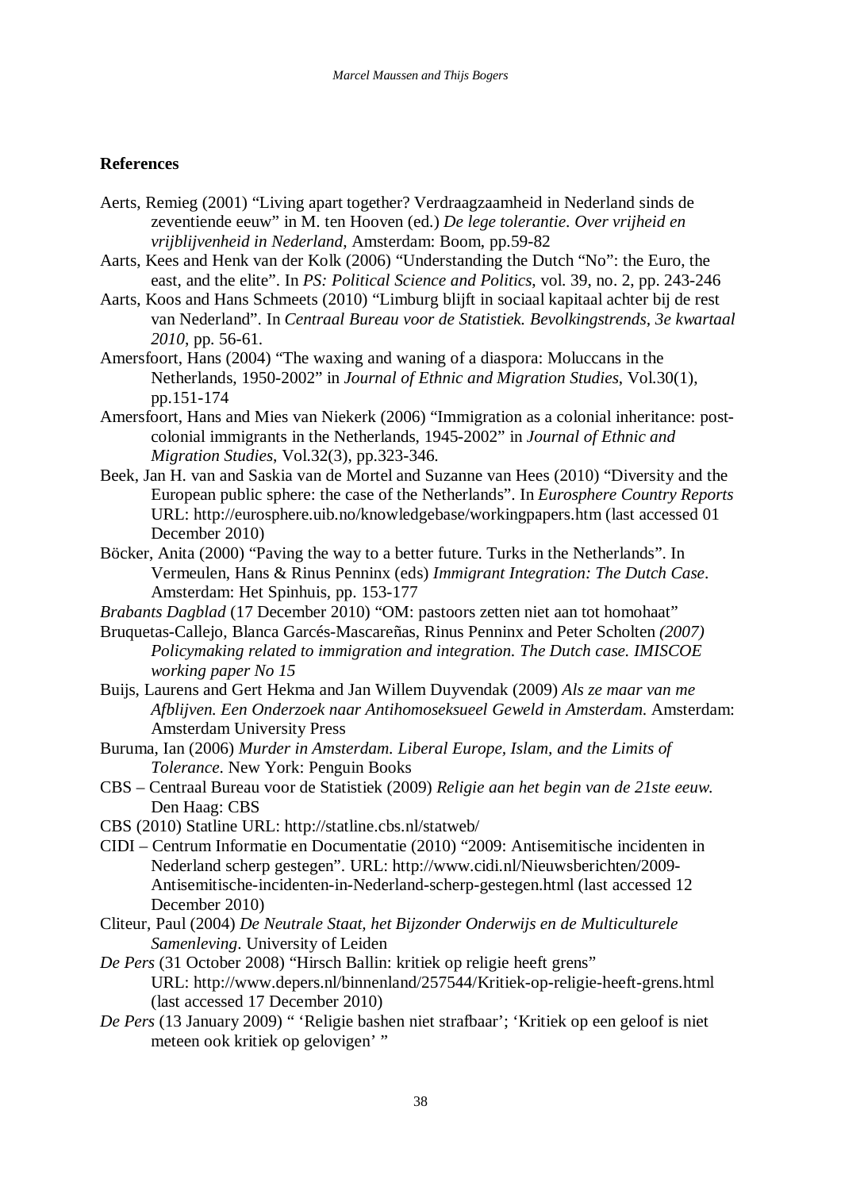**References**

Aerts, Remieg (2001) "Living apart together? Verdraagzaamheid in Nederland sinds de zeventiende eeuw" in M. ten Hooven (ed.) *De lege tolerantie. Over vrijheid en vrijblijvenheid in Nederland*, Amsterdam: Boom, pp.59-82

Aarts, Kees and Henk van der Kolk (2006) "Understanding the Dutch "No": the Euro, the east, and the elite". In *PS: Political Science and Politics*, vol. 39, no. 2, pp. 243-246

Aarts, Koos and Hans Schmeets (2010) "Limburg blijft in sociaal kapitaal achter bij de rest van Nederland". In *Centraal Bureau voor de Statistiek. Bevolkingstrends, 3e kwartaal 2010*, pp. 56-61.

Amersfoort, Hans (2004) "The waxing and waning of a diaspora: Moluccans in the Netherlands, 1950-2002" in *Journal of Ethnic and Migration Studies*, Vol.30(1), pp.151-174

Amersfoort, Hans and Mies van Niekerk (2006) "Immigration as a colonial inheritance: post-colonial immigrants in the Netherlands, 1945-2002" in *Journal of Ethnic and Migration Studies*, Vol.32(3), pp.323-346.

Beek, Jan H. van and Saskia van de Mortel and Suzanne van Hees (2010) "Diversity and the European public sphere: the case of the Netherlands". In *Eurosphere Country Reports* URL: http://eurosphere.uib.no/knowledgebase/workingpapers.htm (last accessed 01 December 2010)

Böcker, Anita (2000) "Paving the way to a better future. Turks in the Netherlands". In Vermeulen, Hans & Rinus Penninx (eds) *Immigrant Integration: The Dutch Case*. Amsterdam: Het Spinhuis, pp. 153-177

*Brabants Dagblad* (17 December 2010) "OM: pastoors zetten niet aan tot homohaat"

Bruquetas-Callejo, Blanca Garcés-Mascareñas, Rinus Penninx and Peter Scholten *(2007) Policymaking related to immigration and integration. The Dutch case. IMISCOE working paper No 15*

Buijs, Laurens and Gert Hekma and Jan Willem Duyvendak (2009) *Als ze maar van me Afblijven. Een Onderzoek naar Antihomoseksueel Geweld in Amsterdam*. Amsterdam: Amsterdam University Press

Buruma, Ian (2006) *Murder in Amsterdam. Liberal Europe, Islam, and the Limits of Tolerance*. New York: Penguin Books

CBS – Centraal Bureau voor de Statistiek (2009) *Religie aan het begin van de 21ste eeuw.* Den Haag: CBS

CBS (2010) Statline URL: http://statline.cbs.nl/statweb/

CIDI – Centrum Informatie en Documentatie (2010) "2009: Antisemitische incidenten in Nederland scherp gestegen". URL: http://www.cidi.nl/Nieuwsberichten/2009-Antisemitische-incidenten-in-Nederland-scherp-gestegen.html (last accessed 12 December 2010)

Cliteur, Paul (2004) *De Neutrale Staat, het Bijzonder Onderwijs en de Multiculturele Samenleving*. University of Leiden

*De Pers* (31 October 2008) "Hirsch Ballin: kritiek op religie heeft grens" URL: http://www.depers.nl/binnenland/257544/Kritiek-op-religie-heeft-grens.html (last accessed 17 December 2010)

*De Pers* (13 January 2009) " 'Religie bashen niet strafbaar'; 'Kritiek op een geloof is niet meteen ook kritiek op gelovigen' "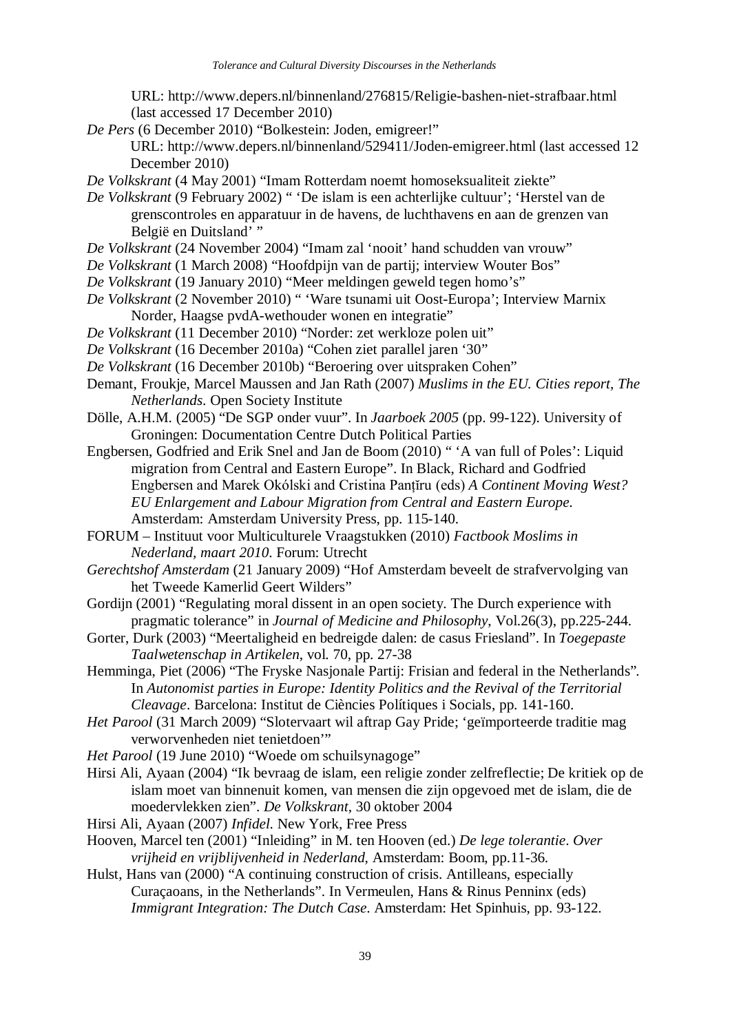URL: http://www.depers.nl/binnenland/276815/Religie-bashen-niet-strafbaar.html (last accessed 17 December 2010)

*De Pers* (6 December 2010) "Bolkestein: Joden, emigreer!" URL: http://www.depers.nl/binnenland/529411/Joden-emigreer.html (last accessed 12 December 2010)

*De Volkskrant* (4 May 2001) "Imam Rotterdam noemt homoseksualiteit ziekte"

*De Volkskrant* (9 February 2002) " 'De islam is een achterlijke cultuur'; 'Herstel van de grenscontroles en apparatuur in de havens, de luchthavens en aan de grenzen van België en Duitsland' "

*De Volkskrant* (24 November 2004) "Imam zal 'nooit' hand schudden van vrouw"

*De Volkskrant* (1 March 2008) "Hoofdpijn van de partij; interview Wouter Bos"

*De Volkskrant* (19 January 2010) "Meer meldingen geweld tegen homo's"

*De Volkskrant* (2 November 2010) " 'Ware tsunami uit Oost-Europa'; Interview Marnix Norder, Haagse pvdA-wethouder wonen en integratie"

*De Volkskrant* (11 December 2010) "Norder: zet werkloze polen uit"

*De Volkskrant* (16 December 2010a) "Cohen ziet parallel jaren '30"

*De Volkskrant* (16 December 2010b) "Beroering over uitspraken Cohen"

Demant, Froukje, Marcel Maussen and Jan Rath (2007) *Muslims in the EU. Cities report, The Netherlands.* Open Society Institute

Dölle, A.H.M. (2005) "De SGP onder vuur". In *Jaarboek 2005* (pp. 99-122). University of Groningen: Documentation Centre Dutch Political Parties

Engbersen, Godfried and Erik Snel and Jan de Boom (2010) " 'A van full of Poles': Liquid migration from Central and Eastern Europe". In Black, Richard and Godfried Engbersen and Marek Okólski and Cristina Panțîru (eds) *A Continent Moving West? EU Enlargement and Labour Migration from Central and Eastern Europe.* Amsterdam: Amsterdam University Press, pp. 115-140.

FORUM – Instituut voor Multiculturele Vraagstukken (2010) *Factbook Moslims in Nederland, maart 2010*. Forum: Utrecht

*Gerechtshof Amsterdam* (21 January 2009) "Hof Amsterdam beveelt de strafvervolging van het Tweede Kamerlid Geert Wilders"

Gordijn (2001) "Regulating moral dissent in an open society. The Durch experience with pragmatic tolerance" in *Journal of Medicine and Philosophy*, Vol.26(3), pp.225-244.

Gorter, Durk (2003) "Meertaligheid en bedreigde dalen: de casus Friesland". In *Toegepaste Taalwetenschap in Artikelen*, vol. 70, pp. 27-38

Hemminga, Piet (2006) "The Fryske Nasjonale Partij: Frisian and federal in the Netherlands". In *Autonomist parties in Europe: Identity Politics and the Revival of the Territorial Cleavage*. Barcelona: Institut de Ciències Polítiques i Socials, pp. 141-160.

*Het Parool* (31 March 2009) "Slotervaart wil aftrap Gay Pride; 'geïmporteerde traditie mag verworvenheden niet tenietdoen'"

*Het Parool* (19 June 2010) "Woede om schuilsynagoge"

Hirsi Ali, Ayaan (2004) "Ik bevraag de islam, een religie zonder zelfreflectie; De kritiek op de islam moet van binnenuit komen, van mensen die zijn opgevoed met de islam, die de moedervlekken zien". *De Volkskrant*, 30 oktober 2004

Hirsi Ali, Ayaan (2007) *Infidel.* New York, Free Press

Hooven, Marcel ten (2001) "Inleiding" in M. ten Hooven (ed.) *De lege tolerantie. Over vrijheid en vrijblijvenheid in Nederland*, Amsterdam: Boom, pp.11-36.

Hulst, Hans van (2000) "A continuing construction of crisis. Antilleans, especially Curaçaoans, in the Netherlands". In Vermeulen, Hans & Rinus Penninx (eds) *Immigrant Integration: The Dutch Case.* Amsterdam: Het Spinhuis, pp. 93-122.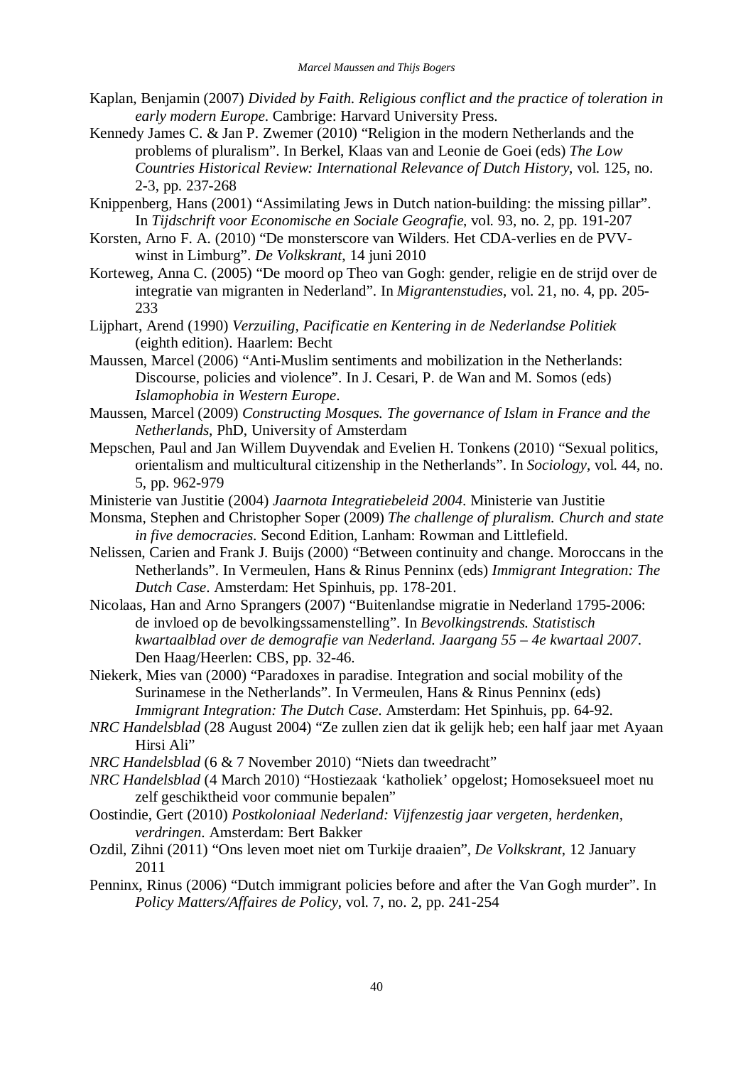Kaplan, Benjamin (2007) *Divided by Faith. Religious conflict and the practice of toleration in early modern Europe*. Cambrige: Harvard University Press.

Kennedy James C. & Jan P. Zwemer (2010) "Religion in the modern Netherlands and the problems of pluralism". In Berkel, Klaas van and Leonie de Goei (eds) *The Low Countries Historical Review: International Relevance of Dutch History*, vol. 125, no. 2-3, pp. 237-268

Knippenberg, Hans (2001) "Assimilating Jews in Dutch nation-building: the missing pillar". In *Tijdschrift voor Economische en Sociale Geografie*, vol. 93, no. 2, pp. 191-207

Korsten, Arno F. A. (2010) "De monsterscore van Wilders. Het CDA-verlies en de PVV-winst in Limburg". *De Volkskrant*, 14 juni 2010

Korteweg, Anna C. (2005) "De moord op Theo van Gogh: gender, religie en de strijd over de integratie van migranten in Nederland". In *Migrantenstudies*, vol. 21, no. 4, pp. 205-233

Lijphart, Arend (1990) *Verzuiling, Pacificatie en Kentering in de Nederlandse Politiek* (eighth edition). Haarlem: Becht

Maussen, Marcel (2006) "Anti-Muslim sentiments and mobilization in the Netherlands: Discourse, policies and violence". In J. Cesari, P. de Wan and M. Somos (eds) *Islamophobia in Western Europe*.

Maussen, Marcel (2009) *Constructing Mosques. The governance of Islam in France and the Netherlands*, PhD, University of Amsterdam

Mepschen, Paul and Jan Willem Duyvendak and Evelien H. Tonkens (2010) "Sexual politics, orientalism and multicultural citizenship in the Netherlands". In *Sociology*, vol. 44, no. 5, pp. 962-979

Ministerie van Justitie (2004) *Jaarnota Integratiebeleid 2004*. Ministerie van Justitie

Monsma, Stephen and Christopher Soper (2009) *The challenge of pluralism. Church and state in five democracies*. Second Edition, Lanham: Rowman and Littlefield.

Nelissen, Carien and Frank J. Buijs (2000) "Between continuity and change. Moroccans in the Netherlands". In Vermeulen, Hans & Rinus Penninx (eds) *Immigrant Integration: The Dutch Case*. Amsterdam: Het Spinhuis, pp. 178-201.

Nicolaas, Han and Arno Sprangers (2007) "Buitenlandse migratie in Nederland 1795-2006: de invloed op de bevolkingssamenstelling". In *Bevolkingstrends. Statistisch kwartaalblad over de demografie van Nederland. Jaargang 55 – 4e kwartaal 2007*. Den Haag/Heerlen: CBS, pp. 32-46.

Niekerk, Mies van (2000) "Paradoxes in paradise. Integration and social mobility of the Surinamese in the Netherlands". In Vermeulen, Hans & Rinus Penninx (eds) *Immigrant Integration: The Dutch Case*. Amsterdam: Het Spinhuis, pp. 64-92.

*NRC Handelsblad* (28 August 2004) "Ze zullen zien dat ik gelijk heb; een half jaar met Ayaan Hirsi Ali"

*NRC Handelsblad* (6 & 7 November 2010) "Niets dan tweedracht"

*NRC Handelsblad* (4 March 2010) "Hostiezaak 'katholiek' opgelost; Homoseksueel moet nu zelf geschiktheid voor communie bepalen"

Oostindie, Gert (2010) *Postkoloniaal Nederland: Vijfenzestig jaar vergeten, herdenken, verdringen*. Amsterdam: Bert Bakker

Ozdil, Zihni (2011) "Ons leven moet niet om Turkije draaien", *De Volkskrant*, 12 January 2011

Penninx, Rinus (2006) "Dutch immigrant policies before and after the Van Gogh murder". In *Policy Matters/Affaires de Policy*, vol. 7, no. 2, pp. 241-254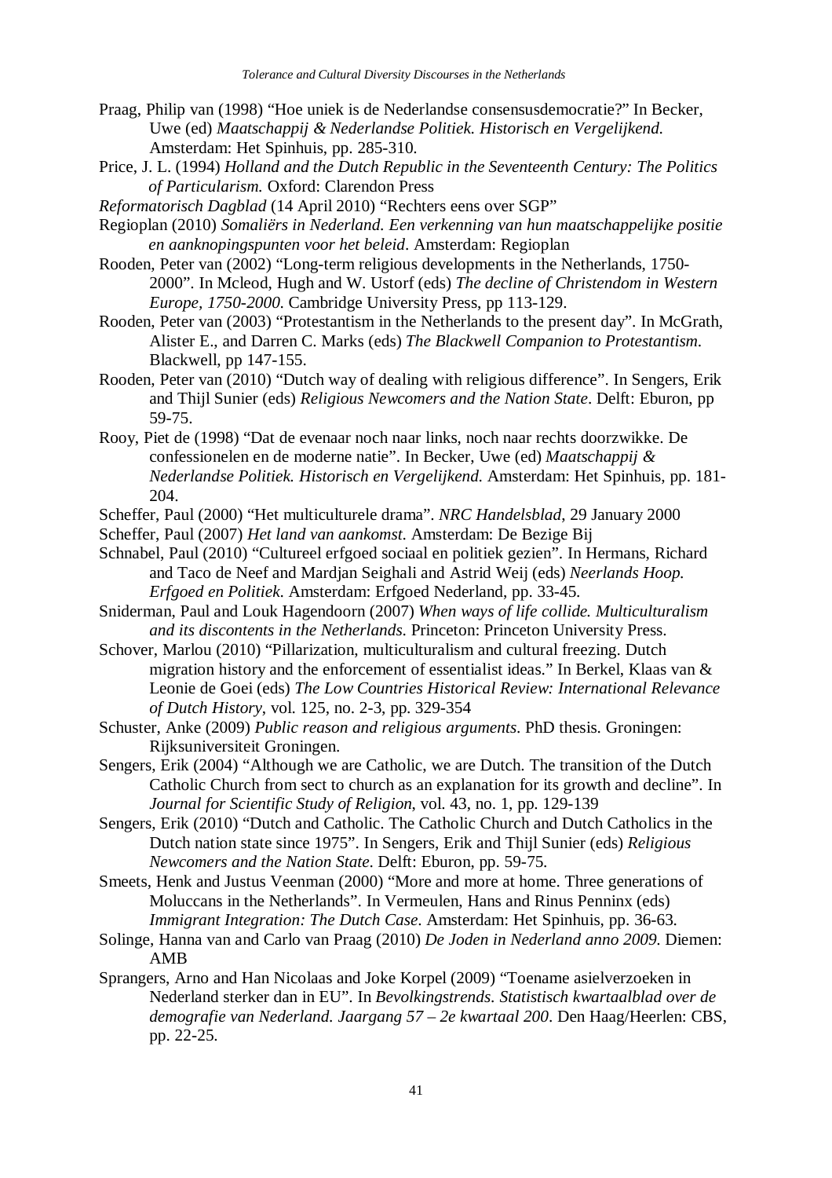Praag, Philip van (1998) "Hoe uniek is de Nederlandse consensusdemocratie?" In Becker, Uwe (ed) *Maatschappij & Nederlandse Politiek. Historisch en Vergelijkend.* Amsterdam: Het Spinhuis, pp. 285-310.

Price, J. L. (1994) *Holland and the Dutch Republic in the Seventeenth Century: The Politics of Particularism.* Oxford: Clarendon Press

*Reformatorisch Dagblad* (14 April 2010) "Rechters eens over SGP"

Regioplan (2010) *Somaliërs in Nederland. Een verkenning van hun maatschappelijke positie en aanknopingspunten voor het beleid*. Amsterdam: Regioplan

Rooden, Peter van (2002) "Long-term religious developments in the Netherlands, 1750-2000". In Mcleod, Hugh and W. Ustorf (eds) *The decline of Christendom in Western Europe, 1750-2000.* Cambridge University Press, pp 113-129.

Rooden, Peter van (2003) "Protestantism in the Netherlands to the present day". In McGrath, Alister E., and Darren C. Marks (eds) *The Blackwell Companion to Protestantism*. Blackwell, pp 147-155.

Rooden, Peter van (2010) "Dutch way of dealing with religious difference". In Sengers, Erik and Thijl Sunier (eds) *Religious Newcomers and the Nation State*. Delft: Eburon, pp 59-75.

Rooy, Piet de (1998) "Dat de evenaar noch naar links, noch naar rechts doorzwikke. De confessionelen en de moderne natie". In Becker, Uwe (ed) *Maatschappij & Nederlandse Politiek. Historisch en Vergelijkend.* Amsterdam: Het Spinhuis, pp. 181-204.

Scheffer, Paul (2000) "Het multiculturele drama". *NRC Handelsblad*, 29 January 2000

Scheffer, Paul (2007) *Het land van aankomst*. Amsterdam: De Bezige Bij

Schnabel, Paul (2010) "Cultureel erfgoed sociaal en politiek gezien". In Hermans, Richard and Taco de Neef and Mardjan Seighali and Astrid Weij (eds) *Neerlands Hoop. Erfgoed en Politiek*. Amsterdam: Erfgoed Nederland, pp. 33-45.

Sniderman, Paul and Louk Hagendoorn (2007) *When ways of life collide. Multiculturalism and its discontents in the Netherlands*. Princeton: Princeton University Press.

Schover, Marlou (2010) "Pillarization, multiculturalism and cultural freezing. Dutch migration history and the enforcement of essentialist ideas." In Berkel, Klaas van & Leonie de Goei (eds) *The Low Countries Historical Review: International Relevance of Dutch History*, vol. 125, no. 2-3, pp. 329-354

Schuster, Anke (2009) *Public reason and religious arguments*. PhD thesis. Groningen: Rijksuniversiteit Groningen.

Sengers, Erik (2004) "Although we are Catholic, we are Dutch. The transition of the Dutch Catholic Church from sect to church as an explanation for its growth and decline". In *Journal for Scientific Study of Religion*, vol. 43, no. 1, pp. 129-139

Sengers, Erik (2010) "Dutch and Catholic. The Catholic Church and Dutch Catholics in the Dutch nation state since 1975". In Sengers, Erik and Thijl Sunier (eds) *Religious Newcomers and the Nation State*. Delft: Eburon, pp. 59-75.

Smeets, Henk and Justus Veenman (2000) "More and more at home. Three generations of Moluccans in the Netherlands". In Vermeulen, Hans and Rinus Penninx (eds) *Immigrant Integration: The Dutch Case*. Amsterdam: Het Spinhuis, pp. 36-63.

Solinge, Hanna van and Carlo van Praag (2010) *De Joden in Nederland anno 2009*. Diemen: AMB

Sprangers, Arno and Han Nicolaas and Joke Korpel (2009) "Toename asielverzoeken in Nederland sterker dan in EU". In *Bevolkingstrends. Statistisch kwartaalblad over de demografie van Nederland. Jaargang 57 – 2e kwartaal 200*. Den Haag/Heerlen: CBS, pp. 22-25.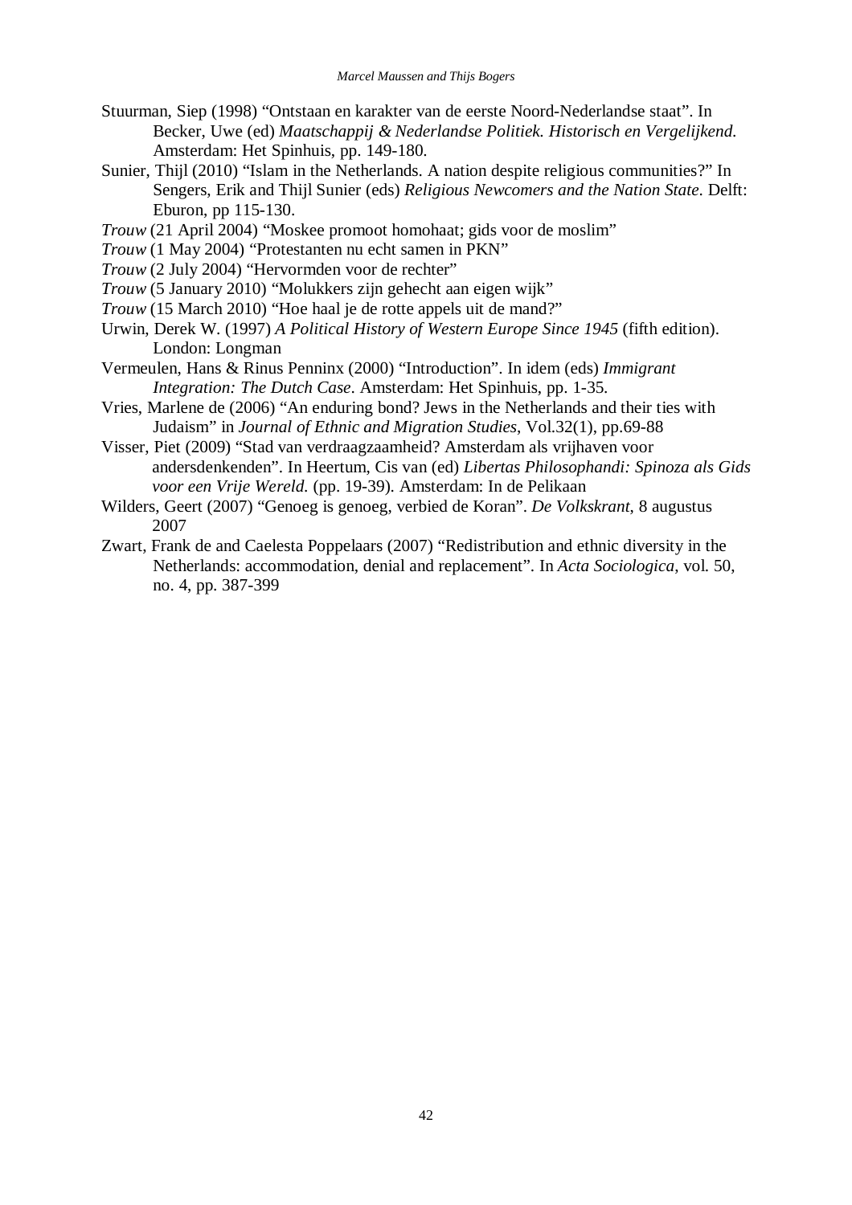Stuurman, Siep (1998) "Ontstaan en karakter van de eerste Noord-Nederlandse staat". In Becker, Uwe (ed) *Maatschappij & Nederlandse Politiek. Historisch en Vergelijkend.* Amsterdam: Het Spinhuis, pp. 149-180.

Sunier, Thijl (2010) "Islam in the Netherlands. A nation despite religious communities?" In Sengers, Erik and Thijl Sunier (eds) *Religious Newcomers and the Nation State*. Delft: Eburon, pp 115-130.

*Trouw* (21 April 2004) "Moskee promoot homohaat; gids voor de moslim"

*Trouw* (1 May 2004) "Protestanten nu echt samen in PKN"

*Trouw* (2 July 2004) "Hervormden voor de rechter"

*Trouw* (5 January 2010) "Molukkers zijn gehecht aan eigen wijk"

*Trouw* (15 March 2010) "Hoe haal je de rotte appels uit de mand?"

Urwin, Derek W. (1997) *A Political History of Western Europe Since 1945* (fifth edition). London: Longman

Vermeulen, Hans & Rinus Penninx (2000) "Introduction". In idem (eds) *Immigrant Integration: The Dutch Case*. Amsterdam: Het Spinhuis, pp. 1-35.

Vries, Marlene de (2006) "An enduring bond? Jews in the Netherlands and their ties with Judaism" in *Journal of Ethnic and Migration Studies*, Vol.32(1), pp.69-88

Visser, Piet (2009) "Stad van verdraagzaamheid? Amsterdam als vrijhaven voor andersdenkenden". In Heertum, Cis van (ed) *Libertas Philosophandi: Spinoza als Gids voor een Vrije Wereld.* (pp. 19-39). Amsterdam: In de Pelikaan

Wilders, Geert (2007) "Genoeg is genoeg, verbied de Koran". *De Volkskrant*, 8 augustus 2007

Zwart, Frank de and Caelesta Poppelaars (2007) "Redistribution and ethnic diversity in the Netherlands: accommodation, denial and replacement". In *Acta Sociologica*, vol. 50, no. 4, pp. 387-399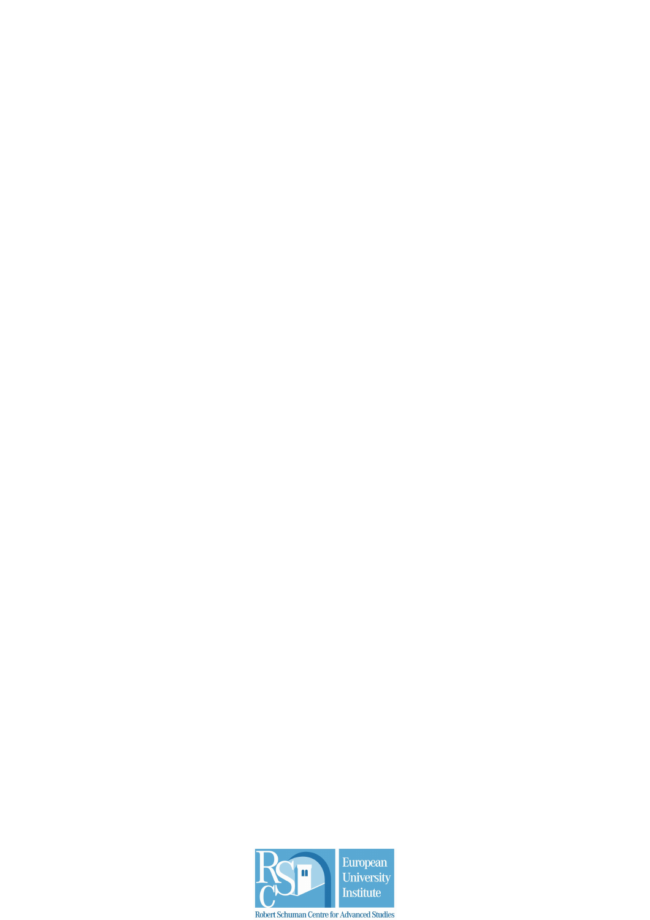European University Institute

Robert Schuman Centre for Advanced Studies